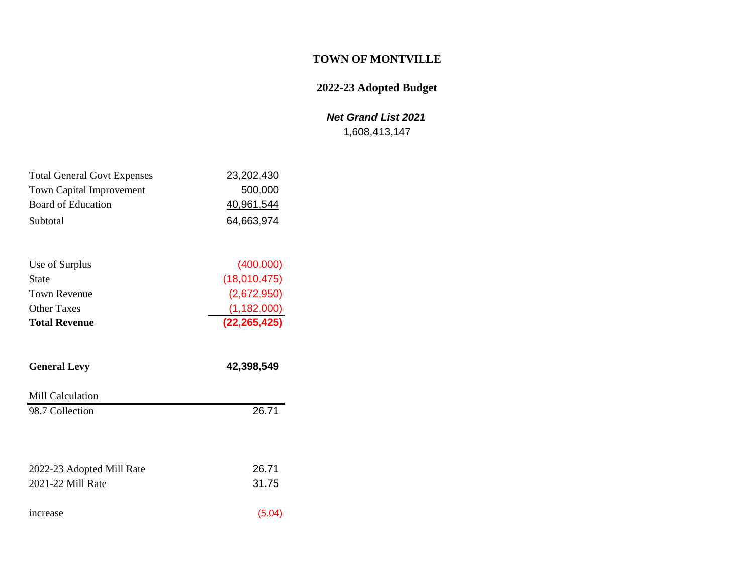# TOWN OF MONTVILLE

## 2022-23 Adopted Budget

***Net Grand List 2021***

1,608,413,147

| | |
|---|---|
| Total General Govt Expenses | 23,202,430 |
| Town Capital Improvement | 500,000 |
| Board of Education | 40,961,544 |
| Subtotal | 64,663,974 |
| | |
| Use of Surplus | (400,000) |
| State | (18,010,475) |
| Town Revenue | (2,672,950) |
| Other Taxes | (1,182,000) |
| **Total Revenue** | **(22,265,425)** |
| | |
| **General Levy** | **42,398,549** |
| | |
| Mill Calculation | |
| 98.7 Collection | 26.71 |
| | |
| 2022-23 Adopted Mill Rate | 26.71 |
| 2021-22 Mill Rate | 31.75 |
| | |
| increase | (5.04) |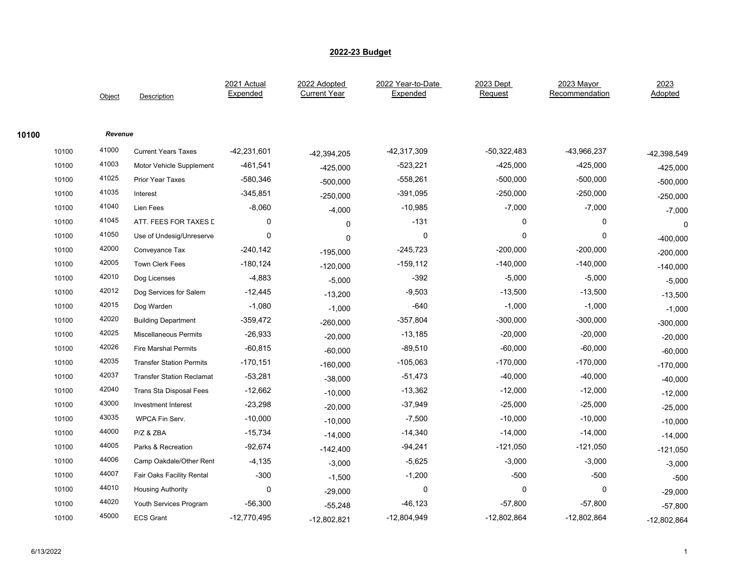## 2022-23 Budget

| | | Object | Description | 2021 Actual Expended | 2022 Adopted Current Year | 2022 Year-to-Date Expended | 2023 Dept Request | 2023 Mayor Recommendation | 2023 Adopted |
|---|---|---|---|---|---|---|---|---|---|
| **10100** | | | ***Revenue*** | | | | | | |
| | 10100 | 41000 | Current Years Taxes | -42,231,601 | -42,394,205 | -42,317,309 | -50,322,483 | -43,966,237 | -42,398,549 |
| | 10100 | 41003 | Motor Vehicle Supplement | -461,541 | -425,000 | -523,221 | -425,000 | -425,000 | -425,000 |
| | 10100 | 41025 | Prior Year Taxes | -580,346 | -500,000 | -558,261 | -500,000 | -500,000 | -500,000 |
| | 10100 | 41035 | Interest | -345,851 | -250,000 | -391,095 | -250,000 | -250,000 | -250,000 |
| | 10100 | 41040 | Lien Fees | -8,060 | -4,000 | -10,985 | -7,000 | -7,000 | -7,000 |
| | 10100 | 41045 | ATT. FEES FOR TAXES D | 0 | 0 | -131 | 0 | 0 | 0 |
| | 10100 | 41050 | Use of Undesig/Unreserve | 0 | 0 | 0 | 0 | 0 | -400,000 |
| | 10100 | 42000 | Conveyance Tax | -240,142 | -195,000 | -245,723 | -200,000 | -200,000 | -200,000 |
| | 10100 | 42005 | Town Clerk Fees | -180,124 | -120,000 | -159,112 | -140,000 | -140,000 | -140,000 |
| | 10100 | 42010 | Dog Licenses | -4,883 | -5,000 | -392 | -5,000 | -5,000 | -5,000 |
| | 10100 | 42012 | Dog Services for Salem | -12,445 | -13,200 | -9,503 | -13,500 | -13,500 | -13,500 |
| | 10100 | 42015 | Dog Warden | -1,080 | -1,000 | -640 | -1,000 | -1,000 | -1,000 |
| | 10100 | 42020 | Building Department | -359,472 | -260,000 | -357,804 | -300,000 | -300,000 | -300,000 |
| | 10100 | 42025 | Miscellaneous Permits | -26,933 | -20,000 | -13,185 | -20,000 | -20,000 | -20,000 |
| | 10100 | 42026 | Fire Marshal Permits | -60,815 | -60,000 | -89,510 | -60,000 | -60,000 | -60,000 |
| | 10100 | 42035 | Transfer Station Permits | -170,151 | -160,000 | -105,063 | -170,000 | -170,000 | -170,000 |
| | 10100 | 42037 | Transfer Station Reclamat | -53,281 | -38,000 | -51,473 | -40,000 | -40,000 | -40,000 |
| | 10100 | 42040 | Trans Sta Disposal Fees | -12,662 | -10,000 | -13,362 | -12,000 | -12,000 | -12,000 |
| | 10100 | 43000 | Investment Interest | -23,298 | -20,000 | -37,949 | -25,000 | -25,000 | -25,000 |
| | 10100 | 43035 | WPCA Fin Serv. | -10,000 | -10,000 | -7,500 | -10,000 | -10,000 | -10,000 |
| | 10100 | 44000 | P/Z & ZBA | -15,734 | -14,000 | -14,340 | -14,000 | -14,000 | -14,000 |
| | 10100 | 44005 | Parks & Recreation | -92,674 | -142,400 | -94,241 | -121,050 | -121,050 | -121,050 |
| | 10100 | 44006 | Camp Oakdale/Other Rent | -4,135 | -3,000 | -5,625 | -3,000 | -3,000 | -3,000 |
| | 10100 | 44007 | Fair Oaks Facility Rental | -300 | -1,500 | -1,200 | -500 | -500 | -500 |
| | 10100 | 44010 | Housing Authority | 0 | -29,000 | 0 | 0 | 0 | -29,000 |
| | 10100 | 44020 | Youth Services Program | -56,300 | -55,248 | -46,123 | -57,800 | -57,800 | -57,800 |
| | 10100 | 45000 | ECS Grant | -12,770,495 | -12,802,821 | -12,804,949 | -12,802,864 | -12,802,864 | -12,802,864 |

6/13/2022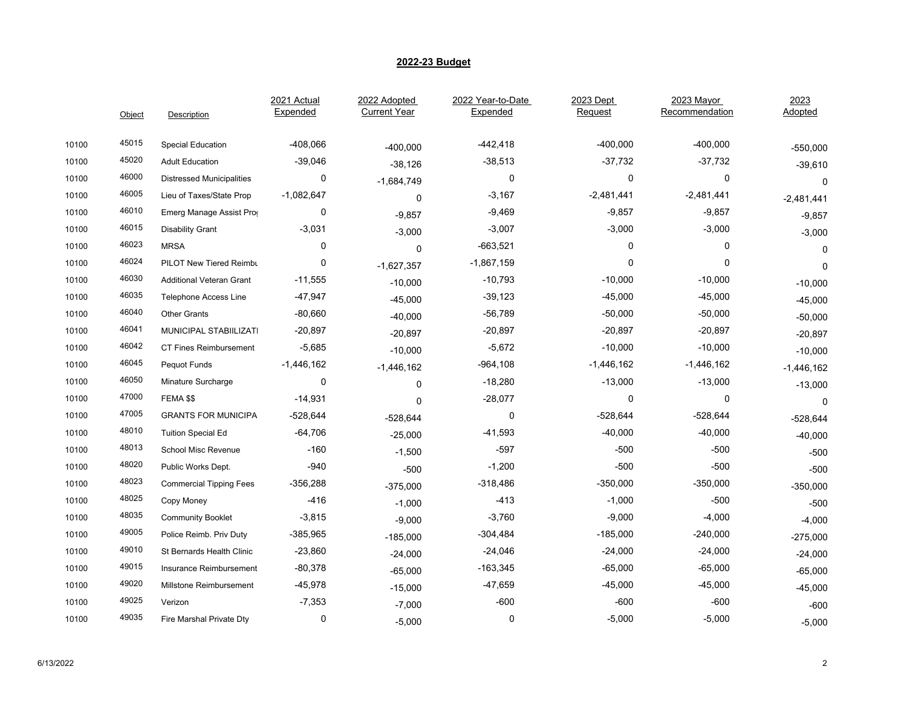## 2022-23 Budget

|  | Object | Description | 2021 Actual Expended | 2022 Adopted Current Year | 2022 Year-to-Date Expended | 2023 Dept Request | 2023 Mayor Recommendation | 2023 Adopted |
|---|---|---|---|---|---|---|---|---|
| 10100 | 45015 | Special Education | -408,066 | -400,000 | -442,418 | -400,000 | -400,000 | -550,000 |
| 10100 | 45020 | Adult Education | -39,046 | -38,126 | -38,513 | -37,732 | -37,732 | -39,610 |
| 10100 | 46000 | Distressed Municipalities | 0 | -1,684,749 | 0 | 0 | 0 | 0 |
| 10100 | 46005 | Lieu of Taxes/State Prop | -1,082,647 | 0 | -3,167 | -2,481,441 | -2,481,441 | -2,481,441 |
| 10100 | 46010 | Emerg Manage Assist Prog | 0 | -9,857 | -9,469 | -9,857 | -9,857 | -9,857 |
| 10100 | 46015 | Disability Grant | -3,031 | -3,000 | -3,007 | -3,000 | -3,000 | -3,000 |
| 10100 | 46023 | MRSA | 0 | 0 | -663,521 | 0 | 0 | 0 |
| 10100 | 46024 | PILOT New Tiered Reimbu | 0 | -1,627,357 | -1,867,159 | 0 | 0 | 0 |
| 10100 | 46030 | Additional Veteran Grant | -11,555 | -10,000 | -10,793 | -10,000 | -10,000 | -10,000 |
| 10100 | 46035 | Telephone Access Line | -47,947 | -45,000 | -39,123 | -45,000 | -45,000 | -45,000 |
| 10100 | 46040 | Other Grants | -80,660 | -40,000 | -56,789 | -50,000 | -50,000 | -50,000 |
| 10100 | 46041 | MUNICIPAL STABIILIZATI | -20,897 | -20,897 | -20,897 | -20,897 | -20,897 | -20,897 |
| 10100 | 46042 | CT Fines Reimbursement | -5,685 | -10,000 | -5,672 | -10,000 | -10,000 | -10,000 |
| 10100 | 46045 | Pequot Funds | -1,446,162 | -1,446,162 | -964,108 | -1,446,162 | -1,446,162 | -1,446,162 |
| 10100 | 46050 | Minature Surcharge | 0 | 0 | -18,280 | -13,000 | -13,000 | -13,000 |
| 10100 | 47000 | FEMA $$ | -14,931 | 0 | -28,077 | 0 | 0 | 0 |
| 10100 | 47005 | GRANTS FOR MUNICIPA | -528,644 | -528,644 | 0 | -528,644 | -528,644 | -528,644 |
| 10100 | 48010 | Tuition Special Ed | -64,706 | -25,000 | -41,593 | -40,000 | -40,000 | -40,000 |
| 10100 | 48013 | School Misc Revenue | -160 | -1,500 | -597 | -500 | -500 | -500 |
| 10100 | 48020 | Public Works Dept. | -940 | -500 | -1,200 | -500 | -500 | -500 |
| 10100 | 48023 | Commercial Tipping Fees | -356,288 | -375,000 | -318,486 | -350,000 | -350,000 | -350,000 |
| 10100 | 48025 | Copy Money | -416 | -1,000 | -413 | -1,000 | -500 | -500 |
| 10100 | 48035 | Community Booklet | -3,815 | -9,000 | -3,760 | -9,000 | -4,000 | -4,000 |
| 10100 | 49005 | Police Reimb. Priv Duty | -385,965 | -185,000 | -304,484 | -185,000 | -240,000 | -275,000 |
| 10100 | 49010 | St Bernards Health Clinic | -23,860 | -24,000 | -24,046 | -24,000 | -24,000 | -24,000 |
| 10100 | 49015 | Insurance Reimbursement | -80,378 | -65,000 | -163,345 | -65,000 | -65,000 | -65,000 |
| 10100 | 49020 | Millstone Reimbursement | -45,978 | -15,000 | -47,659 | -45,000 | -45,000 | -45,000 |
| 10100 | 49025 | Verizon | -7,353 | -7,000 | -600 | -600 | -600 | -600 |
| 10100 | 49035 | Fire Marshal Private Dty | 0 | -5,000 | 0 | -5,000 | -5,000 | -5,000 |

6/13/2022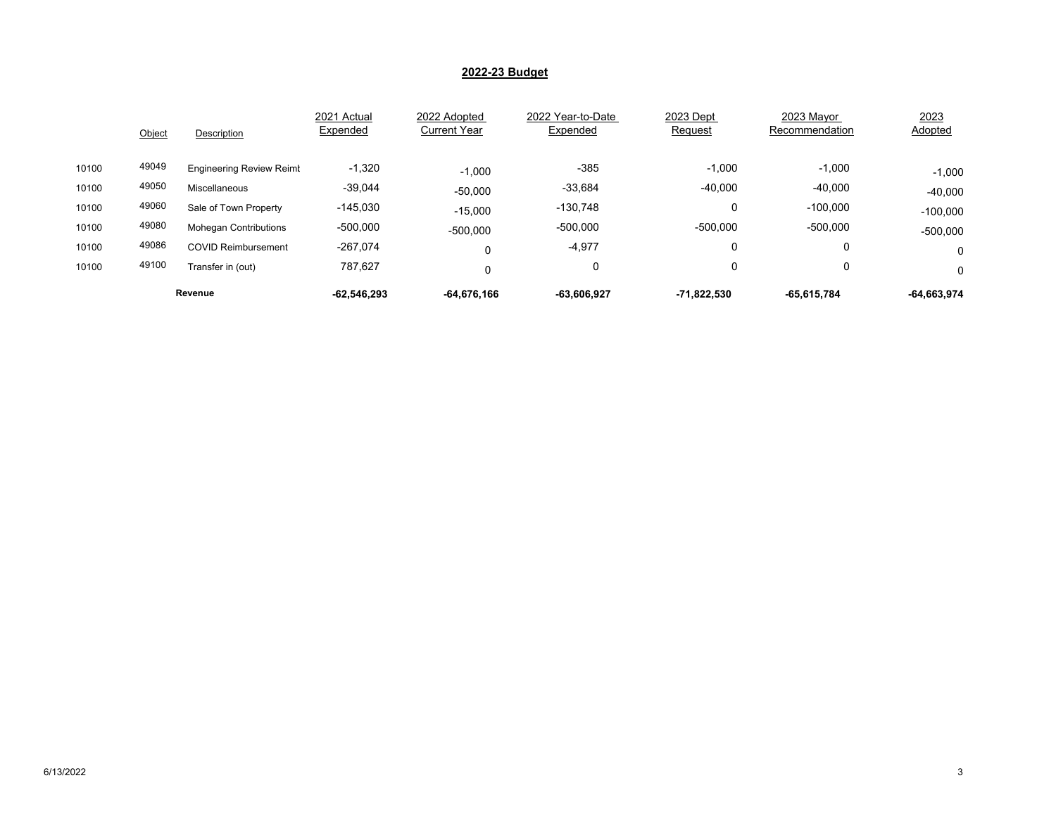## 2022-23 Budget

| | Object | Description | 2021 Actual Expended | 2022 Adopted Current Year | 2022 Year-to-Date Expended | 2023 Dept Request | 2023 Mayor Recommendation | 2023 Adopted |
|---|---|---|---|---|---|---|---|---|
| 10100 | 49049 | Engineering Review Reimt | -1,320 | -1,000 | -385 | -1,000 | -1,000 | -1,000 |
| 10100 | 49050 | Miscellaneous | -39,044 | -50,000 | -33,684 | -40,000 | -40,000 | -40,000 |
| 10100 | 49060 | Sale of Town Property | -145,030 | -15,000 | -130,748 | 0 | -100,000 | -100,000 |
| 10100 | 49080 | Mohegan Contributions | -500,000 | -500,000 | -500,000 | -500,000 | -500,000 | -500,000 |
| 10100 | 49086 | COVID Reimbursement | -267,074 | 0 | -4,977 | 0 | 0 | 0 |
| 10100 | 49100 | Transfer in (out) | 787,627 | 0 | 0 | 0 | 0 | 0 |
| | | **Revenue** | **-62,546,293** | **-64,676,166** | **-63,606,927** | **-71,822,530** | **-65,615,784** | **-64,663,974** |

6/13/2022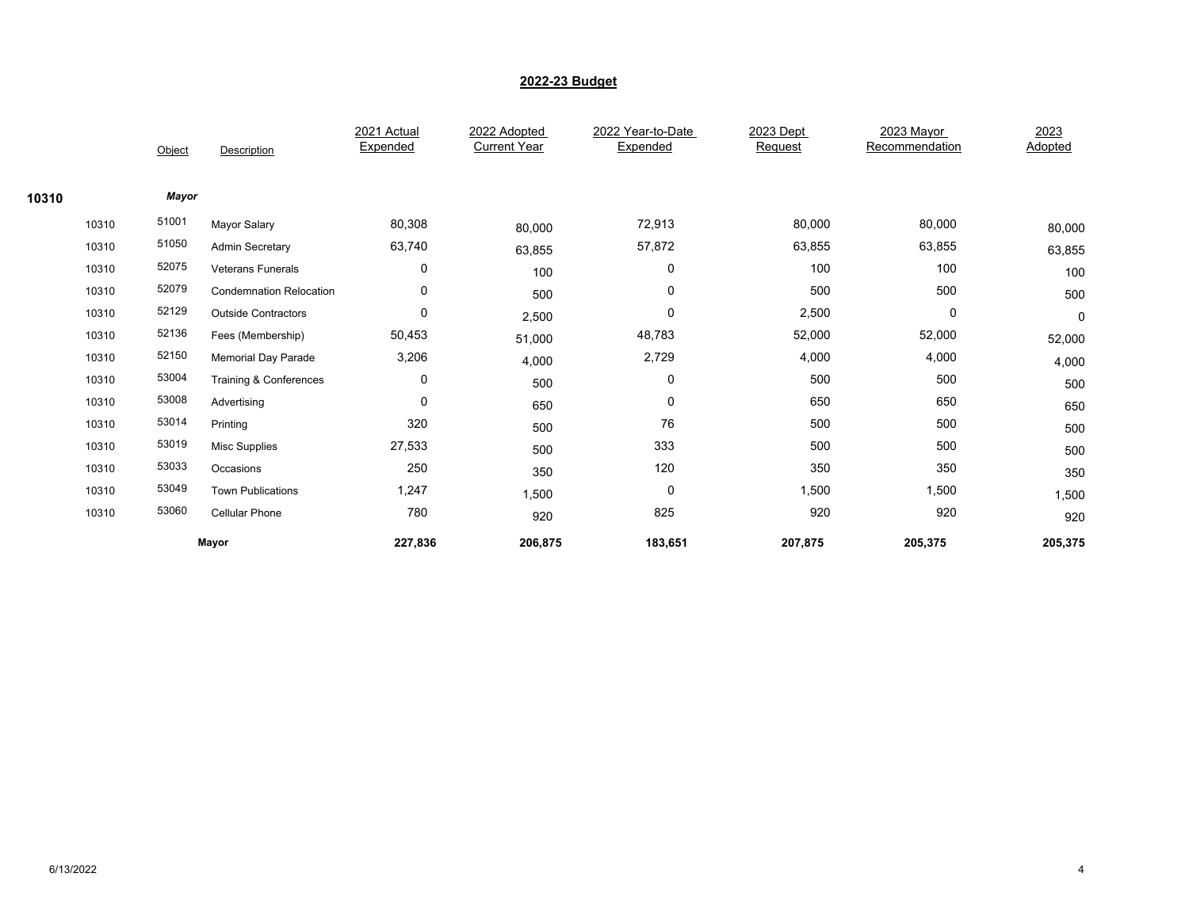## 2022-23 Budget

| | | Object | Description | 2021 Actual Expended | 2022 Adopted Current Year | 2022 Year-to-Date Expended | 2023 Dept Request | 2023 Mayor Recommendation | 2023 Adopted |
|---|---|---|---|---|---|---|---|---|---|
| **10310** | | ***Mayor*** | | | | | | | |
| | 10310 | 51001 | Mayor Salary | 80,308 | 80,000 | 72,913 | 80,000 | 80,000 | 80,000 |
| | 10310 | 51050 | Admin Secretary | 63,740 | 63,855 | 57,872 | 63,855 | 63,855 | 63,855 |
| | 10310 | 52075 | Veterans Funerals | 0 | 100 | 0 | 100 | 100 | 100 |
| | 10310 | 52079 | Condemnation Relocation | 0 | 500 | 0 | 500 | 500 | 500 |
| | 10310 | 52129 | Outside Contractors | 0 | 2,500 | 0 | 2,500 | 0 | 0 |
| | 10310 | 52136 | Fees (Membership) | 50,453 | 51,000 | 48,783 | 52,000 | 52,000 | 52,000 |
| | 10310 | 52150 | Memorial Day Parade | 3,206 | 4,000 | 2,729 | 4,000 | 4,000 | 4,000 |
| | 10310 | 53004 | Training & Conferences | 0 | 500 | 0 | 500 | 500 | 500 |
| | 10310 | 53008 | Advertising | 0 | 650 | 0 | 650 | 650 | 650 |
| | 10310 | 53014 | Printing | 320 | 500 | 76 | 500 | 500 | 500 |
| | 10310 | 53019 | Misc Supplies | 27,533 | 500 | 333 | 500 | 500 | 500 |
| | 10310 | 53033 | Occasions | 250 | 350 | 120 | 350 | 350 | 350 |
| | 10310 | 53049 | Town Publications | 1,247 | 1,500 | 0 | 1,500 | 1,500 | 1,500 |
| | 10310 | 53060 | Cellular Phone | 780 | 920 | 825 | 920 | 920 | 920 |
| | | | **Mayor** | **227,836** | **206,875** | **183,651** | **207,875** | **205,375** | **205,375** |

6/13/2022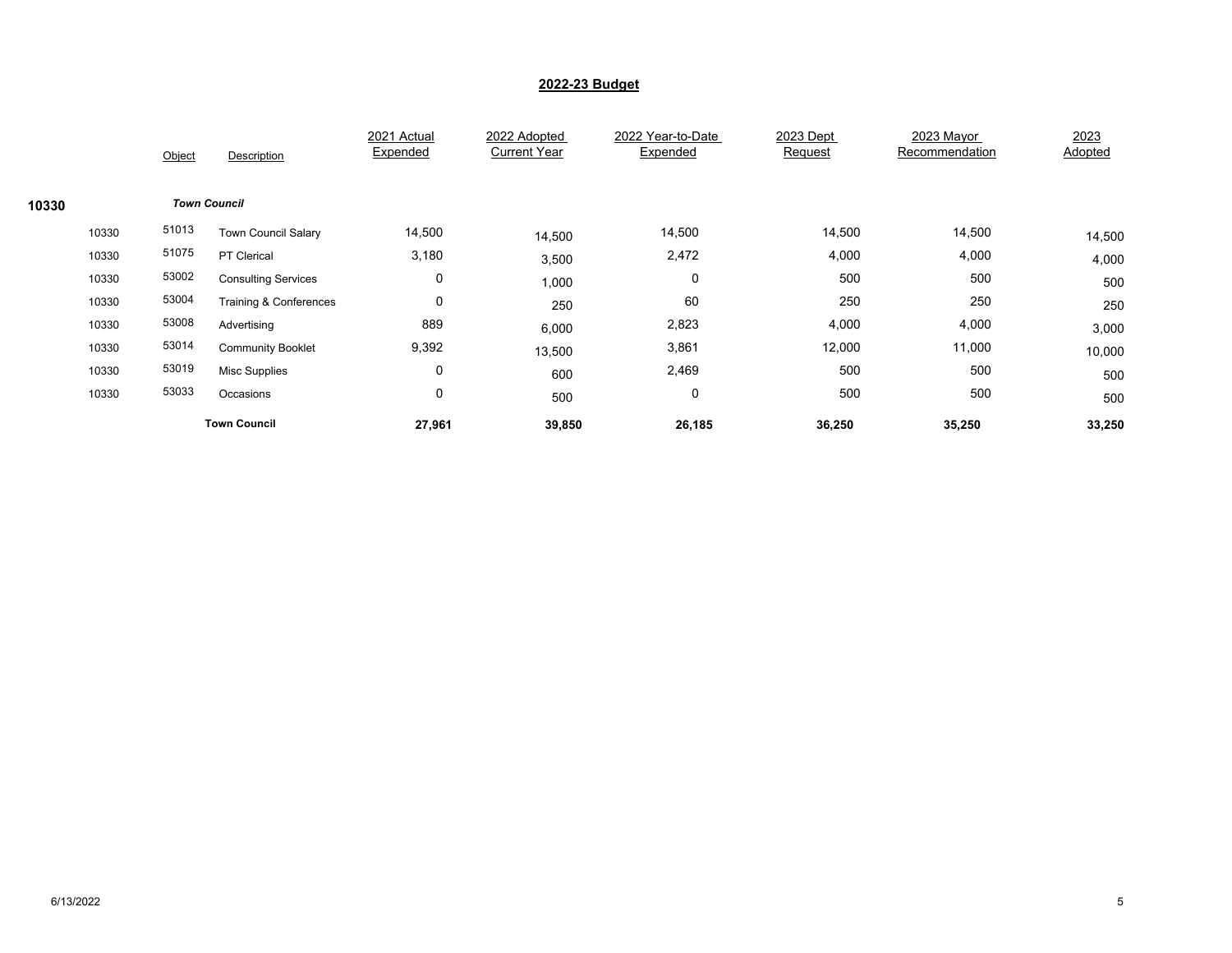## 2022-23 Budget

| | | Object | Description | 2021 Actual Expended | 2022 Adopted Current Year | 2022 Year-to-Date Expended | 2023 Dept Request | 2023 Mayor Recommendation | 2023 Adopted |
|---|---|---|---|---|---|---|---|---|---|
| **10330** | | | ***Town Council*** | | | | | | |
| | 10330 | 51013 | Town Council Salary | 14,500 | 14,500 | 14,500 | 14,500 | 14,500 | 14,500 |
| | 10330 | 51075 | PT Clerical | 3,180 | 3,500 | 2,472 | 4,000 | 4,000 | 4,000 |
| | 10330 | 53002 | Consulting Services | 0 | 1,000 | 0 | 500 | 500 | 500 |
| | 10330 | 53004 | Training & Conferences | 0 | 250 | 60 | 250 | 250 | 250 |
| | 10330 | 53008 | Advertising | 889 | 6,000 | 2,823 | 4,000 | 4,000 | 3,000 |
| | 10330 | 53014 | Community Booklet | 9,392 | 13,500 | 3,861 | 12,000 | 11,000 | 10,000 |
| | 10330 | 53019 | Misc Supplies | 0 | 600 | 2,469 | 500 | 500 | 500 |
| | 10330 | 53033 | Occasions | 0 | 500 | 0 | 500 | 500 | 500 |
| | | | **Town Council** | **27,961** | **39,850** | **26,185** | **36,250** | **35,250** | **33,250** |

6/13/2022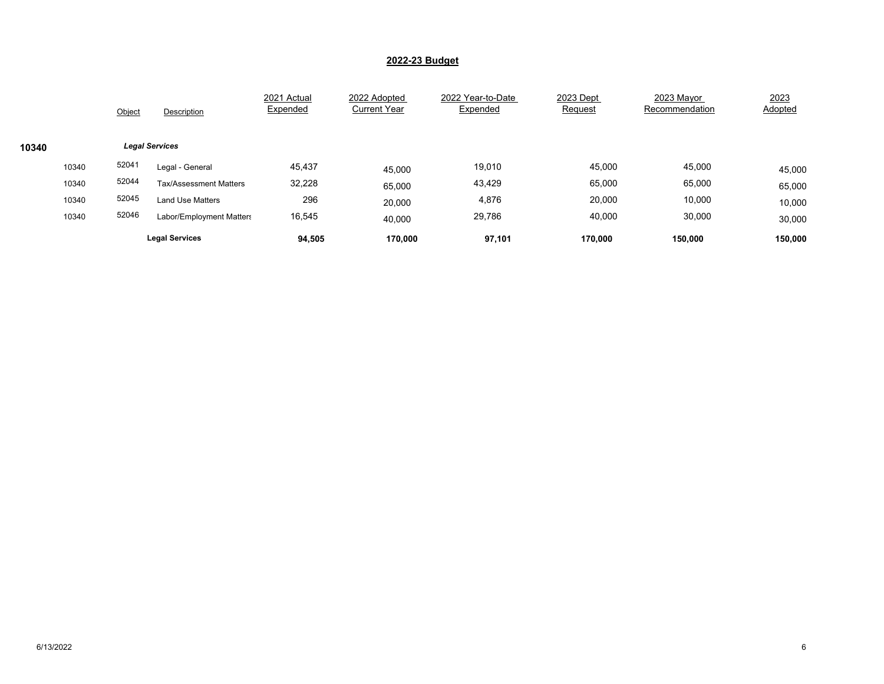## 2022-23 Budget

| | | Object | Description | 2021 Actual Expended | 2022 Adopted Current Year | 2022 Year-to-Date Expended | 2023 Dept Request | 2023 Mayor Recommendation | 2023 Adopted |
|---|---|---|---|---|---|---|---|---|---|
| **10340** | | | ***Legal Services*** | | | | | | |
| | 10340 | 52041 | Legal - General | 45,437 | 45,000 | 19,010 | 45,000 | 45,000 | 45,000 |
| | 10340 | 52044 | Tax/Assessment Matters | 32,228 | 65,000 | 43,429 | 65,000 | 65,000 | 65,000 |
| | 10340 | 52045 | Land Use Matters | 296 | 20,000 | 4,876 | 20,000 | 10,000 | 10,000 |
| | 10340 | 52046 | Labor/Employment Matters | 16,545 | 40,000 | 29,786 | 40,000 | 30,000 | 30,000 |
| | | | **Legal Services** | **94,505** | **170,000** | **97,101** | **170,000** | **150,000** | **150,000** |

6/13/2022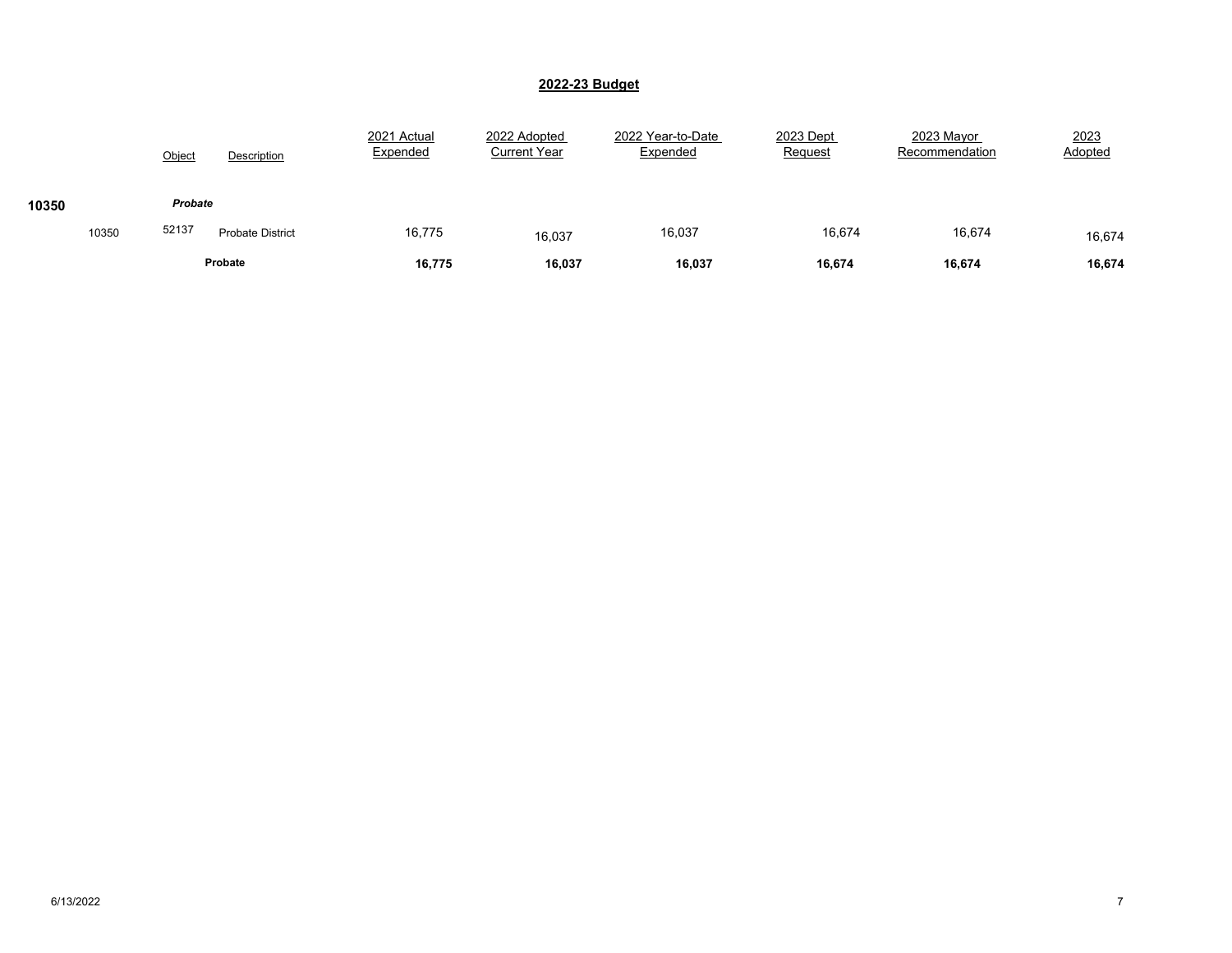## 2022-23 Budget

| | | Object | Description | 2021 Actual Expended | 2022 Adopted Current Year | 2022 Year-to-Date Expended | 2023 Dept Request | 2023 Mayor Recommendation | 2023 Adopted |
|---|---|---|---|---|---|---|---|---|---|
| **10350** | | ***Probate*** | | | | | | | |
| | 10350 | 52137 | Probate District | 16,775 | 16,037 | 16,037 | 16,674 | 16,674 | 16,674 |
| | | | **Probate** | **16,775** | **16,037** | **16,037** | **16,674** | **16,674** | **16,674** |

6/13/2022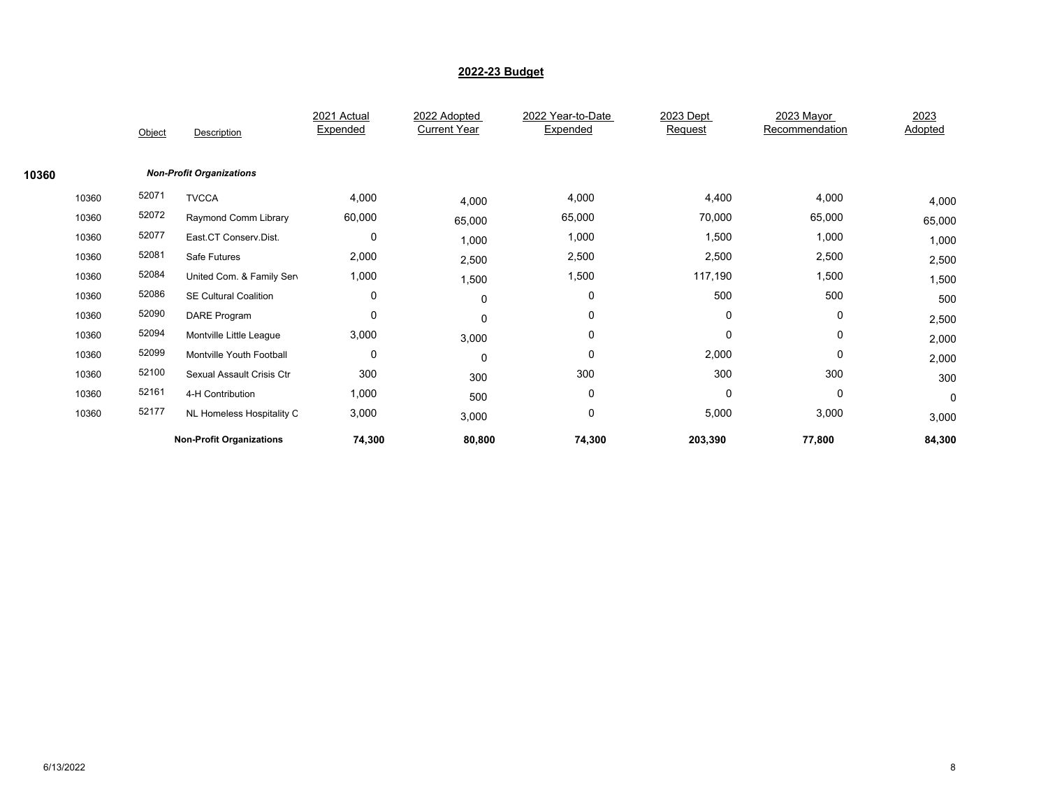## 2022-23 Budget

| | Object | Description | 2021 Actual Expended | 2022 Adopted Current Year | 2022 Year-to-Date Expended | 2023 Dept Request | 2023 Mayor Recommendation | 2023 Adopted |
|---|---|---|---|---|---|---|---|---|
| **10360** | | ***Non-Profit Organizations*** | | | | | | |
| 10360 | 52071 | TVCCA | 4,000 | 4,000 | 4,000 | 4,400 | 4,000 | 4,000 |
| 10360 | 52072 | Raymond Comm Library | 60,000 | 65,000 | 65,000 | 70,000 | 65,000 | 65,000 |
| 10360 | 52077 | East.CT Conserv.Dist. | 0 | 1,000 | 1,000 | 1,500 | 1,000 | 1,000 |
| 10360 | 52081 | Safe Futures | 2,000 | 2,500 | 2,500 | 2,500 | 2,500 | 2,500 |
| 10360 | 52084 | United Com. & Family Serv | 1,000 | 1,500 | 1,500 | 117,190 | 1,500 | 1,500 |
| 10360 | 52086 | SE Cultural Coalition | 0 | 0 | 0 | 500 | 500 | 500 |
| 10360 | 52090 | DARE Program | 0 | 0 | 0 | 0 | 0 | 2,500 |
| 10360 | 52094 | Montville Little League | 3,000 | 3,000 | 0 | 0 | 0 | 2,000 |
| 10360 | 52099 | Montville Youth Football | 0 | 0 | 0 | 2,000 | 0 | 2,000 |
| 10360 | 52100 | Sexual Assault Crisis Ctr | 300 | 300 | 300 | 300 | 300 | 300 |
| 10360 | 52161 | 4-H Contribution | 1,000 | 500 | 0 | 0 | 0 | 0 |
| 10360 | 52177 | NL Homeless Hospitality C | 3,000 | 3,000 | 0 | 5,000 | 3,000 | 3,000 |
| | | **Non-Profit Organizations** | **74,300** | **80,800** | **74,300** | **203,390** | **77,800** | **84,300** |

6/13/2022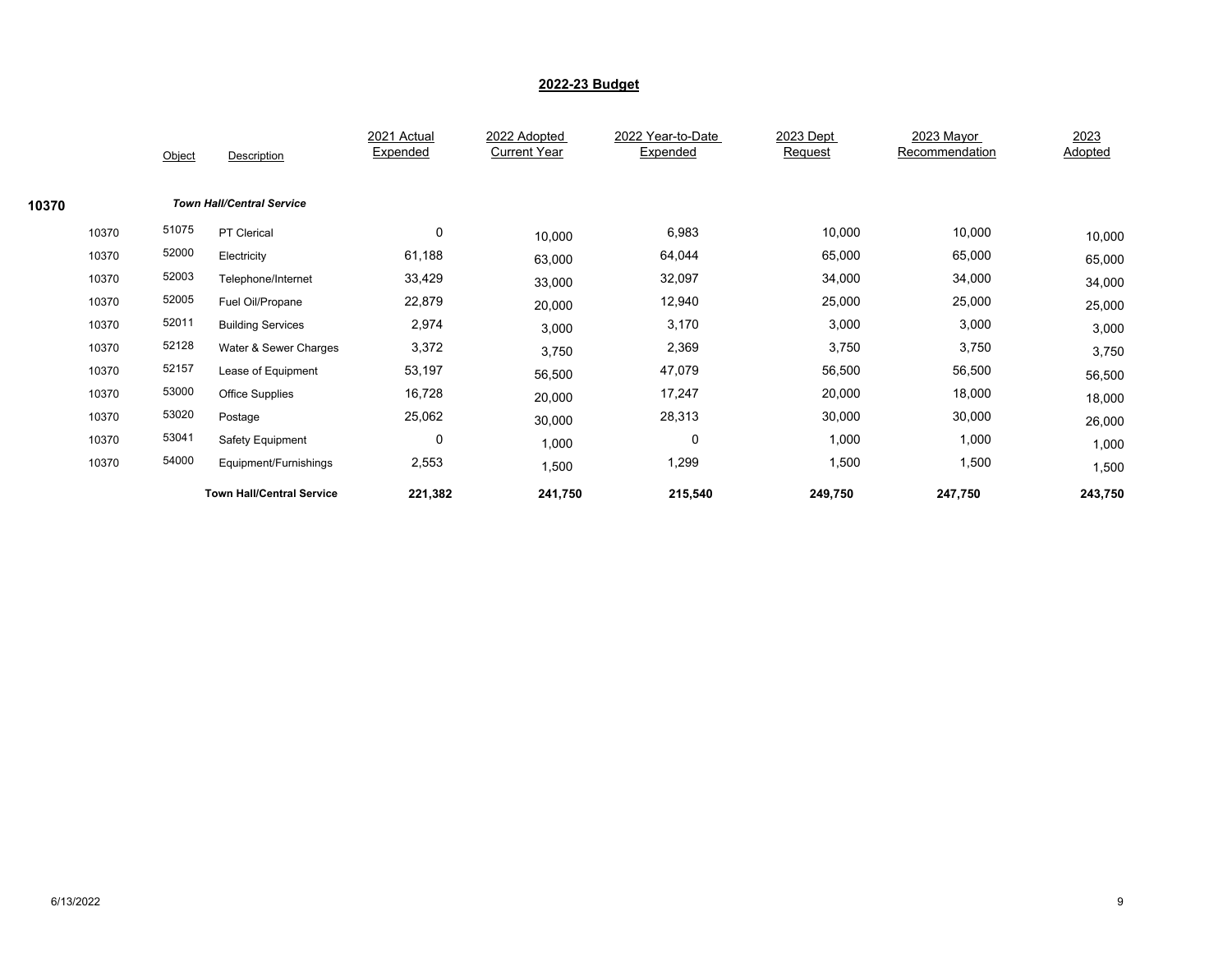## 2022-23 Budget

| | Object | Description | 2021 Actual Expended | 2022 Adopted Current Year | 2022 Year-to-Date Expended | 2023 Dept Request | 2023 Mayor Recommendation | 2023 Adopted |
|---|---|---|---|---|---|---|---|---|
| **10370** | | ***Town Hall/Central Service*** | | | | | | |
| 10370 | 51075 | PT Clerical | 0 | 10,000 | 6,983 | 10,000 | 10,000 | 10,000 |
| 10370 | 52000 | Electricity | 61,188 | 63,000 | 64,044 | 65,000 | 65,000 | 65,000 |
| 10370 | 52003 | Telephone/Internet | 33,429 | 33,000 | 32,097 | 34,000 | 34,000 | 34,000 |
| 10370 | 52005 | Fuel Oil/Propane | 22,879 | 20,000 | 12,940 | 25,000 | 25,000 | 25,000 |
| 10370 | 52011 | Building Services | 2,974 | 3,000 | 3,170 | 3,000 | 3,000 | 3,000 |
| 10370 | 52128 | Water & Sewer Charges | 3,372 | 3,750 | 2,369 | 3,750 | 3,750 | 3,750 |
| 10370 | 52157 | Lease of Equipment | 53,197 | 56,500 | 47,079 | 56,500 | 56,500 | 56,500 |
| 10370 | 53000 | Office Supplies | 16,728 | 20,000 | 17,247 | 20,000 | 18,000 | 18,000 |
| 10370 | 53020 | Postage | 25,062 | 30,000 | 28,313 | 30,000 | 30,000 | 26,000 |
| 10370 | 53041 | Safety Equipment | 0 | 1,000 | 0 | 1,000 | 1,000 | 1,000 |
| 10370 | 54000 | Equipment/Furnishings | 2,553 | 1,500 | 1,299 | 1,500 | 1,500 | 1,500 |
| | | **Town Hall/Central Service** | **221,382** | **241,750** | **215,540** | **249,750** | **247,750** | **243,750** |

6/13/2022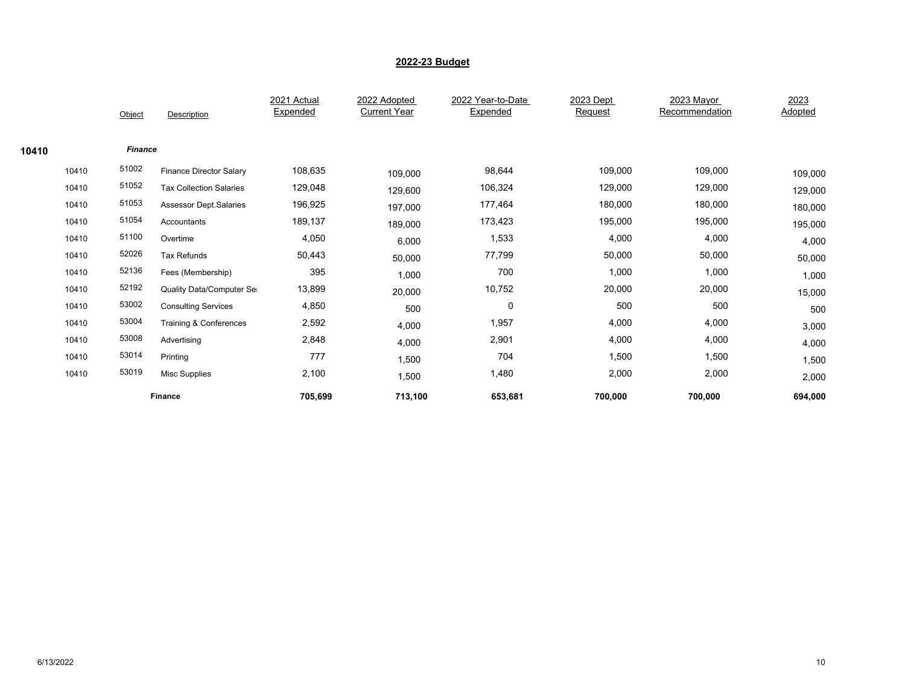## 2022-23 Budget

| | | Object | Description | 2021 Actual Expended | 2022 Adopted Current Year | 2022 Year-to-Date Expended | 2023 Dept Request | 2023 Mayor Recommendation | 2023 Adopted |
|---|---|---|---|---|---|---|---|---|---|
| 10410 | | | ***Finance*** | | | | | | |
| | 10410 | 51002 | Finance Director Salary | 108,635 | 109,000 | 98,644 | 109,000 | 109,000 | 109,000 |
| | 10410 | 51052 | Tax Collection Salaries | 129,048 | 129,600 | 106,324 | 129,000 | 129,000 | 129,000 |
| | 10410 | 51053 | Assessor Dept.Salaries | 196,925 | 197,000 | 177,464 | 180,000 | 180,000 | 180,000 |
| | 10410 | 51054 | Accountants | 189,137 | 189,000 | 173,423 | 195,000 | 195,000 | 195,000 |
| | 10410 | 51100 | Overtime | 4,050 | 6,000 | 1,533 | 4,000 | 4,000 | 4,000 |
| | 10410 | 52026 | Tax Refunds | 50,443 | 50,000 | 77,799 | 50,000 | 50,000 | 50,000 |
| | 10410 | 52136 | Fees (Membership) | 395 | 1,000 | 700 | 1,000 | 1,000 | 1,000 |
| | 10410 | 52192 | Quality Data/Computer Se | 13,899 | 20,000 | 10,752 | 20,000 | 20,000 | 15,000 |
| | 10410 | 53002 | Consulting Services | 4,850 | 500 | 0 | 500 | 500 | 500 |
| | 10410 | 53004 | Training & Conferences | 2,592 | 4,000 | 1,957 | 4,000 | 4,000 | 3,000 |
| | 10410 | 53008 | Advertising | 2,848 | 4,000 | 2,901 | 4,000 | 4,000 | 4,000 |
| | 10410 | 53014 | Printing | 777 | 1,500 | 704 | 1,500 | 1,500 | 1,500 |
| | 10410 | 53019 | Misc Supplies | 2,100 | 1,500 | 1,480 | 2,000 | 2,000 | 2,000 |
| | | | **Finance** | **705,699** | **713,100** | **653,681** | **700,000** | **700,000** | **694,000** |

6/13/2022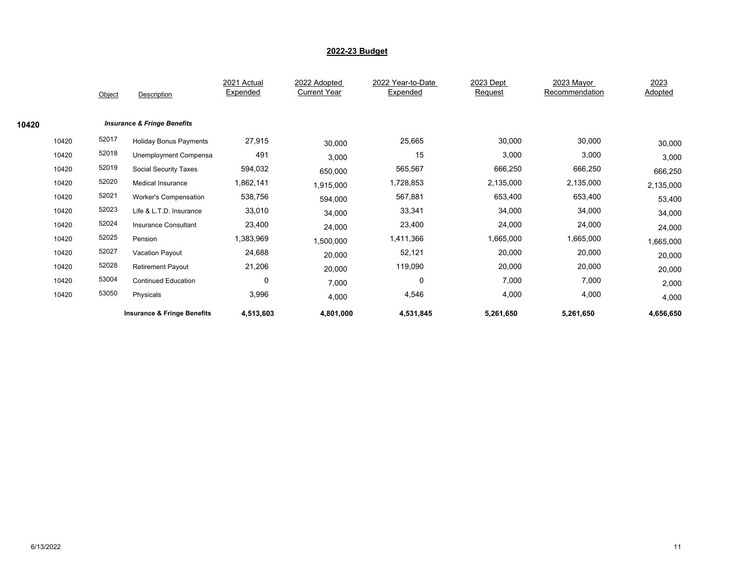## 2022-23 Budget

| | Object | Description | 2021 Actual Expended | 2022 Adopted Current Year | 2022 Year-to-Date Expended | 2023 Dept Request | 2023 Mayor Recommendation | 2023 Adopted |
|---|---|---|---|---|---|---|---|---|
| **10420** | | ***Insurance & Fringe Benefits*** | | | | | | |
| 10420 | 52017 | Holiday Bonus Payments | 27,915 | 30,000 | 25,665 | 30,000 | 30,000 | 30,000 |
| 10420 | 52018 | Unemployment Compensa | 491 | 3,000 | 15 | 3,000 | 3,000 | 3,000 |
| 10420 | 52019 | Social Security Taxes | 594,032 | 650,000 | 565,567 | 666,250 | 666,250 | 666,250 |
| 10420 | 52020 | Medical Insurance | 1,862,141 | 1,915,000 | 1,728,853 | 2,135,000 | 2,135,000 | 2,135,000 |
| 10420 | 52021 | Worker's Compensation | 538,756 | 594,000 | 567,881 | 653,400 | 653,400 | 53,400 |
| 10420 | 52023 | Life & L.T.D. Insurance | 33,010 | 34,000 | 33,341 | 34,000 | 34,000 | 34,000 |
| 10420 | 52024 | Insurance Consultant | 23,400 | 24,000 | 23,400 | 24,000 | 24,000 | 24,000 |
| 10420 | 52025 | Pension | 1,383,969 | 1,500,000 | 1,411,366 | 1,665,000 | 1,665,000 | 1,665,000 |
| 10420 | 52027 | Vacation Payout | 24,688 | 20,000 | 52,121 | 20,000 | 20,000 | 20,000 |
| 10420 | 52028 | Retirement Payout | 21,206 | 20,000 | 119,090 | 20,000 | 20,000 | 20,000 |
| 10420 | 53004 | Continued Education | 0 | 7,000 | 0 | 7,000 | 7,000 | 2,000 |
| 10420 | 53050 | Physicals | 3,996 | 4,000 | 4,546 | 4,000 | 4,000 | 4,000 |
| | | **Insurance & Fringe Benefits** | **4,513,603** | **4,801,000** | **4,531,845** | **5,261,650** | **5,261,650** | **4,656,650** |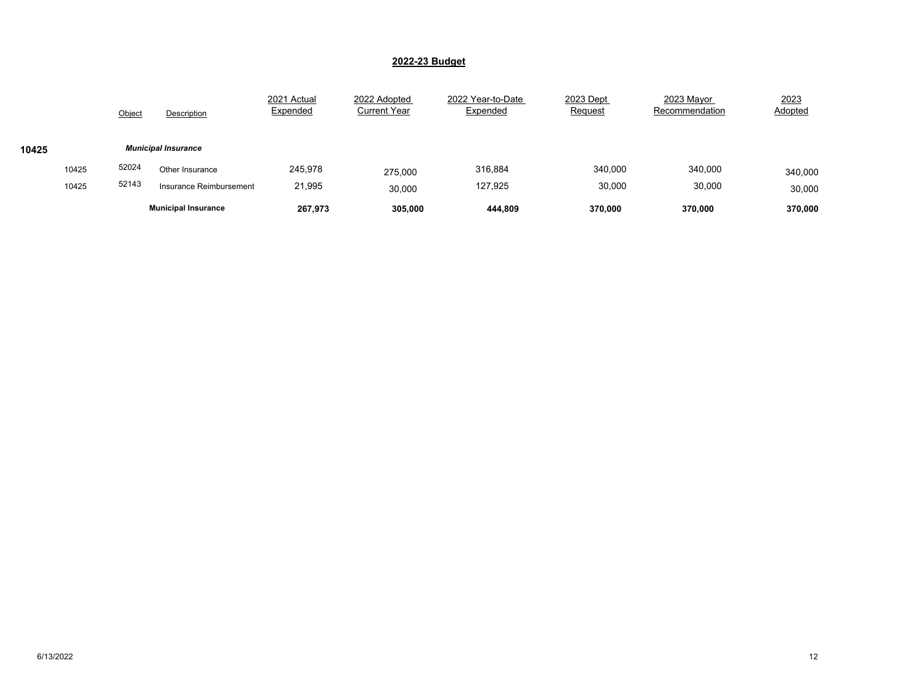## 2022-23 Budget

| | | Object | Description | 2021 Actual Expended | 2022 Adopted Current Year | 2022 Year-to-Date Expended | 2023 Dept Request | 2023 Mayor Recommendation | 2023 Adopted |
|---|---|---|---|---|---|---|---|---|---|
| **10425** | | | ***Municipal Insurance*** | | | | | | |
| | 10425 | 52024 | Other Insurance | 245,978 | 275,000 | 316,884 | 340,000 | 340,000 | 340,000 |
| | 10425 | 52143 | Insurance Reimbursement | 21,995 | 30,000 | 127,925 | 30,000 | 30,000 | 30,000 |
| | | | **Municipal Insurance** | **267,973** | **305,000** | **444,809** | **370,000** | **370,000** | **370,000** |

6/13/2022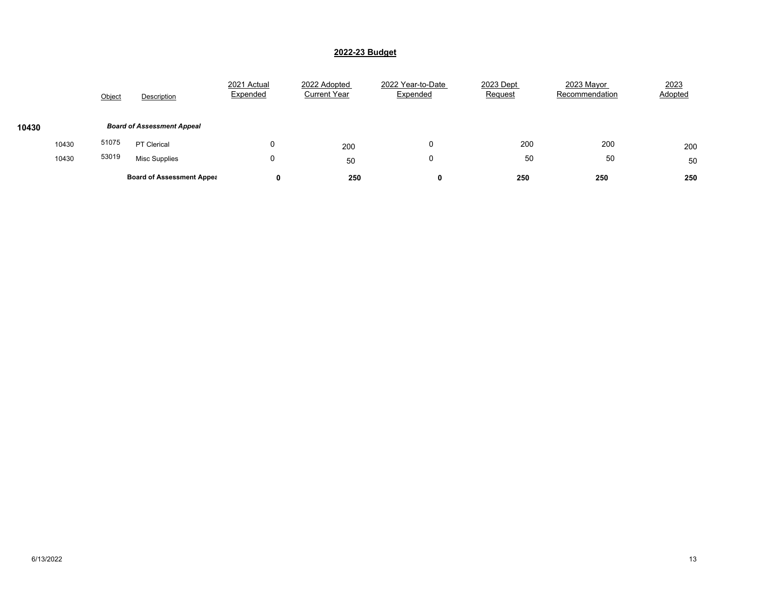## 2022-23 Budget

| | | Object | Description | 2021 Actual Expended | 2022 Adopted Current Year | 2022 Year-to-Date Expended | 2023 Dept Request | 2023 Mayor Recommendation | 2023 Adopted |
|---|---|---|---|---|---|---|---|---|---|
| **10430** | | | ***Board of Assessment Appeal*** | | | | | | |
| | 10430 | 51075 | PT Clerical | 0 | 200 | 0 | 200 | 200 | 200 |
| | 10430 | 53019 | Misc Supplies | 0 | 50 | 0 | 50 | 50 | 50 |
| | | | **Board of Assessment Appea** | **0** | **250** | **0** | **250** | **250** | **250** |

6/13/2022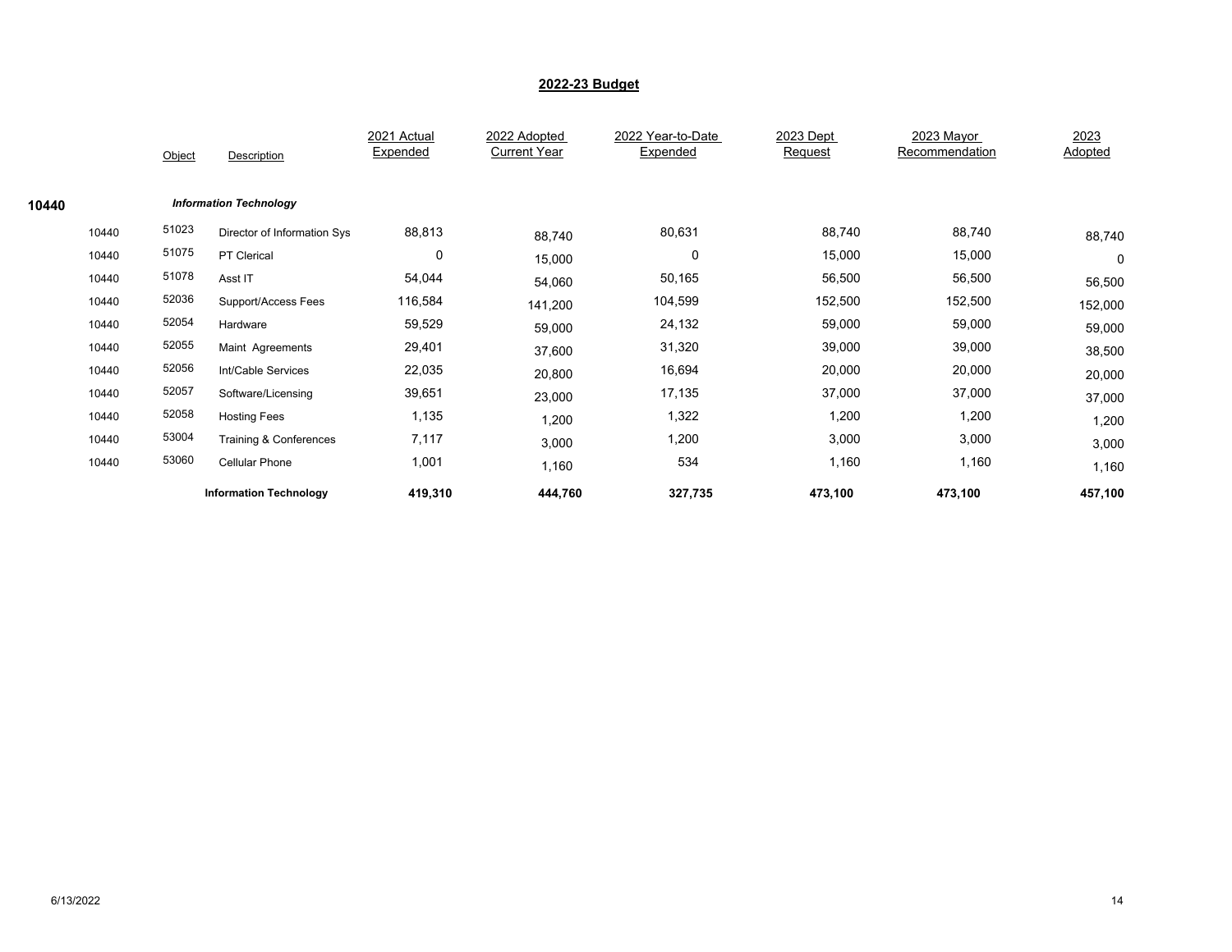# 2022-23 Budget

| | Object | Description | 2021 Actual Expended | 2022 Adopted Current Year | 2022 Year-to-Date Expended | 2023 Dept Request | 2023 Mayor Recommendation | 2023 Adopted |
|---|---|---|---|---|---|---|---|---|
| **10440** | | ***Information Technology*** | | | | | | |
| 10440 | 51023 | Director of Information Sys | 88,813 | 88,740 | 80,631 | 88,740 | 88,740 | 88,740 |
| 10440 | 51075 | PT Clerical | 0 | 15,000 | 0 | 15,000 | 15,000 | 0 |
| 10440 | 51078 | Asst IT | 54,044 | 54,060 | 50,165 | 56,500 | 56,500 | 56,500 |
| 10440 | 52036 | Support/Access Fees | 116,584 | 141,200 | 104,599 | 152,500 | 152,500 | 152,000 |
| 10440 | 52054 | Hardware | 59,529 | 59,000 | 24,132 | 59,000 | 59,000 | 59,000 |
| 10440 | 52055 | Maint Agreements | 29,401 | 37,600 | 31,320 | 39,000 | 39,000 | 38,500 |
| 10440 | 52056 | Int/Cable Services | 22,035 | 20,800 | 16,694 | 20,000 | 20,000 | 20,000 |
| 10440 | 52057 | Software/Licensing | 39,651 | 23,000 | 17,135 | 37,000 | 37,000 | 37,000 |
| 10440 | 52058 | Hosting Fees | 1,135 | 1,200 | 1,322 | 1,200 | 1,200 | 1,200 |
| 10440 | 53004 | Training & Conferences | 7,117 | 3,000 | 1,200 | 3,000 | 3,000 | 3,000 |
| 10440 | 53060 | Cellular Phone | 1,001 | 1,160 | 534 | 1,160 | 1,160 | 1,160 |
| | | **Information Technology** | **419,310** | **444,760** | **327,735** | **473,100** | **473,100** | **457,100** |

6/13/2022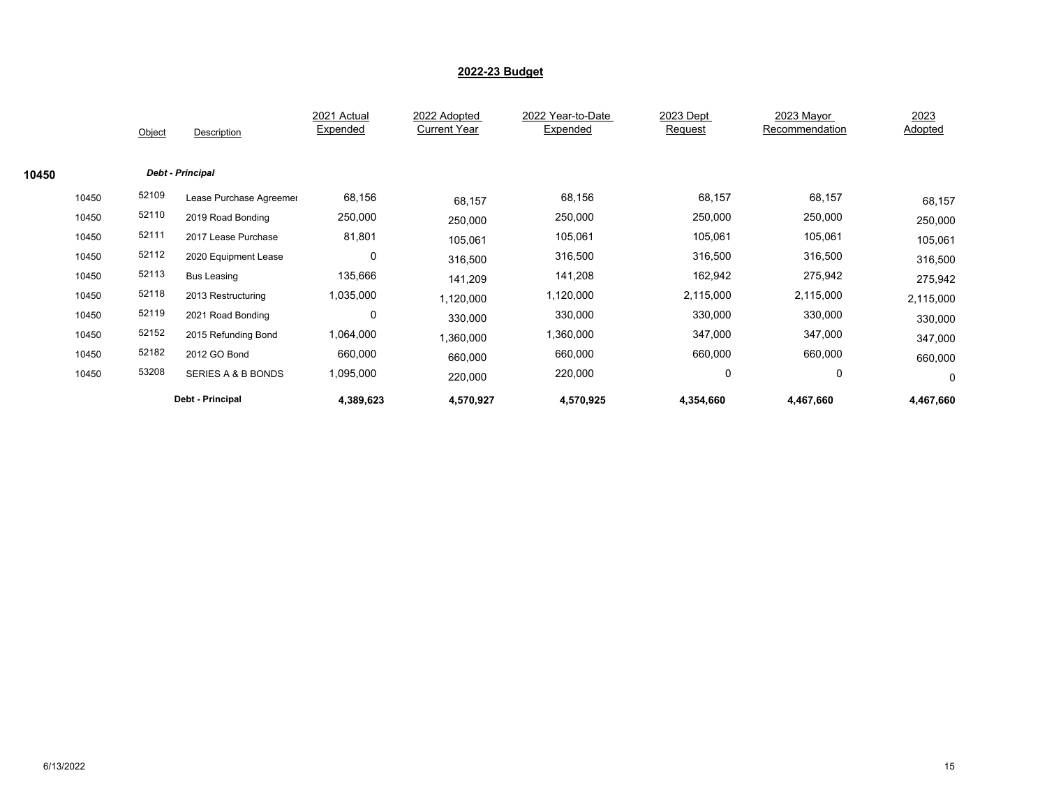## 2022-23 Budget

| | | Object | Description | 2021 Actual Expended | 2022 Adopted Current Year | 2022 Year-to-Date Expended | 2023 Dept Request | 2023 Mayor Recommendation | 2023 Adopted |
|---|---|---|---|---|---|---|---|---|---|
| **10450** | | | ***Debt - Principal*** | | | | | | |
| | 10450 | 52109 | Lease Purchase Agreemer | 68,156 | 68,157 | 68,156 | 68,157 | 68,157 | 68,157 |
| | 10450 | 52110 | 2019 Road Bonding | 250,000 | 250,000 | 250,000 | 250,000 | 250,000 | 250,000 |
| | 10450 | 52111 | 2017 Lease Purchase | 81,801 | 105,061 | 105,061 | 105,061 | 105,061 | 105,061 |
| | 10450 | 52112 | 2020 Equipment Lease | 0 | 316,500 | 316,500 | 316,500 | 316,500 | 316,500 |
| | 10450 | 52113 | Bus Leasing | 135,666 | 141,209 | 141,208 | 162,942 | 275,942 | 275,942 |
| | 10450 | 52118 | 2013 Restructuring | 1,035,000 | 1,120,000 | 1,120,000 | 2,115,000 | 2,115,000 | 2,115,000 |
| | 10450 | 52119 | 2021 Road Bonding | 0 | 330,000 | 330,000 | 330,000 | 330,000 | 330,000 |
| | 10450 | 52152 | 2015 Refunding Bond | 1,064,000 | 1,360,000 | 1,360,000 | 347,000 | 347,000 | 347,000 |
| | 10450 | 52182 | 2012 GO Bond | 660,000 | 660,000 | 660,000 | 660,000 | 660,000 | 660,000 |
| | 10450 | 53208 | SERIES A & B BONDS | 1,095,000 | 220,000 | 220,000 | 0 | 0 | 0 |
| | | | **Debt - Principal** | **4,389,623** | **4,570,927** | **4,570,925** | **4,354,660** | **4,467,660** | **4,467,660** |

6/13/2022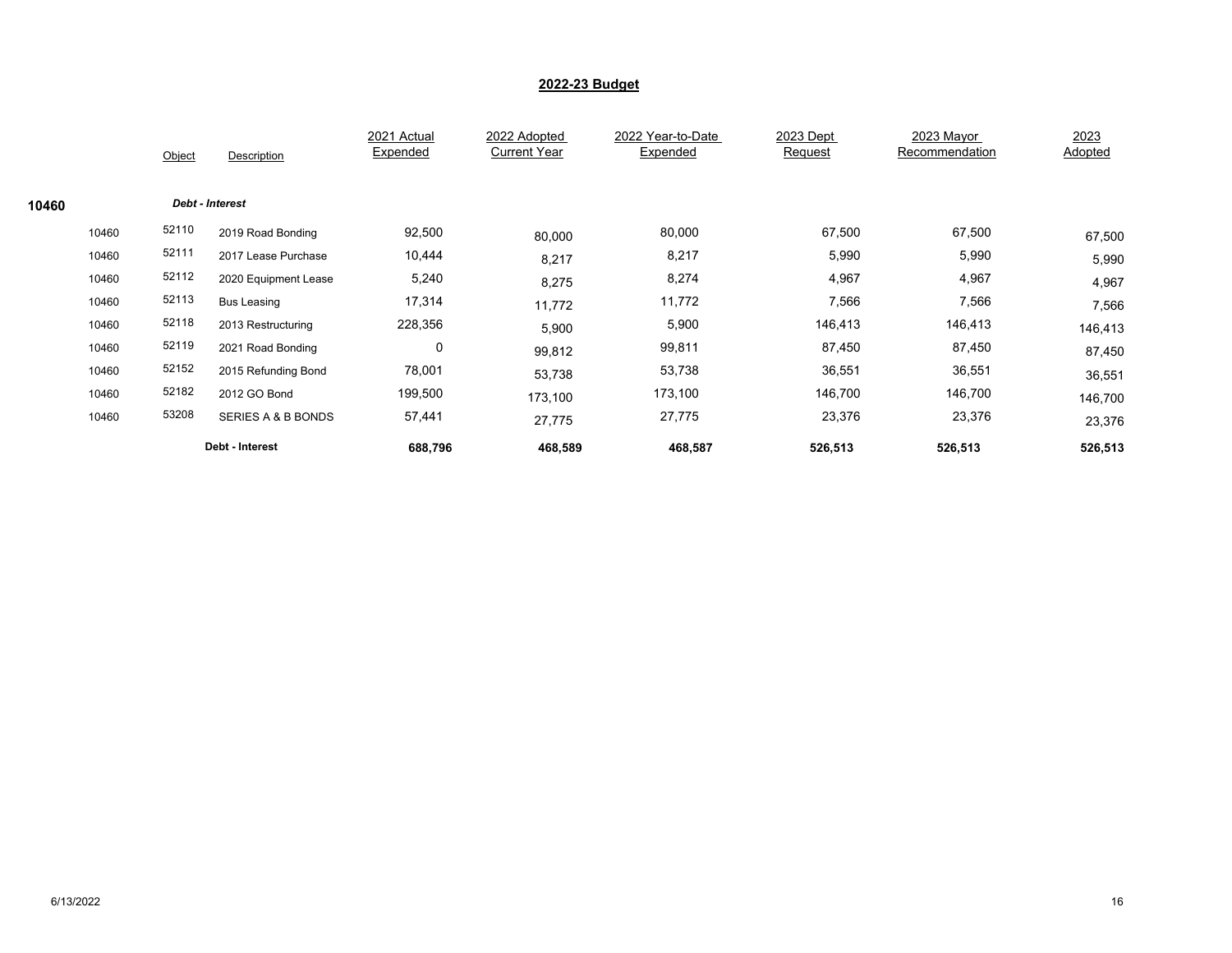## 2022-23 Budget

| | | Object | Description | 2021 Actual Expended | 2022 Adopted Current Year | 2022 Year-to-Date Expended | 2023 Dept Request | 2023 Mayor Recommendation | 2023 Adopted |
|---|---|---|---|---|---|---|---|---|---|
| **10460** | | | ***Debt - Interest*** | | | | | | |
| | 10460 | 52110 | 2019 Road Bonding | 92,500 | 80,000 | 80,000 | 67,500 | 67,500 | 67,500 |
| | 10460 | 52111 | 2017 Lease Purchase | 10,444 | 8,217 | 8,217 | 5,990 | 5,990 | 5,990 |
| | 10460 | 52112 | 2020 Equipment Lease | 5,240 | 8,275 | 8,274 | 4,967 | 4,967 | 4,967 |
| | 10460 | 52113 | Bus Leasing | 17,314 | 11,772 | 11,772 | 7,566 | 7,566 | 7,566 |
| | 10460 | 52118 | 2013 Restructuring | 228,356 | 5,900 | 5,900 | 146,413 | 146,413 | 146,413 |
| | 10460 | 52119 | 2021 Road Bonding | 0 | 99,812 | 99,811 | 87,450 | 87,450 | 87,450 |
| | 10460 | 52152 | 2015 Refunding Bond | 78,001 | 53,738 | 53,738 | 36,551 | 36,551 | 36,551 |
| | 10460 | 52182 | 2012 GO Bond | 199,500 | 173,100 | 173,100 | 146,700 | 146,700 | 146,700 |
| | 10460 | 53208 | SERIES A & B BONDS | 57,441 | 27,775 | 27,775 | 23,376 | 23,376 | 23,376 |
| | | | **Debt - Interest** | **688,796** | **468,589** | **468,587** | **526,513** | **526,513** | **526,513** |

6/13/2022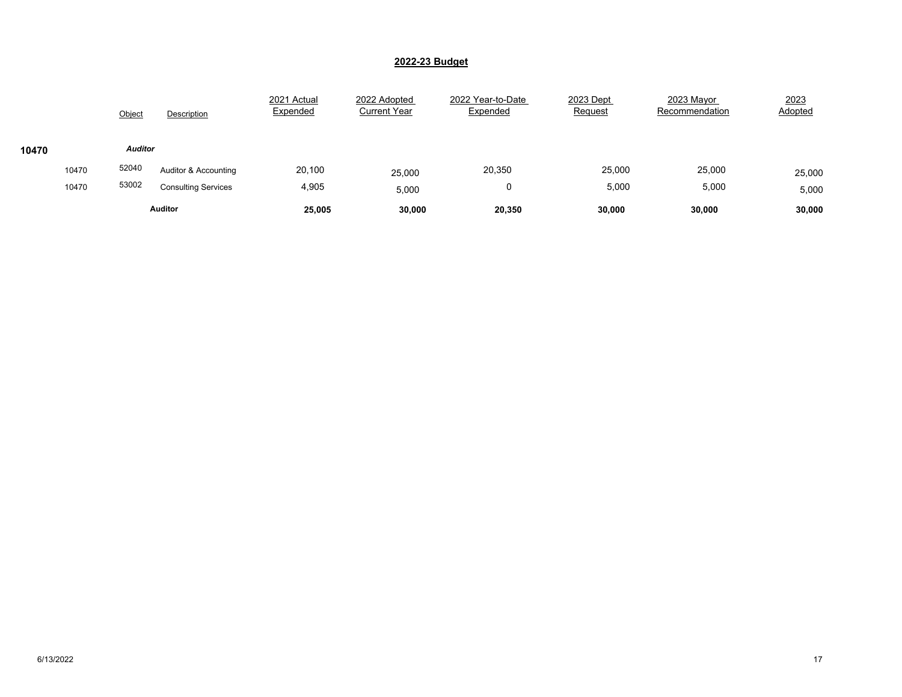## 2022-23 Budget

| | | Object | Description | 2021 Actual Expended | 2022 Adopted Current Year | 2022 Year-to-Date Expended | 2023 Dept Request | 2023 Mayor Recommendation | 2023 Adopted |
|---|---|---|---|---|---|---|---|---|---|
| **10470** | | ***Auditor*** | | | | | | | |
| | 10470 | 52040 | Auditor & Accounting | 20,100 | 25,000 | 20,350 | 25,000 | 25,000 | 25,000 |
| | 10470 | 53002 | Consulting Services | 4,905 | 5,000 | 0 | 5,000 | 5,000 | 5,000 |
| | | | **Auditor** | **25,005** | **30,000** | **20,350** | **30,000** | **30,000** | **30,000** |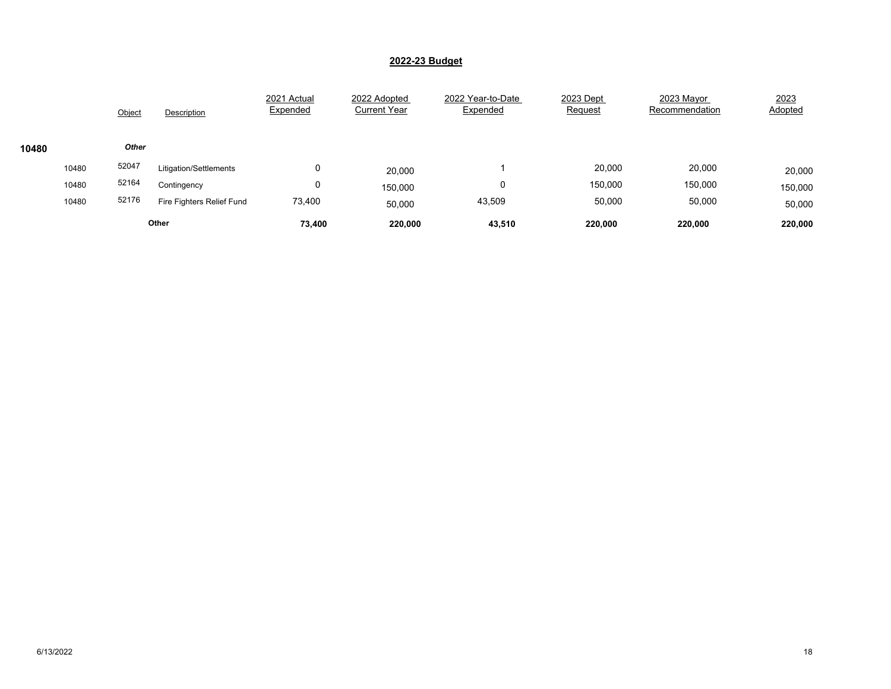## 2022-23 Budget

| | | Object | Description | 2021 Actual Expended | 2022 Adopted Current Year | 2022 Year-to-Date Expended | 2023 Dept Request | 2023 Mayor Recommendation | 2023 Adopted |
|---|---|---|---|---|---|---|---|---|---|
| **10480** | | ***Other*** | | | | | | | |
| | 10480 | 52047 | Litigation/Settlements | 0 | 20,000 | 1 | 20,000 | 20,000 | 20,000 |
| | 10480 | 52164 | Contingency | 0 | 150,000 | 0 | 150,000 | 150,000 | 150,000 |
| | 10480 | 52176 | Fire Fighters Relief Fund | 73,400 | 50,000 | 43,509 | 50,000 | 50,000 | 50,000 |
| | | | **Other** | **73,400** | **220,000** | **43,510** | **220,000** | **220,000** | **220,000** |

6/13/2022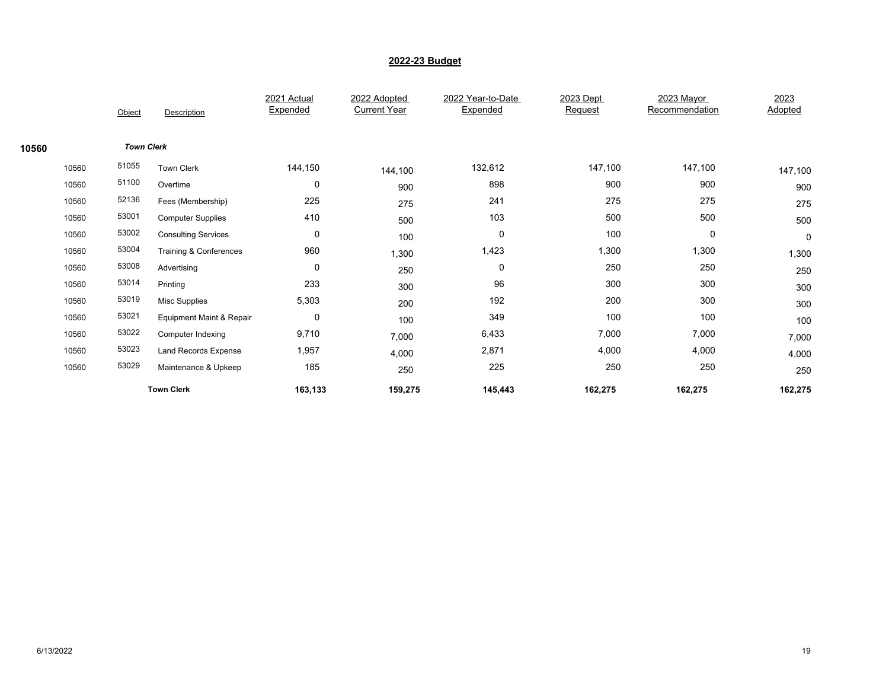## 2022-23 Budget

| | | Object | Description | 2021 Actual Expended | 2022 Adopted Current Year | 2022 Year-to-Date Expended | 2023 Dept Request | 2023 Mayor Recommendation | 2023 Adopted |
|---|---|---|---|---|---|---|---|---|---|
| 10560 | | | ***Town Clerk*** | | | | | | |
| | 10560 | 51055 | Town Clerk | 144,150 | 144,100 | 132,612 | 147,100 | 147,100 | 147,100 |
| | 10560 | 51100 | Overtime | 0 | 900 | 898 | 900 | 900 | 900 |
| | 10560 | 52136 | Fees (Membership) | 225 | 275 | 241 | 275 | 275 | 275 |
| | 10560 | 53001 | Computer Supplies | 410 | 500 | 103 | 500 | 500 | 500 |
| | 10560 | 53002 | Consulting Services | 0 | 100 | 0 | 100 | 0 | 0 |
| | 10560 | 53004 | Training & Conferences | 960 | 1,300 | 1,423 | 1,300 | 1,300 | 1,300 |
| | 10560 | 53008 | Advertising | 0 | 250 | 0 | 250 | 250 | 250 |
| | 10560 | 53014 | Printing | 233 | 300 | 96 | 300 | 300 | 300 |
| | 10560 | 53019 | Misc Supplies | 5,303 | 200 | 192 | 200 | 300 | 300 |
| | 10560 | 53021 | Equipment Maint & Repair | 0 | 100 | 349 | 100 | 100 | 100 |
| | 10560 | 53022 | Computer Indexing | 9,710 | 7,000 | 6,433 | 7,000 | 7,000 | 7,000 |
| | 10560 | 53023 | Land Records Expense | 1,957 | 4,000 | 2,871 | 4,000 | 4,000 | 4,000 |
| | 10560 | 53029 | Maintenance & Upkeep | 185 | 250 | 225 | 250 | 250 | 250 |
| | | | **Town Clerk** | **163,133** | **159,275** | **145,443** | **162,275** | **162,275** | **162,275** |

6/13/2022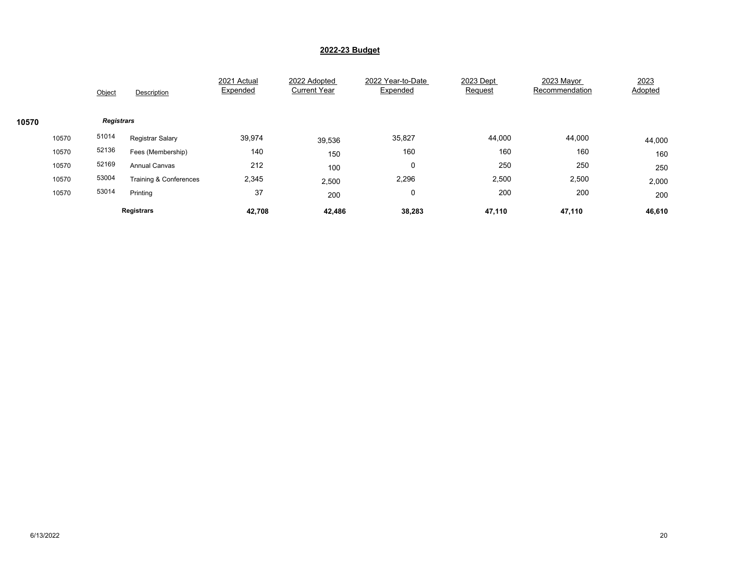# 2022-23 Budget

| | | Object | Description | 2021 Actual Expended | 2022 Adopted Current Year | 2022 Year-to-Date Expended | 2023 Dept Request | 2023 Mayor Recommendation | 2023 Adopted |
|---|---|---|---|---|---|---|---|---|---|
| **10570** | | | ***Registrars*** | | | | | | |
| | 10570 | 51014 | Registrar Salary | 39,974 | 39,536 | 35,827 | 44,000 | 44,000 | 44,000 |
| | 10570 | 52136 | Fees (Membership) | 140 | 150 | 160 | 160 | 160 | 160 |
| | 10570 | 52169 | Annual Canvas | 212 | 100 | 0 | 250 | 250 | 250 |
| | 10570 | 53004 | Training & Conferences | 2,345 | 2,500 | 2,296 | 2,500 | 2,500 | 2,000 |
| | 10570 | 53014 | Printing | 37 | 200 | 0 | 200 | 200 | 200 |
| | | | **Registrars** | **42,708** | **42,486** | **38,283** | **47,110** | **47,110** | **46,610** |

6/13/2022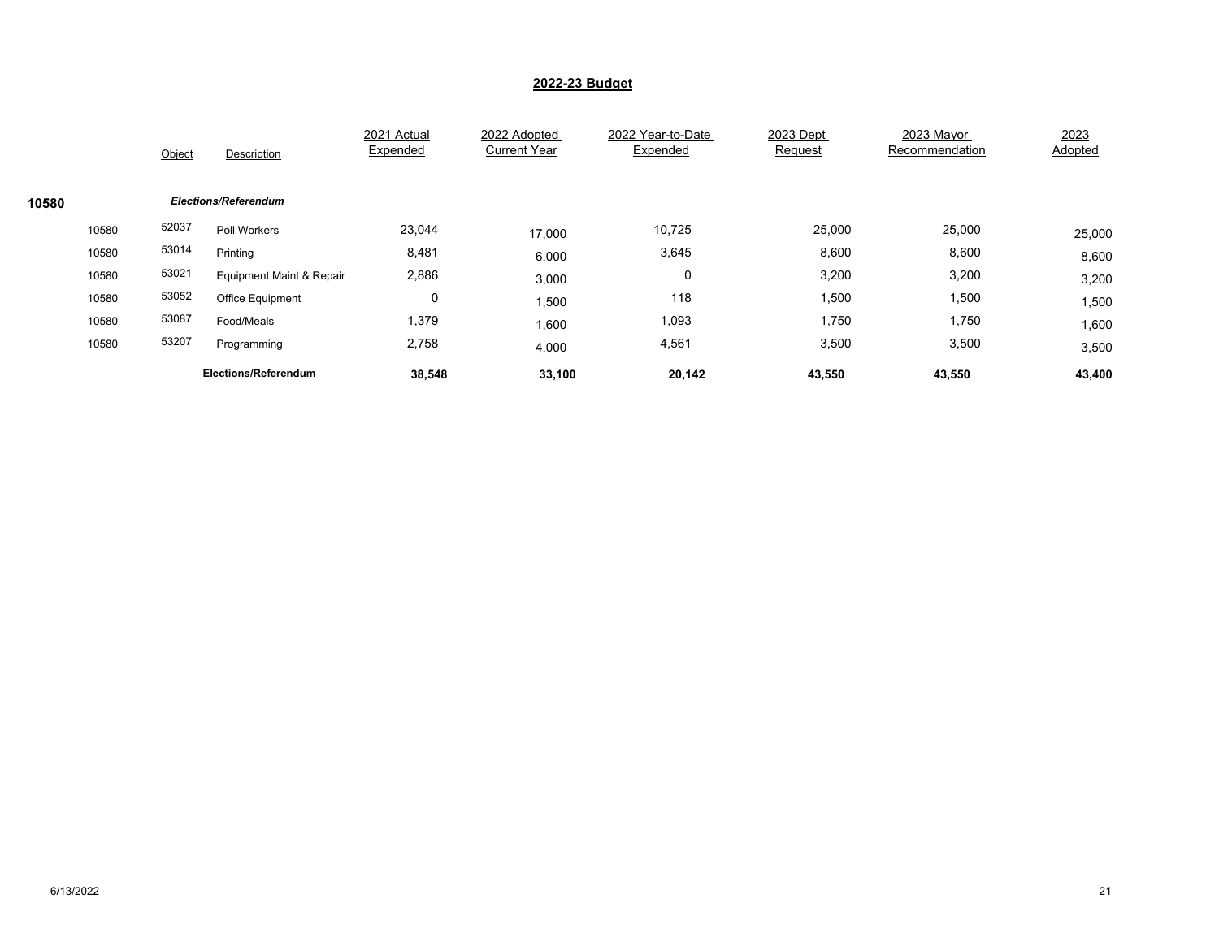## 2022-23 Budget

| | | Object | Description | 2021 Actual Expended | 2022 Adopted Current Year | 2022 Year-to-Date Expended | 2023 Dept Request | 2023 Mayor Recommendation | 2023 Adopted |
|---|---|---|---|---|---|---|---|---|---|
| **10580** | | | ***Elections/Referendum*** | | | | | | |
| | 10580 | 52037 | Poll Workers | 23,044 | 17,000 | 10,725 | 25,000 | 25,000 | 25,000 |
| | 10580 | 53014 | Printing | 8,481 | 6,000 | 3,645 | 8,600 | 8,600 | 8,600 |
| | 10580 | 53021 | Equipment Maint & Repair | 2,886 | 3,000 | 0 | 3,200 | 3,200 | 3,200 |
| | 10580 | 53052 | Office Equipment | 0 | 1,500 | 118 | 1,500 | 1,500 | 1,500 |
| | 10580 | 53087 | Food/Meals | 1,379 | 1,600 | 1,093 | 1,750 | 1,750 | 1,600 |
| | 10580 | 53207 | Programming | 2,758 | 4,000 | 4,561 | 3,500 | 3,500 | 3,500 |
| | | | **Elections/Referendum** | **38,548** | **33,100** | **20,142** | **43,550** | **43,550** | **43,400** |

6/13/2022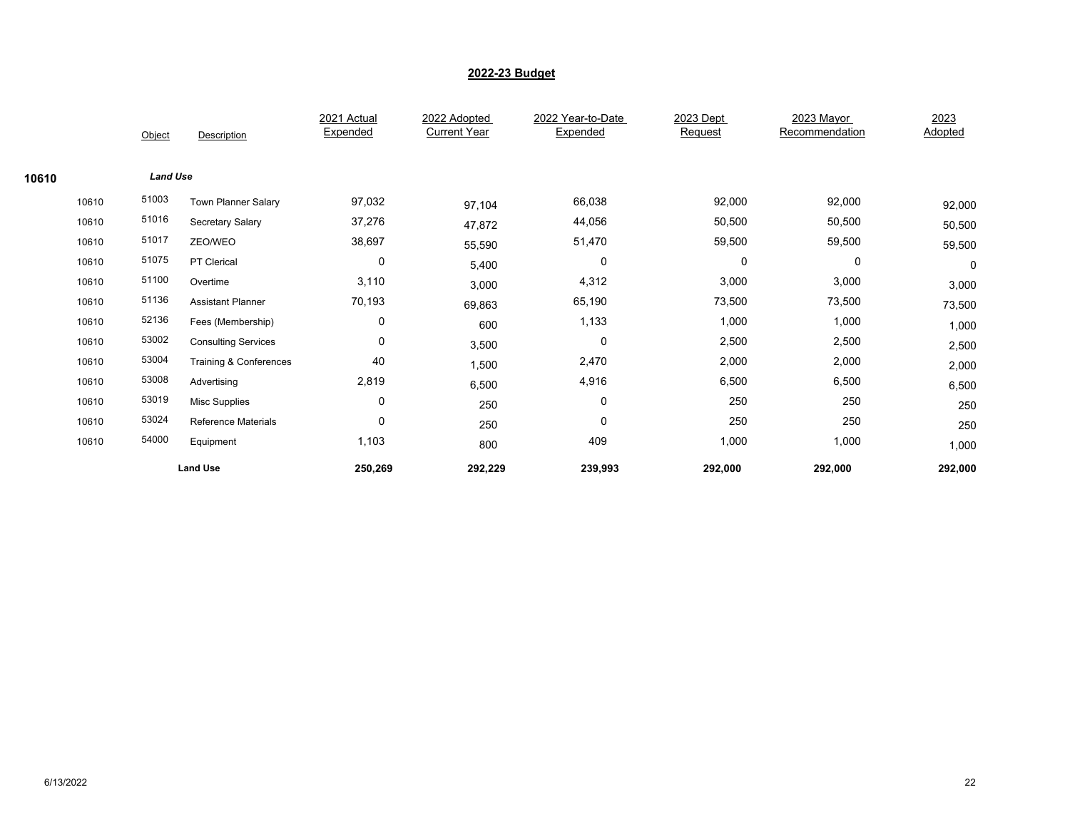## 2022-23 Budget

| | Object | Description | 2021 Actual Expended | 2022 Adopted Current Year | 2022 Year-to-Date Expended | 2023 Dept Request | 2023 Mayor Recommendation | 2023 Adopted |
|---|---|---|---|---|---|---|---|---|
| **10610** | | ***Land Use*** | | | | | | |
| 10610 | 51003 | Town Planner Salary | 97,032 | 97,104 | 66,038 | 92,000 | 92,000 | 92,000 |
| 10610 | 51016 | Secretary Salary | 37,276 | 47,872 | 44,056 | 50,500 | 50,500 | 50,500 |
| 10610 | 51017 | ZEO/WEO | 38,697 | 55,590 | 51,470 | 59,500 | 59,500 | 59,500 |
| 10610 | 51075 | PT Clerical | 0 | 5,400 | 0 | 0 | 0 | 0 |
| 10610 | 51100 | Overtime | 3,110 | 3,000 | 4,312 | 3,000 | 3,000 | 3,000 |
| 10610 | 51136 | Assistant Planner | 70,193 | 69,863 | 65,190 | 73,500 | 73,500 | 73,500 |
| 10610 | 52136 | Fees (Membership) | 0 | 600 | 1,133 | 1,000 | 1,000 | 1,000 |
| 10610 | 53002 | Consulting Services | 0 | 3,500 | 0 | 2,500 | 2,500 | 2,500 |
| 10610 | 53004 | Training & Conferences | 40 | 1,500 | 2,470 | 2,000 | 2,000 | 2,000 |
| 10610 | 53008 | Advertising | 2,819 | 6,500 | 4,916 | 6,500 | 6,500 | 6,500 |
| 10610 | 53019 | Misc Supplies | 0 | 250 | 0 | 250 | 250 | 250 |
| 10610 | 53024 | Reference Materials | 0 | 250 | 0 | 250 | 250 | 250 |
| 10610 | 54000 | Equipment | 1,103 | 800 | 409 | 1,000 | 1,000 | 1,000 |
| | | **Land Use** | **250,269** | **292,229** | **239,993** | **292,000** | **292,000** | **292,000** |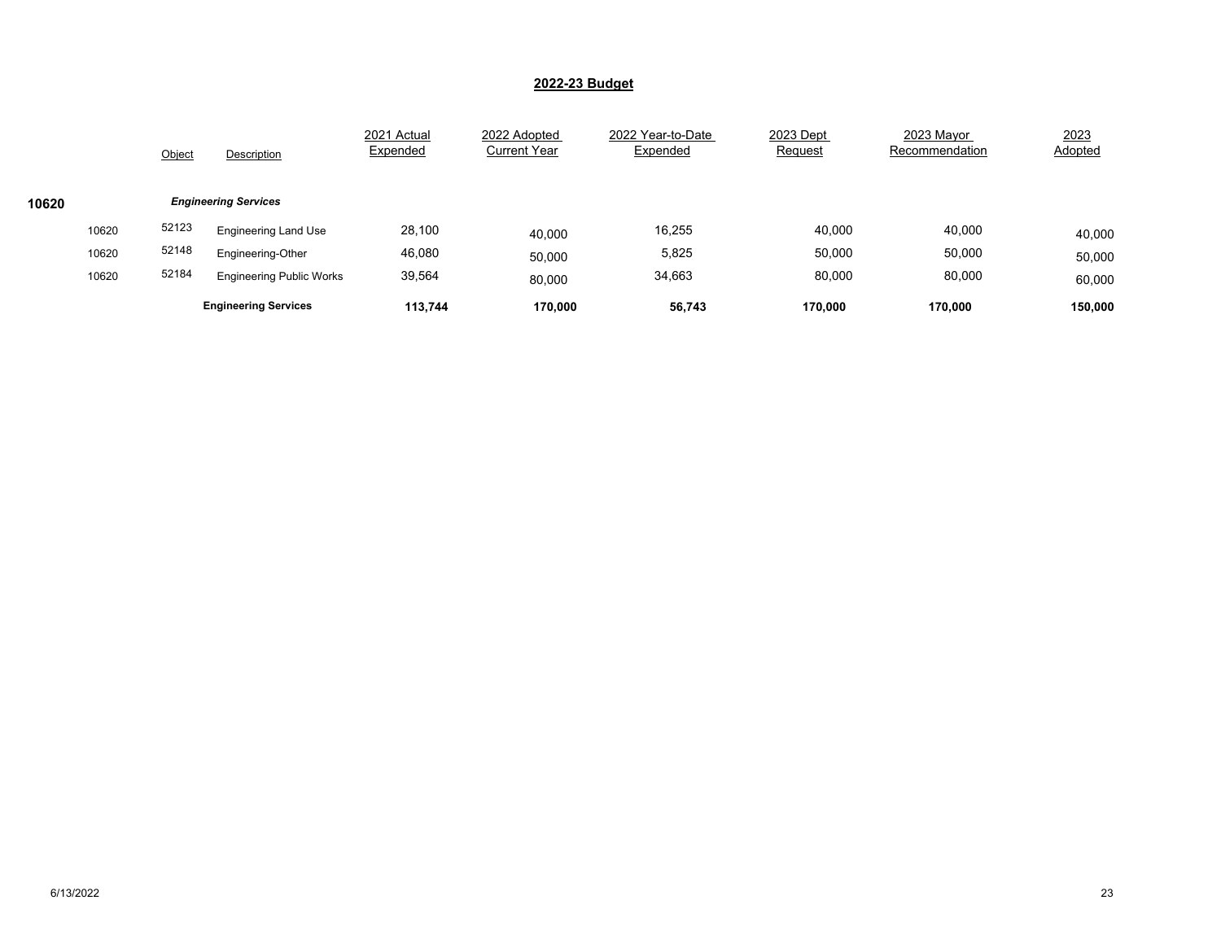## 2022-23 Budget

| | | Object | Description | 2021 Actual Expended | 2022 Adopted Current Year | 2022 Year-to-Date Expended | 2023 Dept Request | 2023 Mayor Recommendation | 2023 Adopted |
|---|---|---|---|---|---|---|---|---|---|
| **10620** | | | ***Engineering Services*** | | | | | | |
| | 10620 | 52123 | Engineering Land Use | 28,100 | 40,000 | 16,255 | 40,000 | 40,000 | 40,000 |
| | 10620 | 52148 | Engineering-Other | 46,080 | 50,000 | 5,825 | 50,000 | 50,000 | 50,000 |
| | 10620 | 52184 | Engineering Public Works | 39,564 | 80,000 | 34,663 | 80,000 | 80,000 | 60,000 |
| | | | **Engineering Services** | **113,744** | **170,000** | **56,743** | **170,000** | **170,000** | **150,000** |

6/13/2022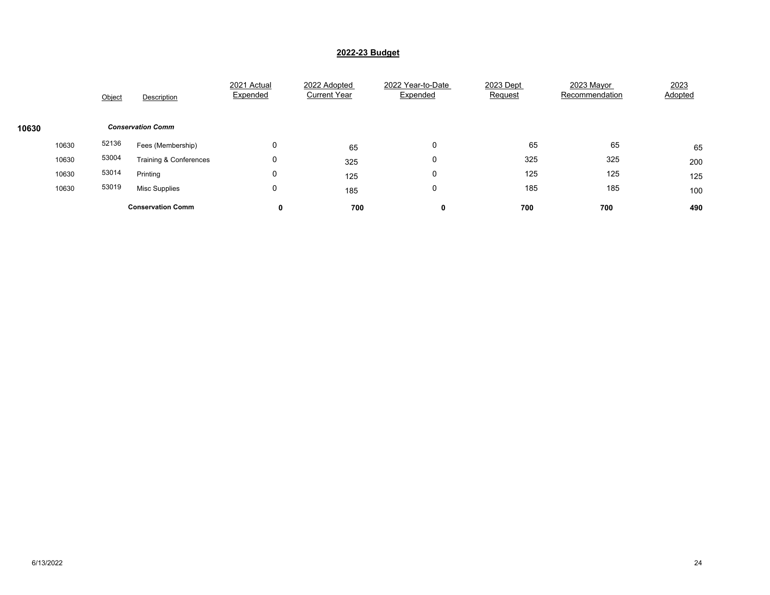## 2022-23 Budget

| | Object | Description | 2021 Actual Expended | 2022 Adopted Current Year | 2022 Year-to-Date Expended | 2023 Dept Request | 2023 Mayor Recommendation | 2023 Adopted |
|---|---|---|---|---|---|---|---|---|
| **10630** | | ***Conservation Comm*** | | | | | | |
| 10630 | 52136 | Fees (Membership) | 0 | 65 | 0 | 65 | 65 | 65 |
| 10630 | 53004 | Training & Conferences | 0 | 325 | 0 | 325 | 325 | 200 |
| 10630 | 53014 | Printing | 0 | 125 | 0 | 125 | 125 | 125 |
| 10630 | 53019 | Misc Supplies | 0 | 185 | 0 | 185 | 185 | 100 |
| | | **Conservation Comm** | **0** | **700** | **0** | **700** | **700** | **490** |

6/13/2022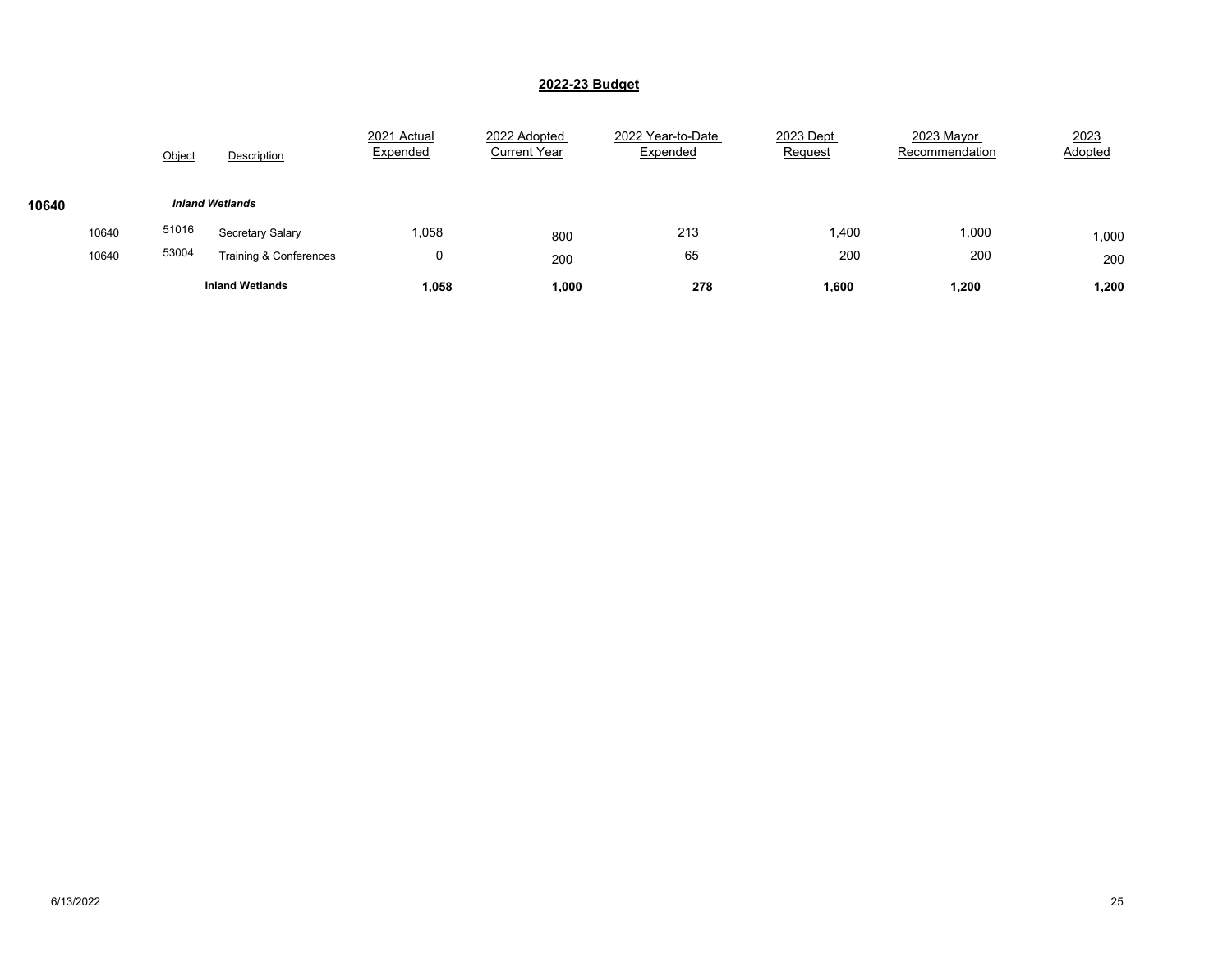## 2022-23 Budget

| | | Object | Description | 2021 Actual Expended | 2022 Adopted Current Year | 2022 Year-to-Date Expended | 2023 Dept Request | 2023 Mayor Recommendation | 2023 Adopted |
|---|---|---|---|---|---|---|---|---|---|
| **10640** | | | ***Inland Wetlands*** | | | | | | |
| | 10640 | 51016 | Secretary Salary | 1,058 | 800 | 213 | 1,400 | 1,000 | 1,000 |
| | 10640 | 53004 | Training & Conferences | 0 | 200 | 65 | 200 | 200 | 200 |
| | | | **Inland Wetlands** | **1,058** | **1,000** | **278** | **1,600** | **1,200** | **1,200** |

6/13/2022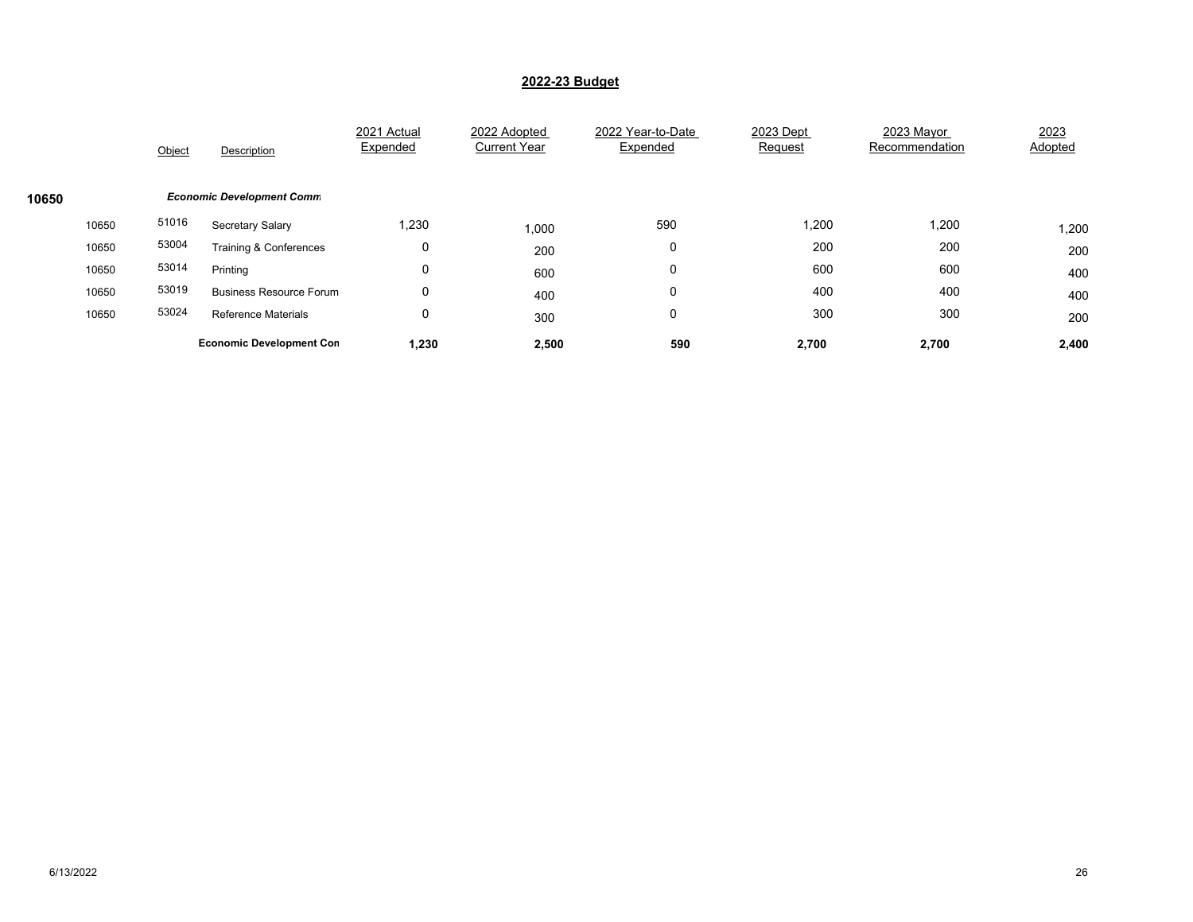## 2022-23 Budget

| | | Object | Description | 2021 Actual Expended | 2022 Adopted Current Year | 2022 Year-to-Date Expended | 2023 Dept Request | 2023 Mayor Recommendation | 2023 Adopted |
|---|---|---|---|---|---|---|---|---|---|
| 10650 | | | ***Economic Development Comm*** | | | | | | |
| | 10650 | 51016 | Secretary Salary | 1,230 | 1,000 | 590 | 1,200 | 1,200 | 1,200 |
| | 10650 | 53004 | Training & Conferences | 0 | 200 | 0 | 200 | 200 | 200 |
| | 10650 | 53014 | Printing | 0 | 600 | 0 | 600 | 600 | 400 |
| | 10650 | 53019 | Business Resource Forum | 0 | 400 | 0 | 400 | 400 | 400 |
| | 10650 | 53024 | Reference Materials | 0 | 300 | 0 | 300 | 300 | 200 |
| | | | **Economic Development Con** | **1,230** | **2,500** | **590** | **2,700** | **2,700** | **2,400** |

6/13/2022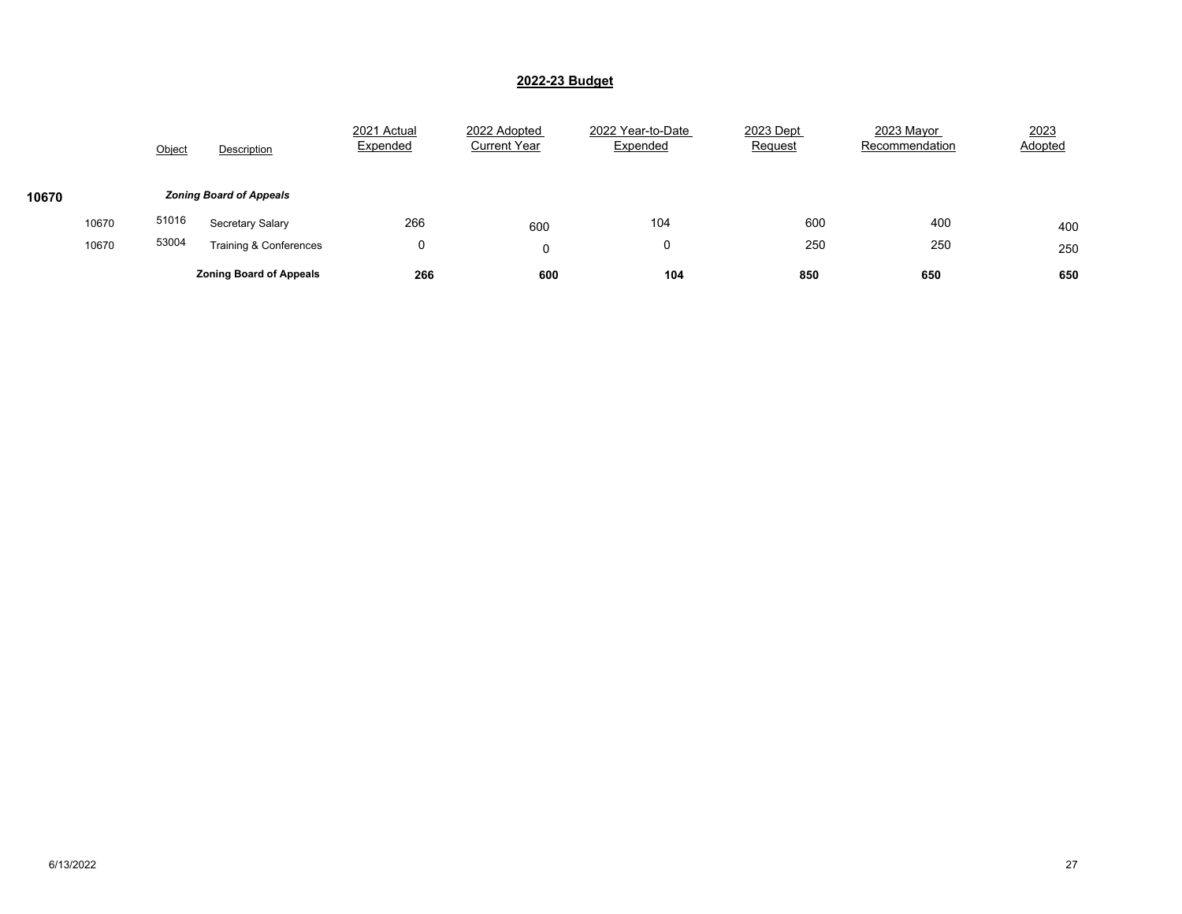## 2022-23 Budget

| | | Object | Description | 2021 Actual Expended | 2022 Adopted Current Year | 2022 Year-to-Date Expended | 2023 Dept Request | 2023 Mayor Recommendation | 2023 Adopted |
|---|---|---|---|---|---|---|---|---|---|
| **10670** | | | ***Zoning Board of Appeals*** | | | | | | |
| | 10670 | 51016 | Secretary Salary | 266 | 600 | 104 | 600 | 400 | 400 |
| | 10670 | 53004 | Training & Conferences | 0 | 0 | 0 | 250 | 250 | 250 |
| | | | **Zoning Board of Appeals** | **266** | **600** | **104** | **850** | **650** | **650** |

6/13/2022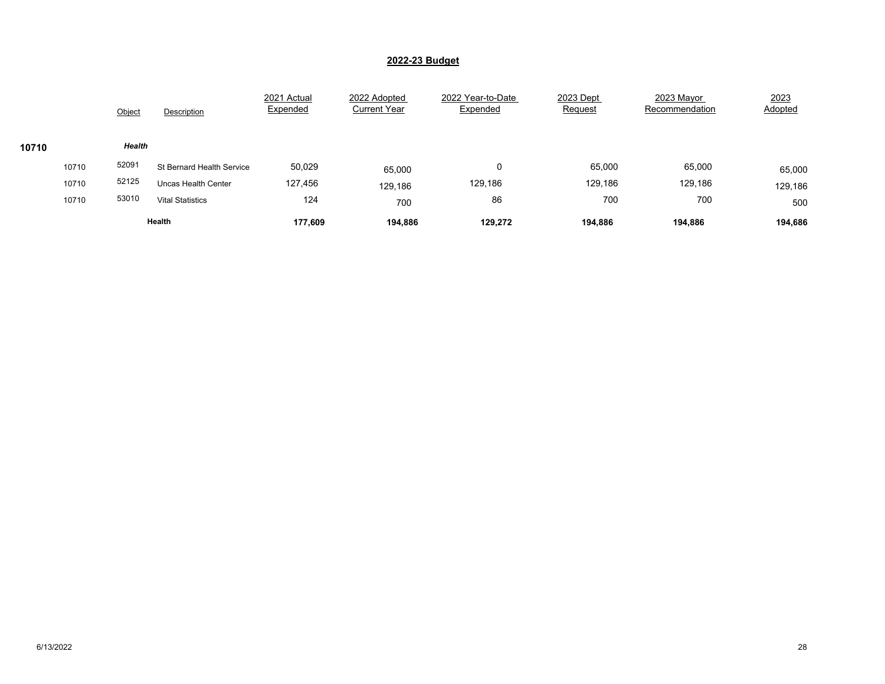## 2022-23 Budget

| | | Object | Description | 2021 Actual Expended | 2022 Adopted Current Year | 2022 Year-to-Date Expended | 2023 Dept Request | 2023 Mayor Recommendation | 2023 Adopted |
|---|---|---|---|---|---|---|---|---|---|
| **10710** | | ***Health*** | | | | | | | |
| | 10710 | 52091 | St Bernard Health Service | 50,029 | 65,000 | 0 | 65,000 | 65,000 | 65,000 |
| | 10710 | 52125 | Uncas Health Center | 127,456 | 129,186 | 129,186 | 129,186 | 129,186 | 129,186 |
| | 10710 | 53010 | Vital Statistics | 124 | 700 | 86 | 700 | 700 | 500 |
| | | | **Health** | **177,609** | **194,886** | **129,272** | **194,886** | **194,886** | **194,686** |

6/13/2022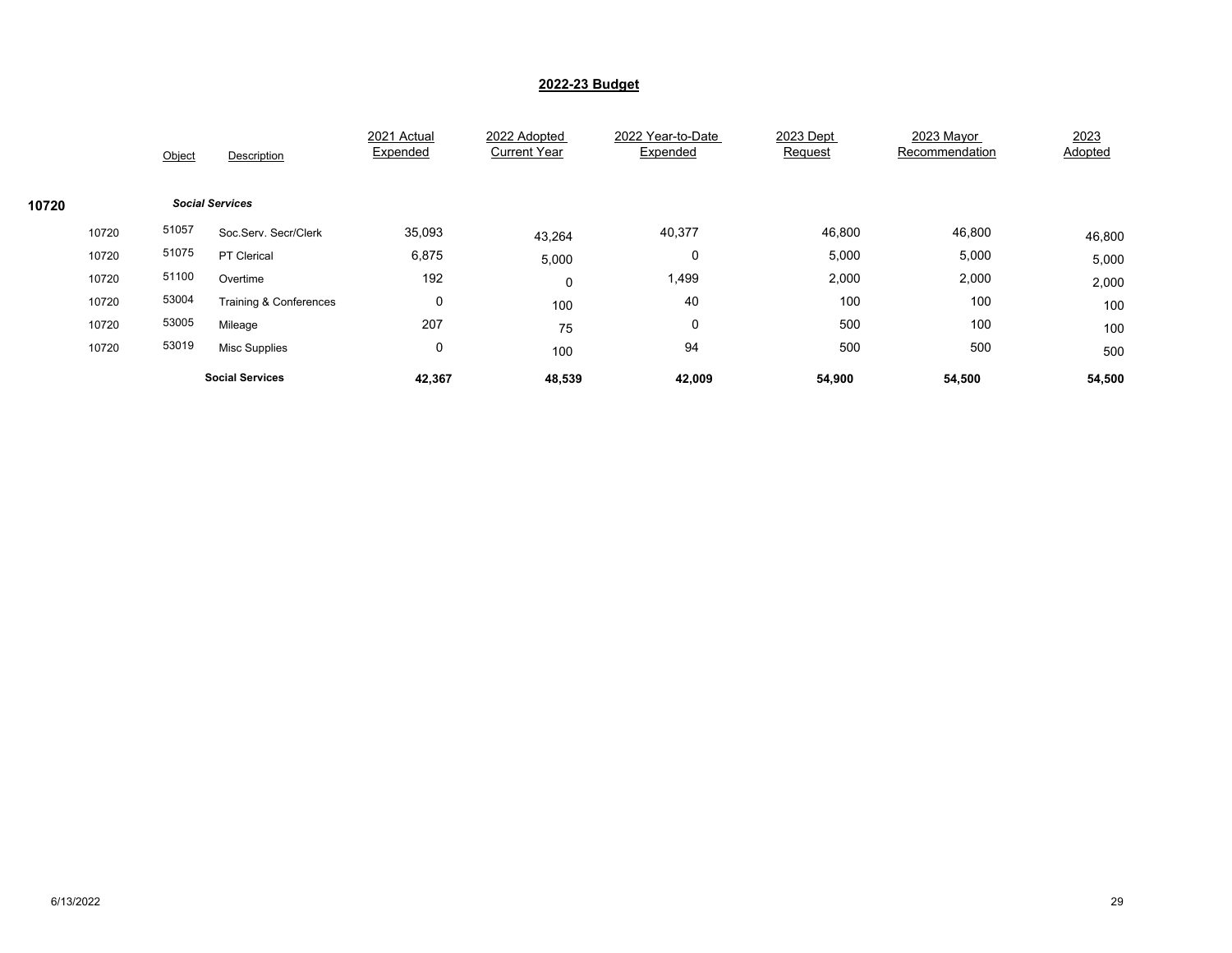## 2022-23 Budget

| | Object | Description | 2021 Actual Expended | 2022 Adopted Current Year | 2022 Year-to-Date Expended | 2023 Dept Request | 2023 Mayor Recommendation | 2023 Adopted |
|---|---|---|---|---|---|---|---|---|
| **10720** | | ***Social Services*** | | | | | | |
| 10720 | 51057 | Soc.Serv. Secr/Clerk | 35,093 | 43,264 | 40,377 | 46,800 | 46,800 | 46,800 |
| 10720 | 51075 | PT Clerical | 6,875 | 5,000 | 0 | 5,000 | 5,000 | 5,000 |
| 10720 | 51100 | Overtime | 192 | 0 | 1,499 | 2,000 | 2,000 | 2,000 |
| 10720 | 53004 | Training & Conferences | 0 | 100 | 40 | 100 | 100 | 100 |
| 10720 | 53005 | Mileage | 207 | 75 | 0 | 500 | 100 | 100 |
| 10720 | 53019 | Misc Supplies | 0 | 100 | 94 | 500 | 500 | 500 |
| | | **Social Services** | **42,367** | **48,539** | **42,009** | **54,900** | **54,500** | **54,500** |

6/13/2022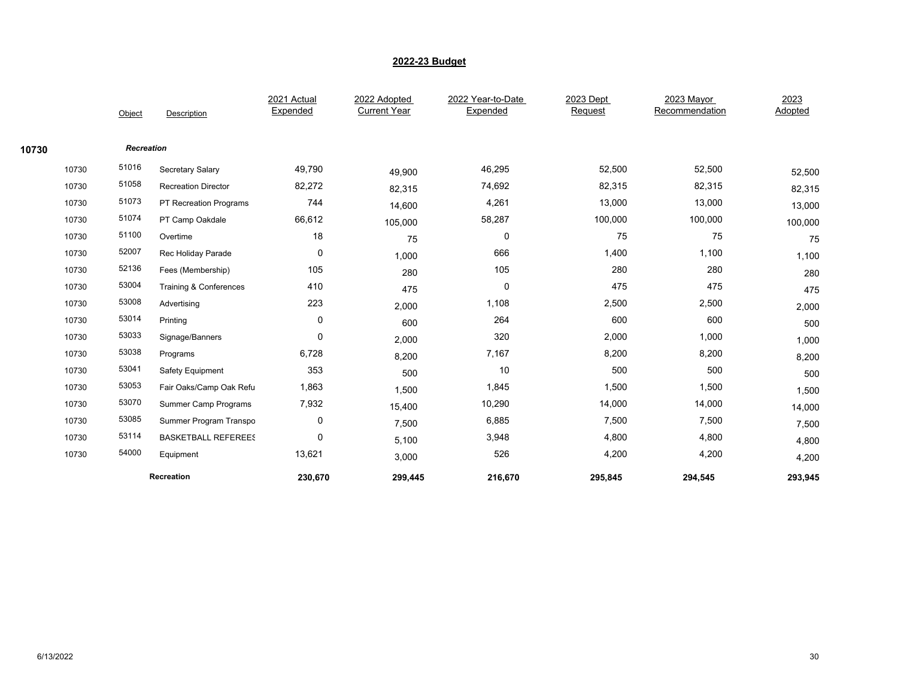## 2022-23 Budget

| | | Object | Description | 2021 Actual Expended | 2022 Adopted Current Year | 2022 Year-to-Date Expended | 2023 Dept Request | 2023 Mayor Recommendation | 2023 Adopted |
|---|---|---|---|---|---|---|---|---|---|
| **10730** | | | ***Recreation*** | | | | | | |
| | 10730 | 51016 | Secretary Salary | 49,790 | 49,900 | 46,295 | 52,500 | 52,500 | 52,500 |
| | 10730 | 51058 | Recreation Director | 82,272 | 82,315 | 74,692 | 82,315 | 82,315 | 82,315 |
| | 10730 | 51073 | PT Recreation Programs | 744 | 14,600 | 4,261 | 13,000 | 13,000 | 13,000 |
| | 10730 | 51074 | PT Camp Oakdale | 66,612 | 105,000 | 58,287 | 100,000 | 100,000 | 100,000 |
| | 10730 | 51100 | Overtime | 18 | 75 | 0 | 75 | 75 | 75 |
| | 10730 | 52007 | Rec Holiday Parade | 0 | 1,000 | 666 | 1,400 | 1,100 | 1,100 |
| | 10730 | 52136 | Fees (Membership) | 105 | 280 | 105 | 280 | 280 | 280 |
| | 10730 | 53004 | Training & Conferences | 410 | 475 | 0 | 475 | 475 | 475 |
| | 10730 | 53008 | Advertising | 223 | 2,000 | 1,108 | 2,500 | 2,500 | 2,000 |
| | 10730 | 53014 | Printing | 0 | 600 | 264 | 600 | 600 | 500 |
| | 10730 | 53033 | Signage/Banners | 0 | 2,000 | 320 | 2,000 | 1,000 | 1,000 |
| | 10730 | 53038 | Programs | 6,728 | 8,200 | 7,167 | 8,200 | 8,200 | 8,200 |
| | 10730 | 53041 | Safety Equipment | 353 | 500 | 10 | 500 | 500 | 500 |
| | 10730 | 53053 | Fair Oaks/Camp Oak Refu | 1,863 | 1,500 | 1,845 | 1,500 | 1,500 | 1,500 |
| | 10730 | 53070 | Summer Camp Programs | 7,932 | 15,400 | 10,290 | 14,000 | 14,000 | 14,000 |
| | 10730 | 53085 | Summer Program Transpo | 0 | 7,500 | 6,885 | 7,500 | 7,500 | 7,500 |
| | 10730 | 53114 | BASKETBALL REFEREES | 0 | 5,100 | 3,948 | 4,800 | 4,800 | 4,800 |
| | 10730 | 54000 | Equipment | 13,621 | 3,000 | 526 | 4,200 | 4,200 | 4,200 |
| | | | **Recreation** | **230,670** | **299,445** | **216,670** | **295,845** | **294,545** | **293,945** |

6/13/2022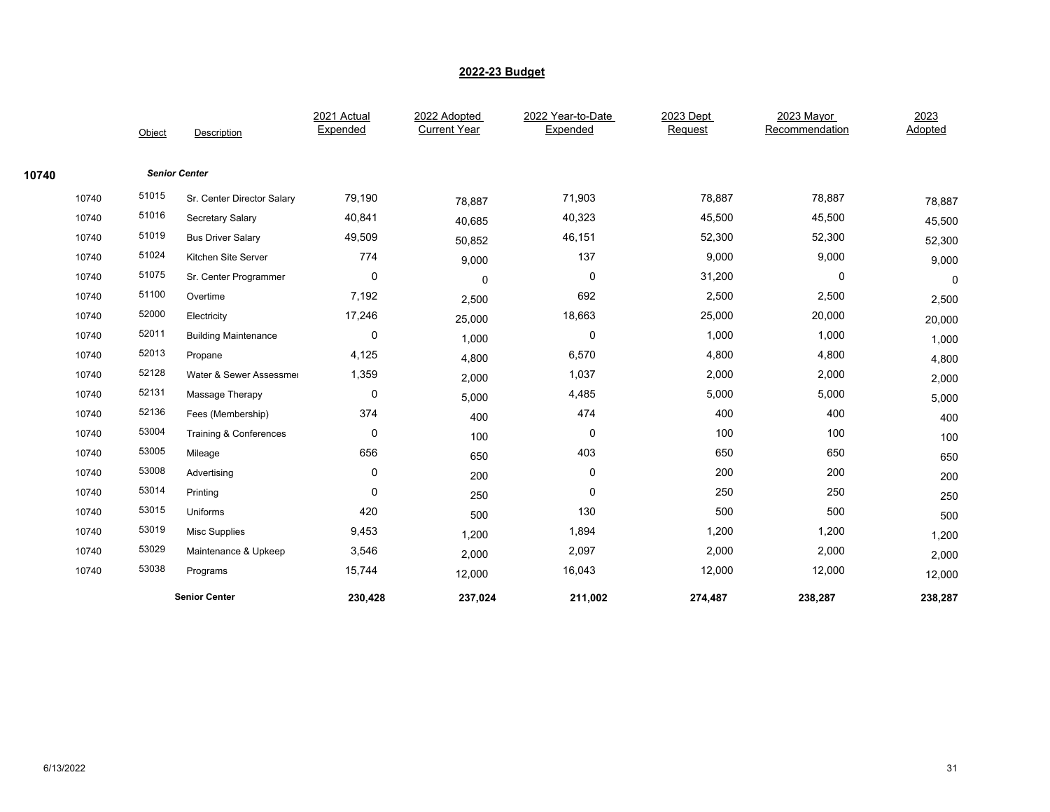## 2022-23 Budget

| | Object | Description | 2021 Actual Expended | 2022 Adopted Current Year | 2022 Year-to-Date Expended | 2023 Dept Request | 2023 Mayor Recommendation | 2023 Adopted |
|---|---|---|---|---|---|---|---|---|
| **10740** | | ***Senior Center*** | | | | | | |
| 10740 | 51015 | Sr. Center Director Salary | 79,190 | 78,887 | 71,903 | 78,887 | 78,887 | 78,887 |
| 10740 | 51016 | Secretary Salary | 40,841 | 40,685 | 40,323 | 45,500 | 45,500 | 45,500 |
| 10740 | 51019 | Bus Driver Salary | 49,509 | 50,852 | 46,151 | 52,300 | 52,300 | 52,300 |
| 10740 | 51024 | Kitchen Site Server | 774 | 9,000 | 137 | 9,000 | 9,000 | 9,000 |
| 10740 | 51075 | Sr. Center Programmer | 0 | 0 | 0 | 31,200 | 0 | 0 |
| 10740 | 51100 | Overtime | 7,192 | 2,500 | 692 | 2,500 | 2,500 | 2,500 |
| 10740 | 52000 | Electricity | 17,246 | 25,000 | 18,663 | 25,000 | 20,000 | 20,000 |
| 10740 | 52011 | Building Maintenance | 0 | 1,000 | 0 | 1,000 | 1,000 | 1,000 |
| 10740 | 52013 | Propane | 4,125 | 4,800 | 6,570 | 4,800 | 4,800 | 4,800 |
| 10740 | 52128 | Water & Sewer Assessmer | 1,359 | 2,000 | 1,037 | 2,000 | 2,000 | 2,000 |
| 10740 | 52131 | Massage Therapy | 0 | 5,000 | 4,485 | 5,000 | 5,000 | 5,000 |
| 10740 | 52136 | Fees (Membership) | 374 | 400 | 474 | 400 | 400 | 400 |
| 10740 | 53004 | Training & Conferences | 0 | 100 | 0 | 100 | 100 | 100 |
| 10740 | 53005 | Mileage | 656 | 650 | 403 | 650 | 650 | 650 |
| 10740 | 53008 | Advertising | 0 | 200 | 0 | 200 | 200 | 200 |
| 10740 | 53014 | Printing | 0 | 250 | 0 | 250 | 250 | 250 |
| 10740 | 53015 | Uniforms | 420 | 500 | 130 | 500 | 500 | 500 |
| 10740 | 53019 | Misc Supplies | 9,453 | 1,200 | 1,894 | 1,200 | 1,200 | 1,200 |
| 10740 | 53029 | Maintenance & Upkeep | 3,546 | 2,000 | 2,097 | 2,000 | 2,000 | 2,000 |
| 10740 | 53038 | Programs | 15,744 | 12,000 | 16,043 | 12,000 | 12,000 | 12,000 |
| | | **Senior Center** | **230,428** | **237,024** | **211,002** | **274,487** | **238,287** | **238,287** |

6/13/2022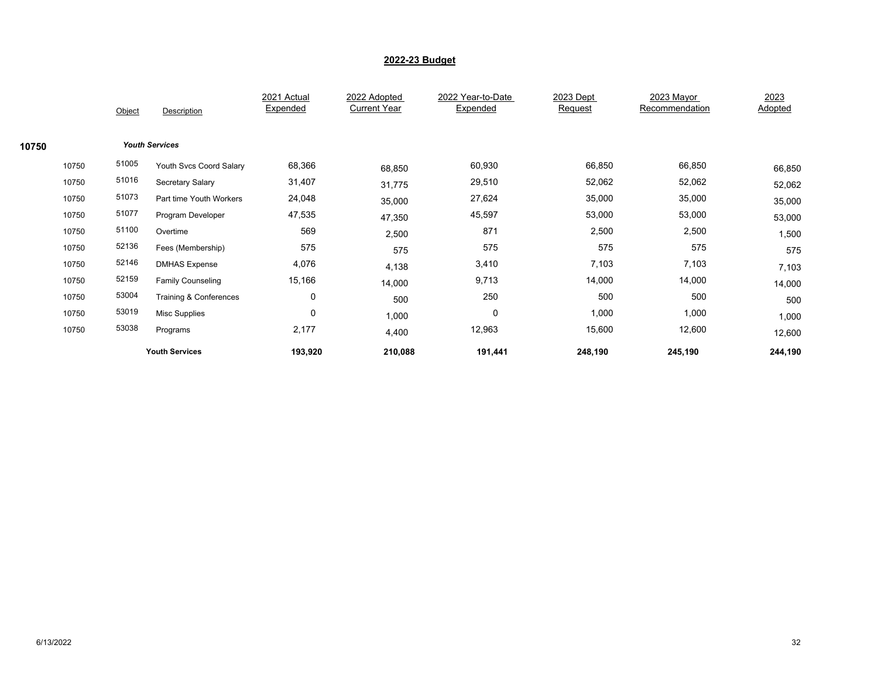## 2022-23 Budget

| | | Object | Description | 2021 Actual Expended | 2022 Adopted Current Year | 2022 Year-to-Date Expended | 2023 Dept Request | 2023 Mayor Recommendation | 2023 Adopted |
|---|---|---|---|---|---|---|---|---|---|
| **10750** | | | ***Youth Services*** | | | | | | |
| | 10750 | 51005 | Youth Svcs Coord Salary | 68,366 | 68,850 | 60,930 | 66,850 | 66,850 | 66,850 |
| | 10750 | 51016 | Secretary Salary | 31,407 | 31,775 | 29,510 | 52,062 | 52,062 | 52,062 |
| | 10750 | 51073 | Part time Youth Workers | 24,048 | 35,000 | 27,624 | 35,000 | 35,000 | 35,000 |
| | 10750 | 51077 | Program Developer | 47,535 | 47,350 | 45,597 | 53,000 | 53,000 | 53,000 |
| | 10750 | 51100 | Overtime | 569 | 2,500 | 871 | 2,500 | 2,500 | 1,500 |
| | 10750 | 52136 | Fees (Membership) | 575 | 575 | 575 | 575 | 575 | 575 |
| | 10750 | 52146 | DMHAS Expense | 4,076 | 4,138 | 3,410 | 7,103 | 7,103 | 7,103 |
| | 10750 | 52159 | Family Counseling | 15,166 | 14,000 | 9,713 | 14,000 | 14,000 | 14,000 |
| | 10750 | 53004 | Training & Conferences | 0 | 500 | 250 | 500 | 500 | 500 |
| | 10750 | 53019 | Misc Supplies | 0 | 1,000 | 0 | 1,000 | 1,000 | 1,000 |
| | 10750 | 53038 | Programs | 2,177 | 4,400 | 12,963 | 15,600 | 12,600 | 12,600 |
| | | | **Youth Services** | **193,920** | **210,088** | **191,441** | **248,190** | **245,190** | **244,190** |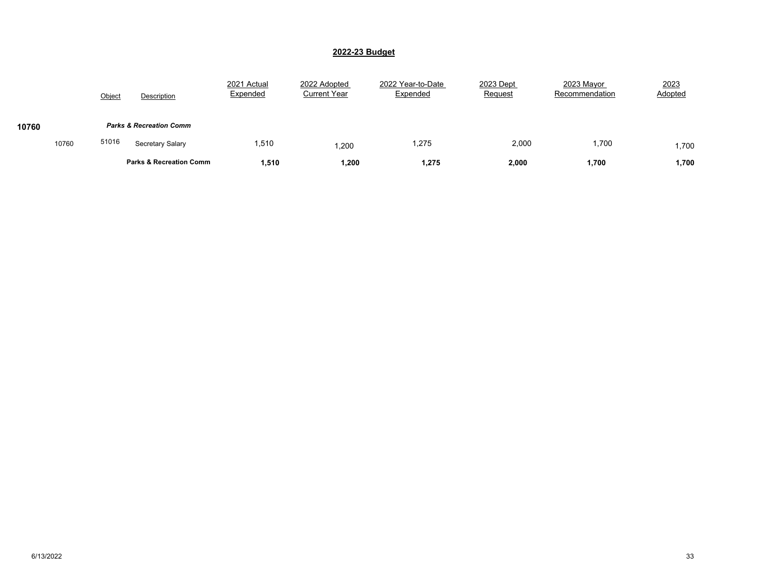## 2022-23 Budget

| | | Object | Description | 2021 Actual Expended | 2022 Adopted Current Year | 2022 Year-to-Date Expended | 2023 Dept Request | 2023 Mayor Recommendation | 2023 Adopted |
|---|---|---|---|---|---|---|---|---|---|
| **10760** | | | ***Parks & Recreation Comm*** | | | | | | |
| | 10760 | 51016 | Secretary Salary | 1,510 | 1,200 | 1,275 | 2,000 | 1,700 | 1,700 |
| | | | **Parks & Recreation Comm** | **1,510** | **1,200** | **1,275** | **2,000** | **1,700** | **1,700** |

6/13/2022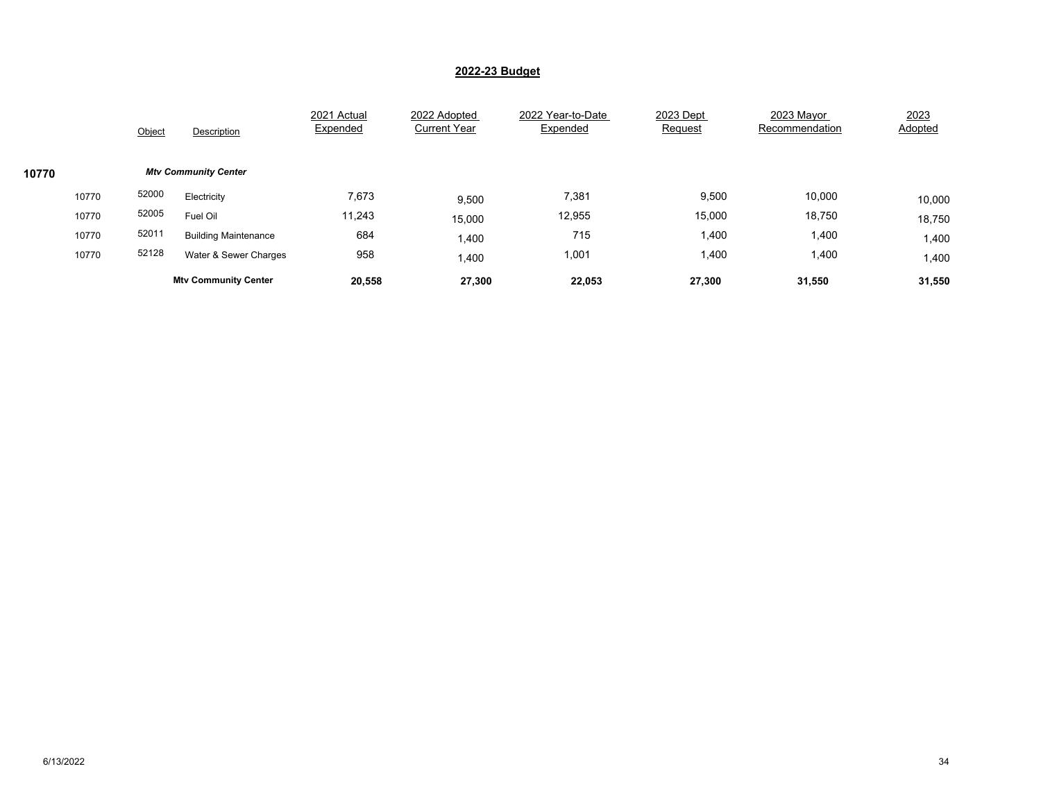## 2022-23 Budget

| | | Object | Description | 2021 Actual Expended | 2022 Adopted Current Year | 2022 Year-to-Date Expended | 2023 Dept Request | 2023 Mayor Recommendation | 2023 Adopted |
|---|---|---|---|---|---|---|---|---|---|
| **10770** | | | ***Mtv Community Center*** | | | | | | |
| | 10770 | 52000 | Electricity | 7,673 | 9,500 | 7,381 | 9,500 | 10,000 | 10,000 |
| | 10770 | 52005 | Fuel Oil | 11,243 | 15,000 | 12,955 | 15,000 | 18,750 | 18,750 |
| | 10770 | 52011 | Building Maintenance | 684 | 1,400 | 715 | 1,400 | 1,400 | 1,400 |
| | 10770 | 52128 | Water & Sewer Charges | 958 | 1,400 | 1,001 | 1,400 | 1,400 | 1,400 |
| | | | **Mtv Community Center** | **20,558** | **27,300** | **22,053** | **27,300** | **31,550** | **31,550** |

6/13/2022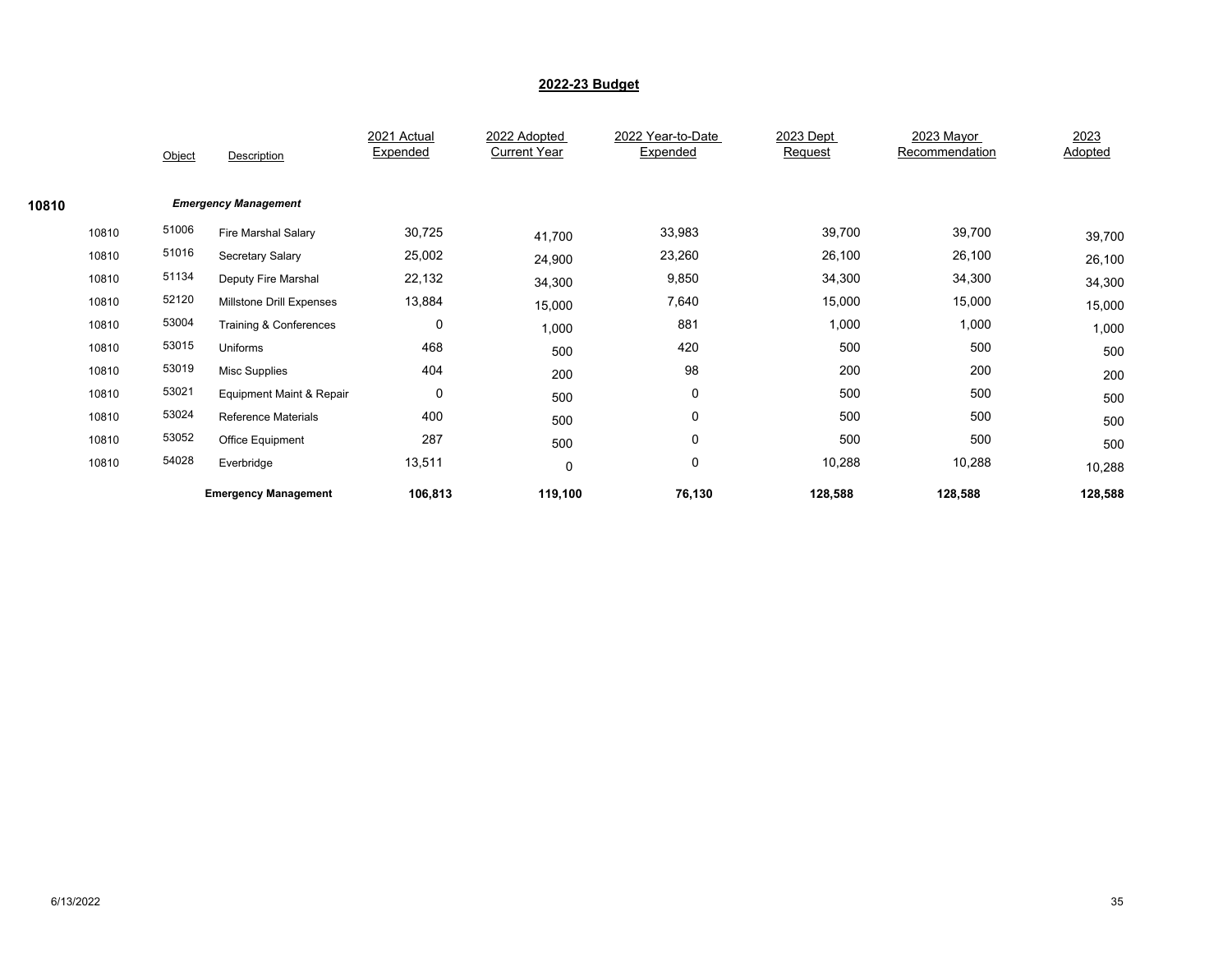## 2022-23 Budget

| | | Object | Description | 2021 Actual Expended | 2022 Adopted Current Year | 2022 Year-to-Date Expended | 2023 Dept Request | 2023 Mayor Recommendation | 2023 Adopted |
|---|---|---|---|---|---|---|---|---|---|
| **10810** | | | ***Emergency Management*** | | | | | | |
| | 10810 | 51006 | Fire Marshal Salary | 30,725 | 41,700 | 33,983 | 39,700 | 39,700 | 39,700 |
| | 10810 | 51016 | Secretary Salary | 25,002 | 24,900 | 23,260 | 26,100 | 26,100 | 26,100 |
| | 10810 | 51134 | Deputy Fire Marshal | 22,132 | 34,300 | 9,850 | 34,300 | 34,300 | 34,300 |
| | 10810 | 52120 | Millstone Drill Expenses | 13,884 | 15,000 | 7,640 | 15,000 | 15,000 | 15,000 |
| | 10810 | 53004 | Training & Conferences | 0 | 1,000 | 881 | 1,000 | 1,000 | 1,000 |
| | 10810 | 53015 | Uniforms | 468 | 500 | 420 | 500 | 500 | 500 |
| | 10810 | 53019 | Misc Supplies | 404 | 200 | 98 | 200 | 200 | 200 |
| | 10810 | 53021 | Equipment Maint & Repair | 0 | 500 | 0 | 500 | 500 | 500 |
| | 10810 | 53024 | Reference Materials | 400 | 500 | 0 | 500 | 500 | 500 |
| | 10810 | 53052 | Office Equipment | 287 | 500 | 0 | 500 | 500 | 500 |
| | 10810 | 54028 | Everbridge | 13,511 | 0 | 0 | 10,288 | 10,288 | 10,288 |
| | | | **Emergency Management** | **106,813** | **119,100** | **76,130** | **128,588** | **128,588** | **128,588** |

6/13/2022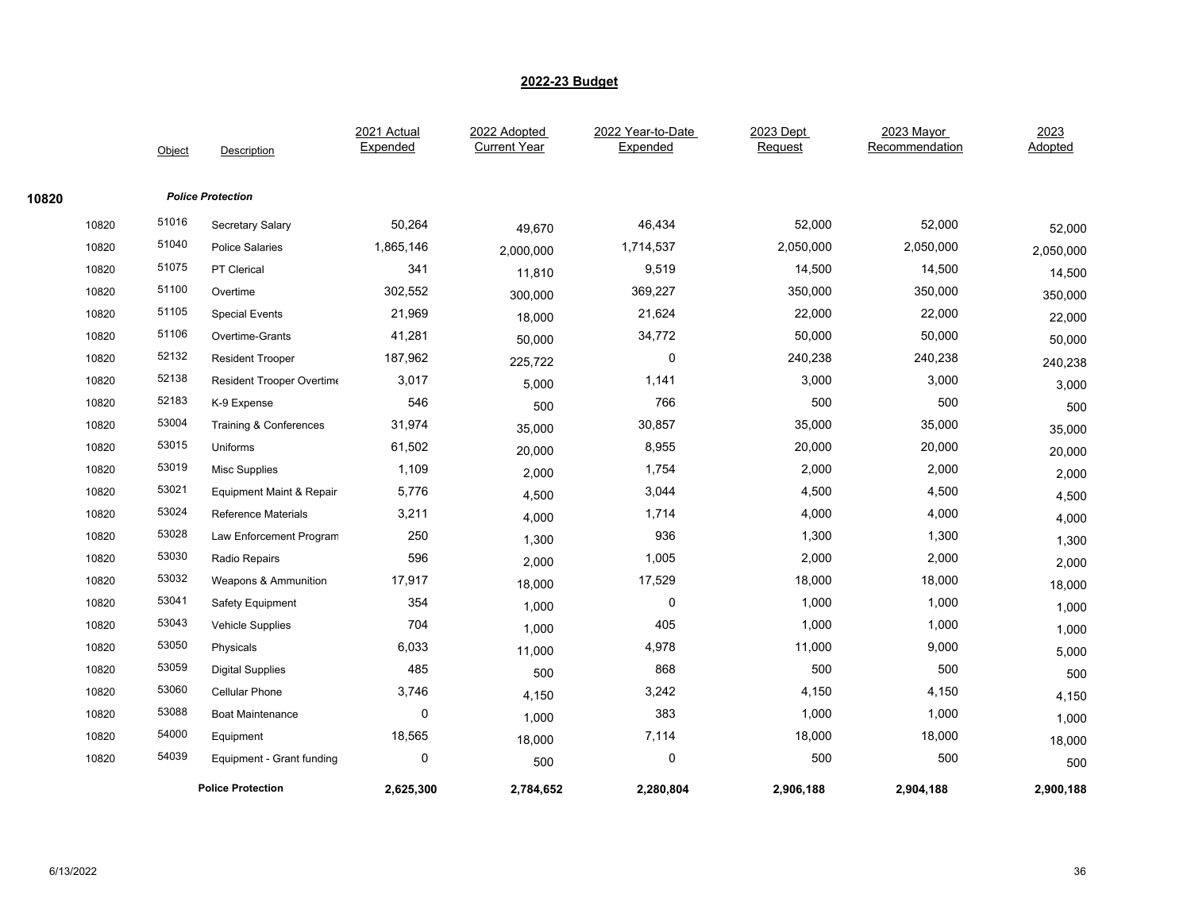## 2022-23 Budget

| | | Object | Description | 2021 Actual Expended | 2022 Adopted Current Year | 2022 Year-to-Date Expended | 2023 Dept Request | 2023 Mayor Recommendation | 2023 Adopted |
|---|---|---|---|---|---|---|---|---|---|
| 10820 | | | ***Police Protection*** | | | | | | |
| | 10820 | 51016 | Secretary Salary | 50,264 | 49,670 | 46,434 | 52,000 | 52,000 | 52,000 |
| | 10820 | 51040 | Police Salaries | 1,865,146 | 2,000,000 | 1,714,537 | 2,050,000 | 2,050,000 | 2,050,000 |
| | 10820 | 51075 | PT Clerical | 341 | 11,810 | 9,519 | 14,500 | 14,500 | 14,500 |
| | 10820 | 51100 | Overtime | 302,552 | 300,000 | 369,227 | 350,000 | 350,000 | 350,000 |
| | 10820 | 51105 | Special Events | 21,969 | 18,000 | 21,624 | 22,000 | 22,000 | 22,000 |
| | 10820 | 51106 | Overtime-Grants | 41,281 | 50,000 | 34,772 | 50,000 | 50,000 | 50,000 |
| | 10820 | 52132 | Resident Trooper | 187,962 | 225,722 | 0 | 240,238 | 240,238 | 240,238 |
| | 10820 | 52138 | Resident Trooper Overtime | 3,017 | 5,000 | 1,141 | 3,000 | 3,000 | 3,000 |
| | 10820 | 52183 | K-9 Expense | 546 | 500 | 766 | 500 | 500 | 500 |
| | 10820 | 53004 | Training & Conferences | 31,974 | 35,000 | 30,857 | 35,000 | 35,000 | 35,000 |
| | 10820 | 53015 | Uniforms | 61,502 | 20,000 | 8,955 | 20,000 | 20,000 | 20,000 |
| | 10820 | 53019 | Misc Supplies | 1,109 | 2,000 | 1,754 | 2,000 | 2,000 | 2,000 |
| | 10820 | 53021 | Equipment Maint & Repair | 5,776 | 4,500 | 3,044 | 4,500 | 4,500 | 4,500 |
| | 10820 | 53024 | Reference Materials | 3,211 | 4,000 | 1,714 | 4,000 | 4,000 | 4,000 |
| | 10820 | 53028 | Law Enforcement Program | 250 | 1,300 | 936 | 1,300 | 1,300 | 1,300 |
| | 10820 | 53030 | Radio Repairs | 596 | 2,000 | 1,005 | 2,000 | 2,000 | 2,000 |
| | 10820 | 53032 | Weapons & Ammunition | 17,917 | 18,000 | 17,529 | 18,000 | 18,000 | 18,000 |
| | 10820 | 53041 | Safety Equipment | 354 | 1,000 | 0 | 1,000 | 1,000 | 1,000 |
| | 10820 | 53043 | Vehicle Supplies | 704 | 1,000 | 405 | 1,000 | 1,000 | 1,000 |
| | 10820 | 53050 | Physicals | 6,033 | 11,000 | 4,978 | 11,000 | 9,000 | 5,000 |
| | 10820 | 53059 | Digital Supplies | 485 | 500 | 868 | 500 | 500 | 500 |
| | 10820 | 53060 | Cellular Phone | 3,746 | 4,150 | 3,242 | 4,150 | 4,150 | 4,150 |
| | 10820 | 53088 | Boat Maintenance | 0 | 1,000 | 383 | 1,000 | 1,000 | 1,000 |
| | 10820 | 54000 | Equipment | 18,565 | 18,000 | 7,114 | 18,000 | 18,000 | 18,000 |
| | 10820 | 54039 | Equipment - Grant funding | 0 | 500 | 0 | 500 | 500 | 500 |
| | | | **Police Protection** | **2,625,300** | **2,784,652** | **2,280,804** | **2,906,188** | **2,904,188** | **2,900,188** |

6/13/2022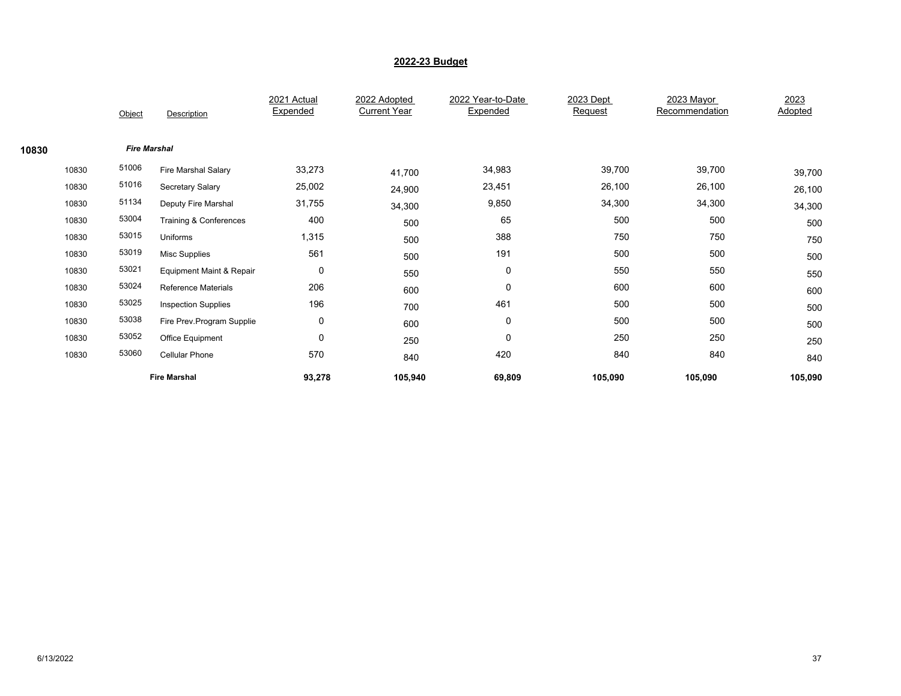## 2022-23 Budget

| | Object | Description | 2021 Actual Expended | 2022 Adopted Current Year | 2022 Year-to-Date Expended | 2023 Dept Request | 2023 Mayor Recommendation | 2023 Adopted |
|---|---|---|---|---|---|---|---|---|
| **10830** | | ***Fire Marshal*** | | | | | | |
| 10830 | 51006 | Fire Marshal Salary | 33,273 | 41,700 | 34,983 | 39,700 | 39,700 | 39,700 |
| 10830 | 51016 | Secretary Salary | 25,002 | 24,900 | 23,451 | 26,100 | 26,100 | 26,100 |
| 10830 | 51134 | Deputy Fire Marshal | 31,755 | 34,300 | 9,850 | 34,300 | 34,300 | 34,300 |
| 10830 | 53004 | Training & Conferences | 400 | 500 | 65 | 500 | 500 | 500 |
| 10830 | 53015 | Uniforms | 1,315 | 500 | 388 | 750 | 750 | 750 |
| 10830 | 53019 | Misc Supplies | 561 | 500 | 191 | 500 | 500 | 500 |
| 10830 | 53021 | Equipment Maint & Repair | 0 | 550 | 0 | 550 | 550 | 550 |
| 10830 | 53024 | Reference Materials | 206 | 600 | 0 | 600 | 600 | 600 |
| 10830 | 53025 | Inspection Supplies | 196 | 700 | 461 | 500 | 500 | 500 |
| 10830 | 53038 | Fire Prev.Program Supplie | 0 | 600 | 0 | 500 | 500 | 500 |
| 10830 | 53052 | Office Equipment | 0 | 250 | 0 | 250 | 250 | 250 |
| 10830 | 53060 | Cellular Phone | 570 | 840 | 420 | 840 | 840 | 840 |
| | | **Fire Marshal** | **93,278** | **105,940** | **69,809** | **105,090** | **105,090** | **105,090** |

6/13/2022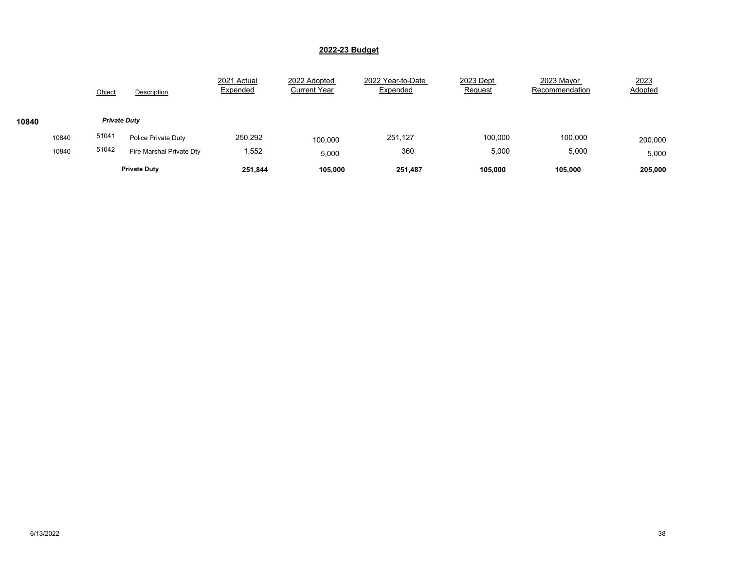## 2022-23 Budget

| | | Object | Description | 2021 Actual Expended | 2022 Adopted Current Year | 2022 Year-to-Date Expended | 2023 Dept Request | 2023 Mayor Recommendation | 2023 Adopted |
|---|---|---|---|---|---|---|---|---|---|
| **10840** | | | ***Private Duty*** | | | | | | |
| | 10840 | 51041 | Police Private Duty | 250,292 | 100,000 | 251,127 | 100,000 | 100,000 | 200,000 |
| | 10840 | 51042 | Fire Marshal Private Dty | 1,552 | 5,000 | 360 | 5,000 | 5,000 | 5,000 |
| | | | **Private Duty** | **251,844** | **105,000** | **251,487** | **105,000** | **105,000** | **205,000** |

6/13/2022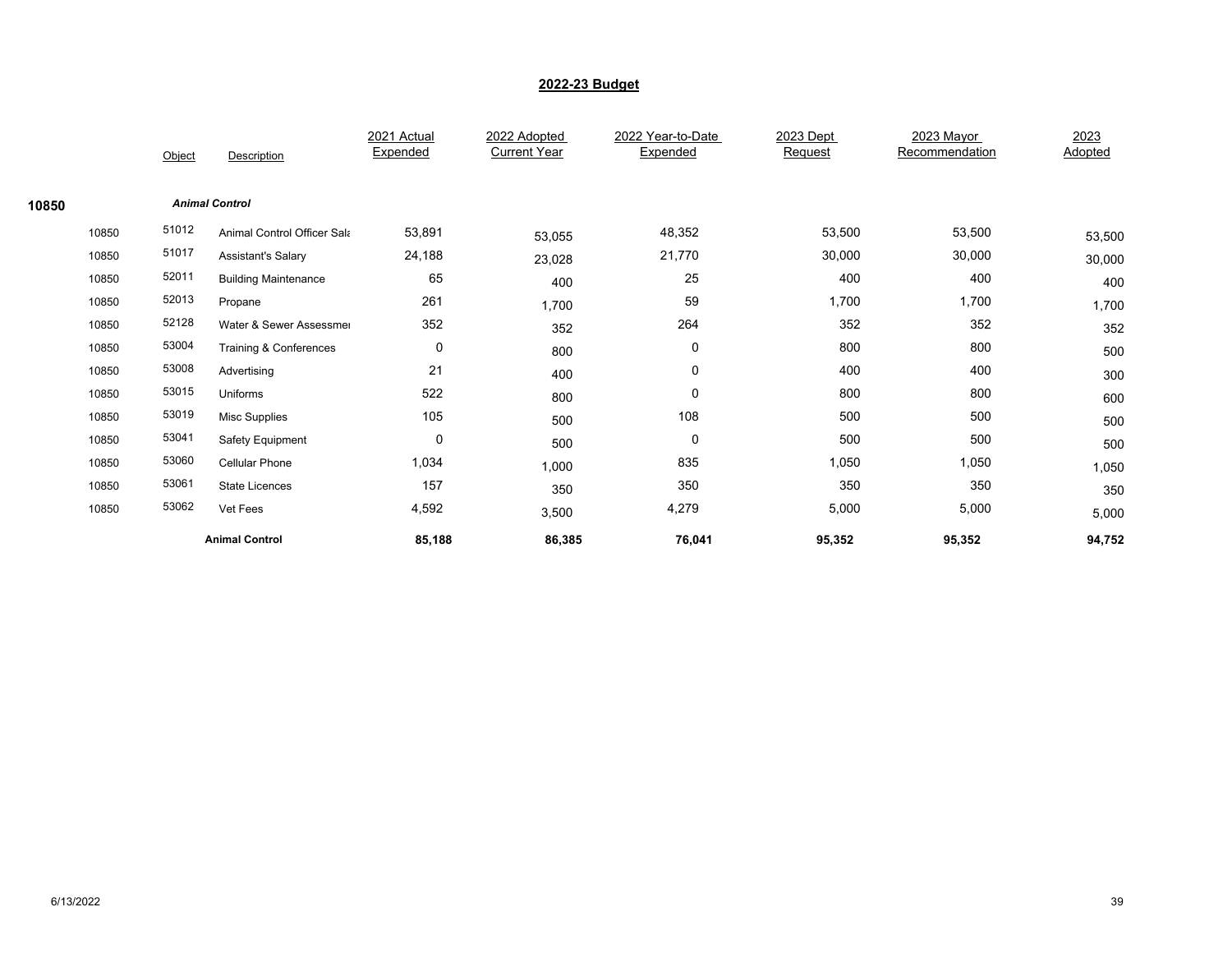## 2022-23 Budget

| | | Object | Description | 2021 Actual Expended | 2022 Adopted Current Year | 2022 Year-to-Date Expended | 2023 Dept Request | 2023 Mayor Recommendation | 2023 Adopted |
|---|---|---|---|---|---|---|---|---|---|
| **10850** | | | ***Animal Control*** | | | | | | |
| | 10850 | 51012 | Animal Control Officer Sala | 53,891 | 53,055 | 48,352 | 53,500 | 53,500 | 53,500 |
| | 10850 | 51017 | Assistant's Salary | 24,188 | 23,028 | 21,770 | 30,000 | 30,000 | 30,000 |
| | 10850 | 52011 | Building Maintenance | 65 | 400 | 25 | 400 | 400 | 400 |
| | 10850 | 52013 | Propane | 261 | 1,700 | 59 | 1,700 | 1,700 | 1,700 |
| | 10850 | 52128 | Water & Sewer Assessmer | 352 | 352 | 264 | 352 | 352 | 352 |
| | 10850 | 53004 | Training & Conferences | 0 | 800 | 0 | 800 | 800 | 500 |
| | 10850 | 53008 | Advertising | 21 | 400 | 0 | 400 | 400 | 300 |
| | 10850 | 53015 | Uniforms | 522 | 800 | 0 | 800 | 800 | 600 |
| | 10850 | 53019 | Misc Supplies | 105 | 500 | 108 | 500 | 500 | 500 |
| | 10850 | 53041 | Safety Equipment | 0 | 500 | 0 | 500 | 500 | 500 |
| | 10850 | 53060 | Cellular Phone | 1,034 | 1,000 | 835 | 1,050 | 1,050 | 1,050 |
| | 10850 | 53061 | State Licences | 157 | 350 | 350 | 350 | 350 | 350 |
| | 10850 | 53062 | Vet Fees | 4,592 | 3,500 | 4,279 | 5,000 | 5,000 | 5,000 |
| | | | **Animal Control** | **85,188** | **86,385** | **76,041** | **95,352** | **95,352** | **94,752** |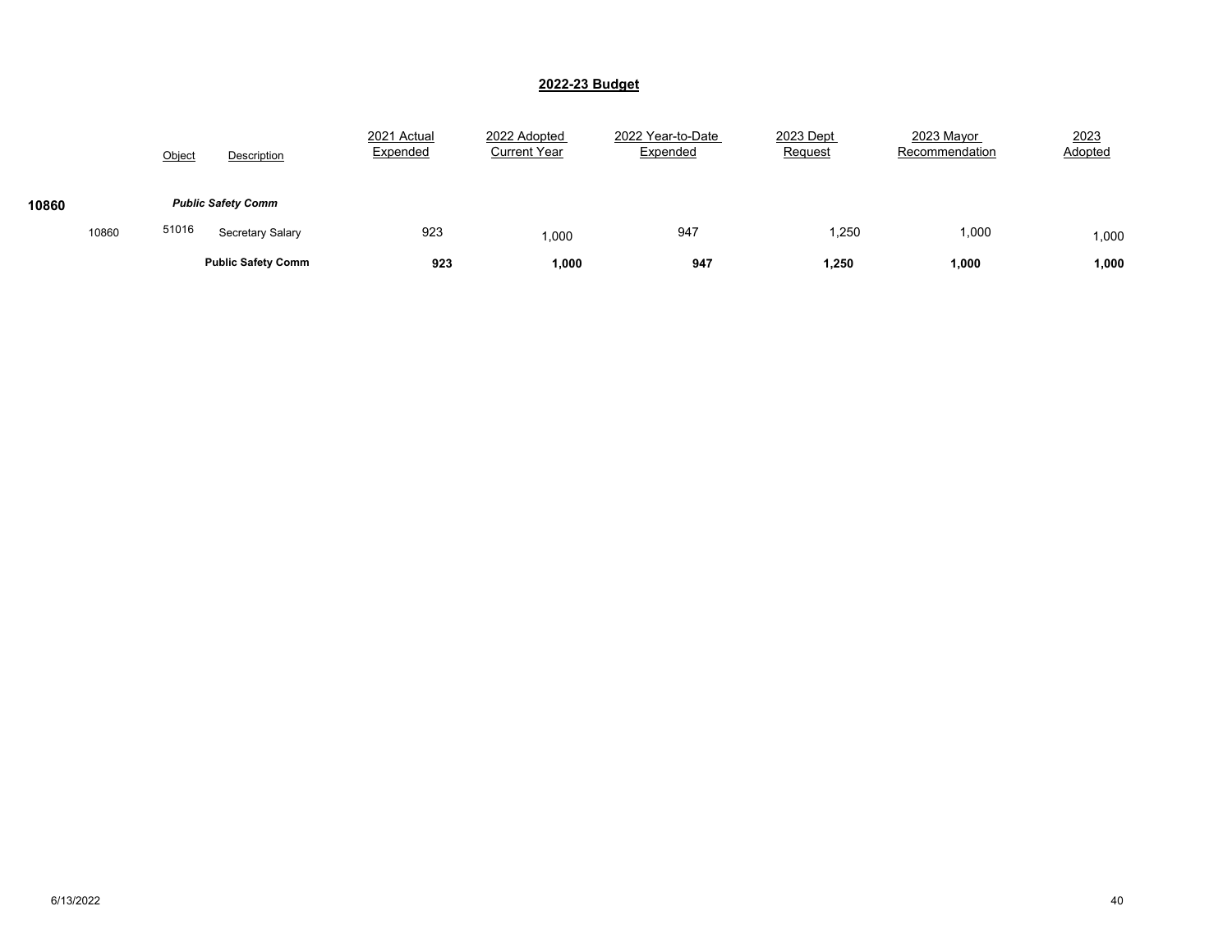## 2022-23 Budget

| | | Object | Description | 2021 Actual Expended | 2022 Adopted Current Year | 2022 Year-to-Date Expended | 2023 Dept Request | 2023 Mayor Recommendation | 2023 Adopted |
|---|---|---|---|---|---|---|---|---|---|
| **10860** | | | ***Public Safety Comm*** | | | | | | |
| | 10860 | 51016 | Secretary Salary | 923 | 1,000 | 947 | 1,250 | 1,000 | 1,000 |
| | | | **Public Safety Comm** | **923** | **1,000** | **947** | **1,250** | **1,000** | **1,000** |

6/13/2022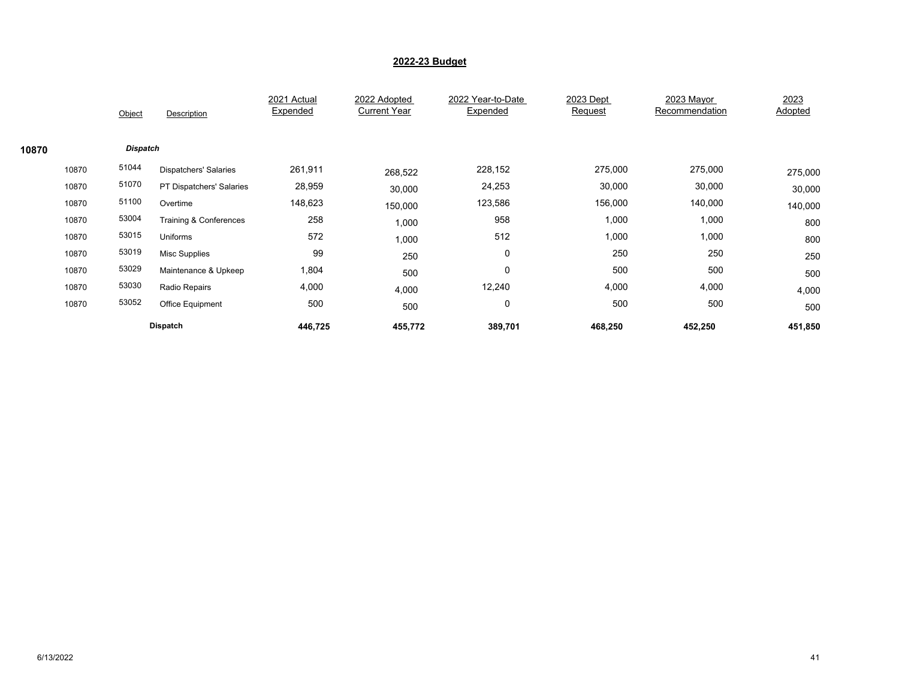## 2022-23 Budget

| | | Object | Description | 2021 Actual Expended | 2022 Adopted Current Year | 2022 Year-to-Date Expended | 2023 Dept Request | 2023 Mayor Recommendation | 2023 Adopted |
|---|---|---|---|---|---|---|---|---|---|
| **10870** | | ***Dispatch*** | | | | | | | |
| | 10870 | 51044 | Dispatchers' Salaries | 261,911 | 268,522 | 228,152 | 275,000 | 275,000 | 275,000 |
| | 10870 | 51070 | PT Dispatchers' Salaries | 28,959 | 30,000 | 24,253 | 30,000 | 30,000 | 30,000 |
| | 10870 | 51100 | Overtime | 148,623 | 150,000 | 123,586 | 156,000 | 140,000 | 140,000 |
| | 10870 | 53004 | Training & Conferences | 258 | 1,000 | 958 | 1,000 | 1,000 | 800 |
| | 10870 | 53015 | Uniforms | 572 | 1,000 | 512 | 1,000 | 1,000 | 800 |
| | 10870 | 53019 | Misc Supplies | 99 | 250 | 0 | 250 | 250 | 250 |
| | 10870 | 53029 | Maintenance & Upkeep | 1,804 | 500 | 0 | 500 | 500 | 500 |
| | 10870 | 53030 | Radio Repairs | 4,000 | 4,000 | 12,240 | 4,000 | 4,000 | 4,000 |
| | 10870 | 53052 | Office Equipment | 500 | 500 | 0 | 500 | 500 | 500 |
| | | | **Dispatch** | **446,725** | **455,772** | **389,701** | **468,250** | **452,250** | **451,850** |

6/13/2022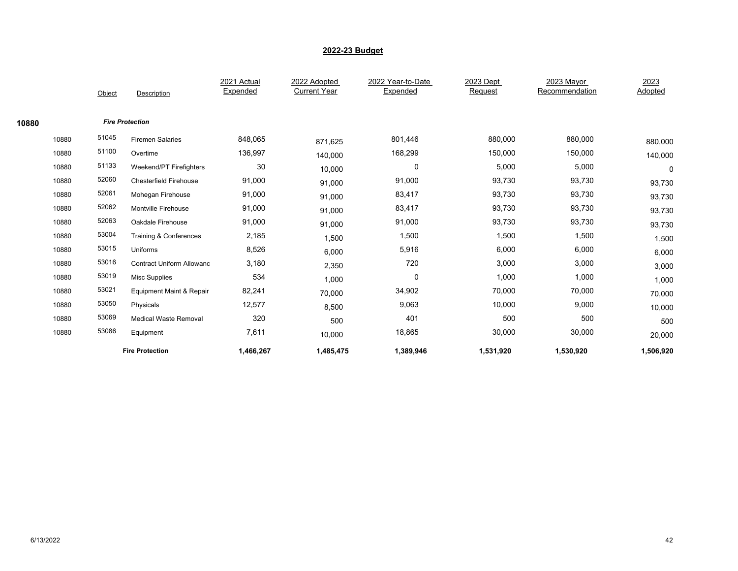## 2022-23 Budget

| | Object | Description | 2021 Actual Expended | 2022 Adopted Current Year | 2022 Year-to-Date Expended | 2023 Dept Request | 2023 Mayor Recommendation | 2023 Adopted |
|---|---|---|---|---|---|---|---|---|
| **10880** | | ***Fire Protection*** | | | | | | |
| 10880 | 51045 | Firemen Salaries | 848,065 | 871,625 | 801,446 | 880,000 | 880,000 | 880,000 |
| 10880 | 51100 | Overtime | 136,997 | 140,000 | 168,299 | 150,000 | 150,000 | 140,000 |
| 10880 | 51133 | Weekend/PT Firefighters | 30 | 10,000 | 0 | 5,000 | 5,000 | 0 |
| 10880 | 52060 | Chesterfield Firehouse | 91,000 | 91,000 | 91,000 | 93,730 | 93,730 | 93,730 |
| 10880 | 52061 | Mohegan Firehouse | 91,000 | 91,000 | 83,417 | 93,730 | 93,730 | 93,730 |
| 10880 | 52062 | Montville Firehouse | 91,000 | 91,000 | 83,417 | 93,730 | 93,730 | 93,730 |
| 10880 | 52063 | Oakdale Firehouse | 91,000 | 91,000 | 91,000 | 93,730 | 93,730 | 93,730 |
| 10880 | 53004 | Training & Conferences | 2,185 | 1,500 | 1,500 | 1,500 | 1,500 | 1,500 |
| 10880 | 53015 | Uniforms | 8,526 | 6,000 | 5,916 | 6,000 | 6,000 | 6,000 |
| 10880 | 53016 | Contract Uniform Allowanc | 3,180 | 2,350 | 720 | 3,000 | 3,000 | 3,000 |
| 10880 | 53019 | Misc Supplies | 534 | 1,000 | 0 | 1,000 | 1,000 | 1,000 |
| 10880 | 53021 | Equipment Maint & Repair | 82,241 | 70,000 | 34,902 | 70,000 | 70,000 | 70,000 |
| 10880 | 53050 | Physicals | 12,577 | 8,500 | 9,063 | 10,000 | 9,000 | 10,000 |
| 10880 | 53069 | Medical Waste Removal | 320 | 500 | 401 | 500 | 500 | 500 |
| 10880 | 53086 | Equipment | 7,611 | 10,000 | 18,865 | 30,000 | 30,000 | 20,000 |
| | | **Fire Protection** | **1,466,267** | **1,485,475** | **1,389,946** | **1,531,920** | **1,530,920** | **1,506,920** |

6/13/2022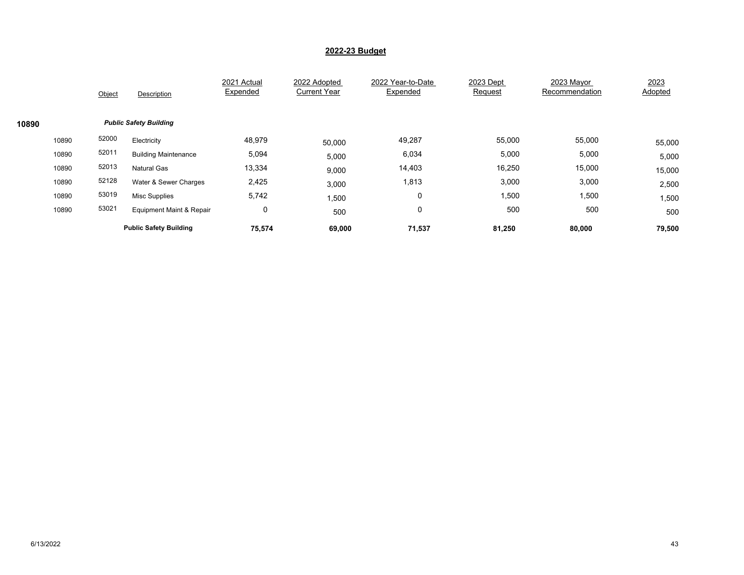## 2022-23 Budget

| | | Object | Description | 2021 Actual Expended | 2022 Adopted Current Year | 2022 Year-to-Date Expended | 2023 Dept Request | 2023 Mayor Recommendation | 2023 Adopted |
|---|---|---|---|---|---|---|---|---|---|
| **10890** | | | ***Public Safety Building*** | | | | | | |
| | 10890 | 52000 | Electricity | 48,979 | 50,000 | 49,287 | 55,000 | 55,000 | 55,000 |
| | 10890 | 52011 | Building Maintenance | 5,094 | 5,000 | 6,034 | 5,000 | 5,000 | 5,000 |
| | 10890 | 52013 | Natural Gas | 13,334 | 9,000 | 14,403 | 16,250 | 15,000 | 15,000 |
| | 10890 | 52128 | Water & Sewer Charges | 2,425 | 3,000 | 1,813 | 3,000 | 3,000 | 2,500 |
| | 10890 | 53019 | Misc Supplies | 5,742 | 1,500 | 0 | 1,500 | 1,500 | 1,500 |
| | 10890 | 53021 | Equipment Maint & Repair | 0 | 500 | 0 | 500 | 500 | 500 |
| | | | **Public Safety Building** | **75,574** | **69,000** | **71,537** | **81,250** | **80,000** | **79,500** |

6/13/2022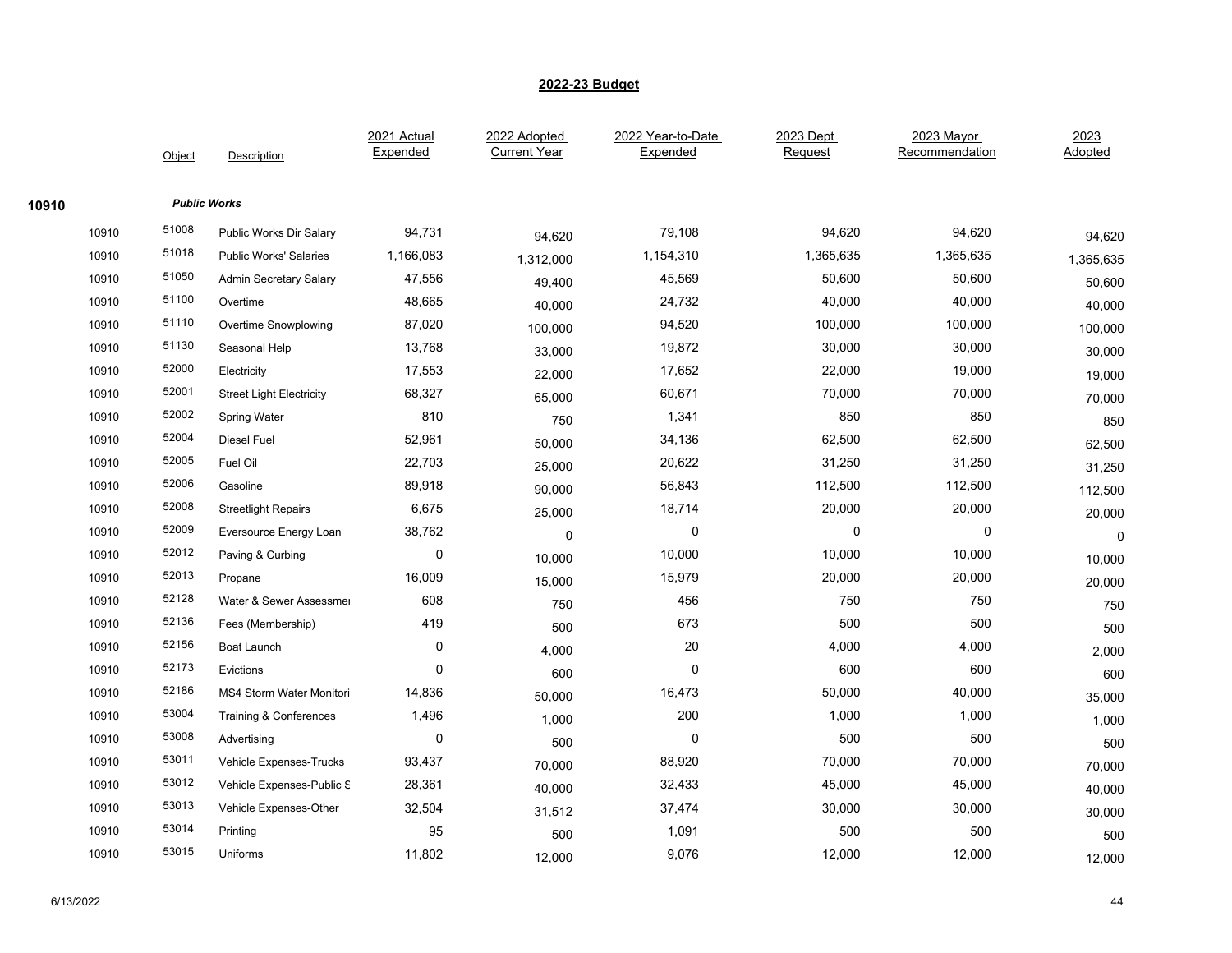## 2022-23 Budget

| | Object | Description | 2021 Actual Expended | 2022 Adopted Current Year | 2022 Year-to-Date Expended | 2023 Dept Request | 2023 Mayor Recommendation | 2023 Adopted |
|---|---|---|---|---|---|---|---|---|
| **10910** | | ***Public Works*** | | | | | | |
| 10910 | 51008 | Public Works Dir Salary | 94,731 | 94,620 | 79,108 | 94,620 | 94,620 | 94,620 |
| 10910 | 51018 | Public Works' Salaries | 1,166,083 | 1,312,000 | 1,154,310 | 1,365,635 | 1,365,635 | 1,365,635 |
| 10910 | 51050 | Admin Secretary Salary | 47,556 | 49,400 | 45,569 | 50,600 | 50,600 | 50,600 |
| 10910 | 51100 | Overtime | 48,665 | 40,000 | 24,732 | 40,000 | 40,000 | 40,000 |
| 10910 | 51110 | Overtime Snowplowing | 87,020 | 100,000 | 94,520 | 100,000 | 100,000 | 100,000 |
| 10910 | 51130 | Seasonal Help | 13,768 | 33,000 | 19,872 | 30,000 | 30,000 | 30,000 |
| 10910 | 52000 | Electricity | 17,553 | 22,000 | 17,652 | 22,000 | 19,000 | 19,000 |
| 10910 | 52001 | Street Light Electricity | 68,327 | 65,000 | 60,671 | 70,000 | 70,000 | 70,000 |
| 10910 | 52002 | Spring Water | 810 | 750 | 1,341 | 850 | 850 | 850 |
| 10910 | 52004 | Diesel Fuel | 52,961 | 50,000 | 34,136 | 62,500 | 62,500 | 62,500 |
| 10910 | 52005 | Fuel Oil | 22,703 | 25,000 | 20,622 | 31,250 | 31,250 | 31,250 |
| 10910 | 52006 | Gasoline | 89,918 | 90,000 | 56,843 | 112,500 | 112,500 | 112,500 |
| 10910 | 52008 | Streetlight Repairs | 6,675 | 25,000 | 18,714 | 20,000 | 20,000 | 20,000 |
| 10910 | 52009 | Eversource Energy Loan | 38,762 | 0 | 0 | 0 | 0 | 0 |
| 10910 | 52012 | Paving & Curbing | 0 | 10,000 | 10,000 | 10,000 | 10,000 | 10,000 |
| 10910 | 52013 | Propane | 16,009 | 15,000 | 15,979 | 20,000 | 20,000 | 20,000 |
| 10910 | 52128 | Water & Sewer Assessmei | 608 | 750 | 456 | 750 | 750 | 750 |
| 10910 | 52136 | Fees (Membership) | 419 | 500 | 673 | 500 | 500 | 500 |
| 10910 | 52156 | Boat Launch | 0 | 4,000 | 20 | 4,000 | 4,000 | 2,000 |
| 10910 | 52173 | Evictions | 0 | 600 | 0 | 600 | 600 | 600 |
| 10910 | 52186 | MS4 Storm Water Monitori | 14,836 | 50,000 | 16,473 | 50,000 | 40,000 | 35,000 |
| 10910 | 53004 | Training & Conferences | 1,496 | 1,000 | 200 | 1,000 | 1,000 | 1,000 |
| 10910 | 53008 | Advertising | 0 | 500 | 0 | 500 | 500 | 500 |
| 10910 | 53011 | Vehicle Expenses-Trucks | 93,437 | 70,000 | 88,920 | 70,000 | 70,000 | 70,000 |
| 10910 | 53012 | Vehicle Expenses-Public S | 28,361 | 40,000 | 32,433 | 45,000 | 45,000 | 40,000 |
| 10910 | 53013 | Vehicle Expenses-Other | 32,504 | 31,512 | 37,474 | 30,000 | 30,000 | 30,000 |
| 10910 | 53014 | Printing | 95 | 500 | 1,091 | 500 | 500 | 500 |
| 10910 | 53015 | Uniforms | 11,802 | 12,000 | 9,076 | 12,000 | 12,000 | 12,000 |

6/13/2022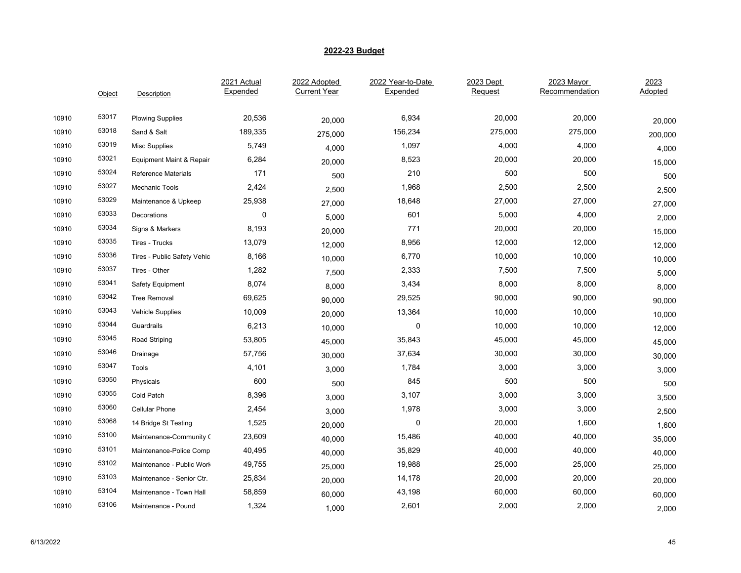## 2022-23 Budget

|  | Object | Description | 2021 Actual Expended | 2022 Adopted Current Year | 2022 Year-to-Date Expended | 2023 Dept Request | 2023 Mayor Recommendation | 2023 Adopted |
|---|---|---|---|---|---|---|---|---|
| 10910 | 53017 | Plowing Supplies | 20,536 | 20,000 | 6,934 | 20,000 | 20,000 | 20,000 |
| 10910 | 53018 | Sand & Salt | 189,335 | 275,000 | 156,234 | 275,000 | 275,000 | 200,000 |
| 10910 | 53019 | Misc Supplies | 5,749 | 4,000 | 1,097 | 4,000 | 4,000 | 4,000 |
| 10910 | 53021 | Equipment Maint & Repair | 6,284 | 20,000 | 8,523 | 20,000 | 20,000 | 15,000 |
| 10910 | 53024 | Reference Materials | 171 | 500 | 210 | 500 | 500 | 500 |
| 10910 | 53027 | Mechanic Tools | 2,424 | 2,500 | 1,968 | 2,500 | 2,500 | 2,500 |
| 10910 | 53029 | Maintenance & Upkeep | 25,938 | 27,000 | 18,648 | 27,000 | 27,000 | 27,000 |
| 10910 | 53033 | Decorations | 0 | 5,000 | 601 | 5,000 | 4,000 | 2,000 |
| 10910 | 53034 | Signs & Markers | 8,193 | 20,000 | 771 | 20,000 | 20,000 | 15,000 |
| 10910 | 53035 | Tires - Trucks | 13,079 | 12,000 | 8,956 | 12,000 | 12,000 | 12,000 |
| 10910 | 53036 | Tires - Public Safety Vehic | 8,166 | 10,000 | 6,770 | 10,000 | 10,000 | 10,000 |
| 10910 | 53037 | Tires - Other | 1,282 | 7,500 | 2,333 | 7,500 | 7,500 | 5,000 |
| 10910 | 53041 | Safety Equipment | 8,074 | 8,000 | 3,434 | 8,000 | 8,000 | 8,000 |
| 10910 | 53042 | Tree Removal | 69,625 | 90,000 | 29,525 | 90,000 | 90,000 | 90,000 |
| 10910 | 53043 | Vehicle Supplies | 10,009 | 20,000 | 13,364 | 10,000 | 10,000 | 10,000 |
| 10910 | 53044 | Guardrails | 6,213 | 10,000 | 0 | 10,000 | 10,000 | 12,000 |
| 10910 | 53045 | Road Striping | 53,805 | 45,000 | 35,843 | 45,000 | 45,000 | 45,000 |
| 10910 | 53046 | Drainage | 57,756 | 30,000 | 37,634 | 30,000 | 30,000 | 30,000 |
| 10910 | 53047 | Tools | 4,101 | 3,000 | 1,784 | 3,000 | 3,000 | 3,000 |
| 10910 | 53050 | Physicals | 600 | 500 | 845 | 500 | 500 | 500 |
| 10910 | 53055 | Cold Patch | 8,396 | 3,000 | 3,107 | 3,000 | 3,000 | 3,500 |
| 10910 | 53060 | Cellular Phone | 2,454 | 3,000 | 1,978 | 3,000 | 3,000 | 2,500 |
| 10910 | 53068 | 14 Bridge St Testing | 1,525 | 20,000 | 0 | 20,000 | 1,600 | 1,600 |
| 10910 | 53100 | Maintenance-Community ( | 23,609 | 40,000 | 15,486 | 40,000 | 40,000 | 35,000 |
| 10910 | 53101 | Maintenance-Police Comp | 40,495 | 40,000 | 35,829 | 40,000 | 40,000 | 40,000 |
| 10910 | 53102 | Maintenance - Public Work | 49,755 | 25,000 | 19,988 | 25,000 | 25,000 | 25,000 |
| 10910 | 53103 | Maintenance - Senior Ctr. | 25,834 | 20,000 | 14,178 | 20,000 | 20,000 | 20,000 |
| 10910 | 53104 | Maintenance - Town Hall | 58,859 | 60,000 | 43,198 | 60,000 | 60,000 | 60,000 |
| 10910 | 53106 | Maintenance - Pound | 1,324 | 1,000 | 2,601 | 2,000 | 2,000 | 2,000 |

6/13/2022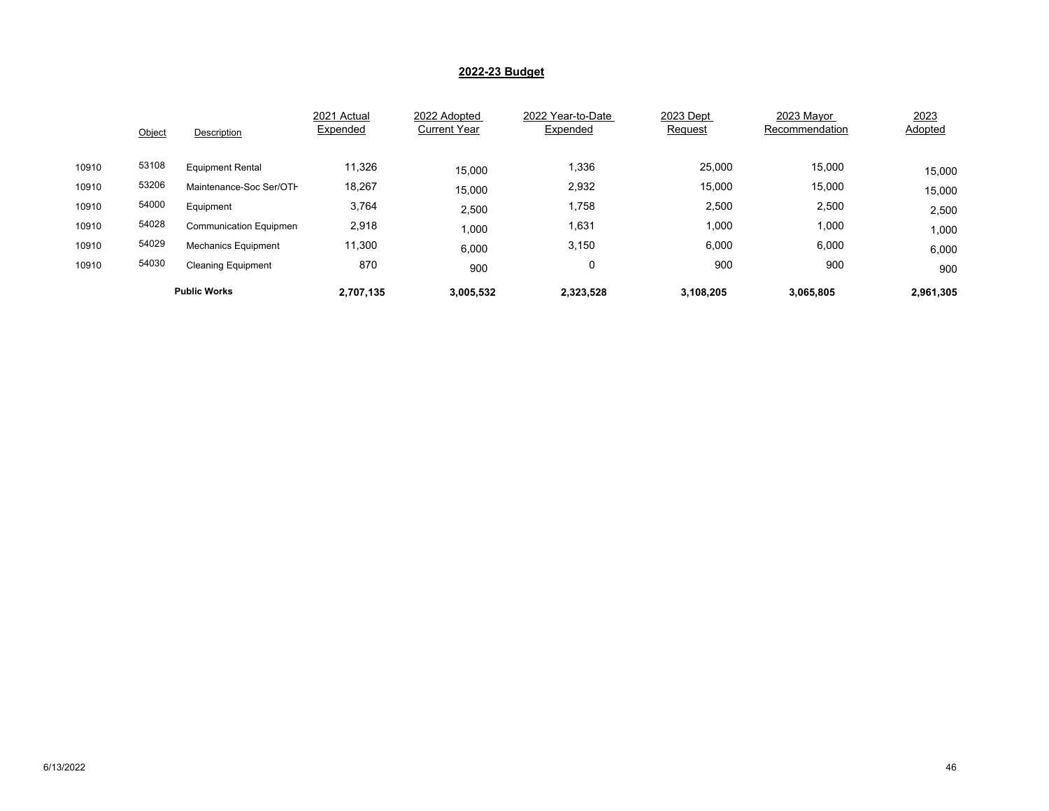## 2022-23 Budget

| | Object | Description | 2021 Actual Expended | 2022 Adopted Current Year | 2022 Year-to-Date Expended | 2023 Dept Request | 2023 Mayor Recommendation | 2023 Adopted |
|---|---|---|---|---|---|---|---|---|
| 10910 | 53108 | Equipment Rental | 11,326 | 15,000 | 1,336 | 25,000 | 15,000 | 15,000 |
| 10910 | 53206 | Maintenance-Soc Ser/OTH | 18,267 | 15,000 | 2,932 | 15,000 | 15,000 | 15,000 |
| 10910 | 54000 | Equipment | 3,764 | 2,500 | 1,758 | 2,500 | 2,500 | 2,500 |
| 10910 | 54028 | Communication Equipmen | 2,918 | 1,000 | 1,631 | 1,000 | 1,000 | 1,000 |
| 10910 | 54029 | Mechanics Equipment | 11,300 | 6,000 | 3,150 | 6,000 | 6,000 | 6,000 |
| 10910 | 54030 | Cleaning Equipment | 870 | 900 | 0 | 900 | 900 | 900 |
| | | **Public Works** | **2,707,135** | **3,005,532** | **2,323,528** | **3,108,205** | **3,065,805** | **2,961,305** |

6/13/2022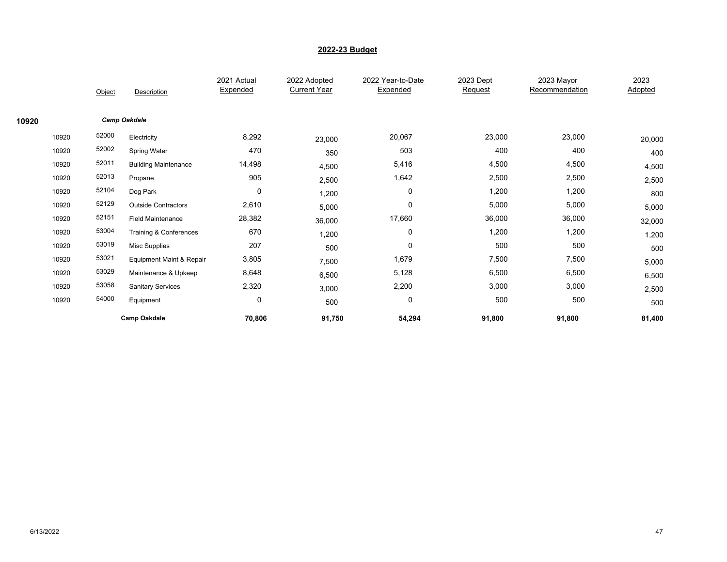## 2022-23 Budget

| | Object | Description | 2021 Actual Expended | 2022 Adopted Current Year | 2022 Year-to-Date Expended | 2023 Dept Request | 2023 Mayor Recommendation | 2023 Adopted |
|---|---|---|---|---|---|---|---|---|
| **10920** | | ***Camp Oakdale*** | | | | | | |
| 10920 | 52000 | Electricity | 8,292 | 23,000 | 20,067 | 23,000 | 23,000 | 20,000 |
| 10920 | 52002 | Spring Water | 470 | 350 | 503 | 400 | 400 | 400 |
| 10920 | 52011 | Building Maintenance | 14,498 | 4,500 | 5,416 | 4,500 | 4,500 | 4,500 |
| 10920 | 52013 | Propane | 905 | 2,500 | 1,642 | 2,500 | 2,500 | 2,500 |
| 10920 | 52104 | Dog Park | 0 | 1,200 | 0 | 1,200 | 1,200 | 800 |
| 10920 | 52129 | Outside Contractors | 2,610 | 5,000 | 0 | 5,000 | 5,000 | 5,000 |
| 10920 | 52151 | Field Maintenance | 28,382 | 36,000 | 17,660 | 36,000 | 36,000 | 32,000 |
| 10920 | 53004 | Training & Conferences | 670 | 1,200 | 0 | 1,200 | 1,200 | 1,200 |
| 10920 | 53019 | Misc Supplies | 207 | 500 | 0 | 500 | 500 | 500 |
| 10920 | 53021 | Equipment Maint & Repair | 3,805 | 7,500 | 1,679 | 7,500 | 7,500 | 5,000 |
| 10920 | 53029 | Maintenance & Upkeep | 8,648 | 6,500 | 5,128 | 6,500 | 6,500 | 6,500 |
| 10920 | 53058 | Sanitary Services | 2,320 | 3,000 | 2,200 | 3,000 | 3,000 | 2,500 |
| 10920 | 54000 | Equipment | 0 | 500 | 0 | 500 | 500 | 500 |
| | | **Camp Oakdale** | **70,806** | **91,750** | **54,294** | **91,800** | **91,800** | **81,400** |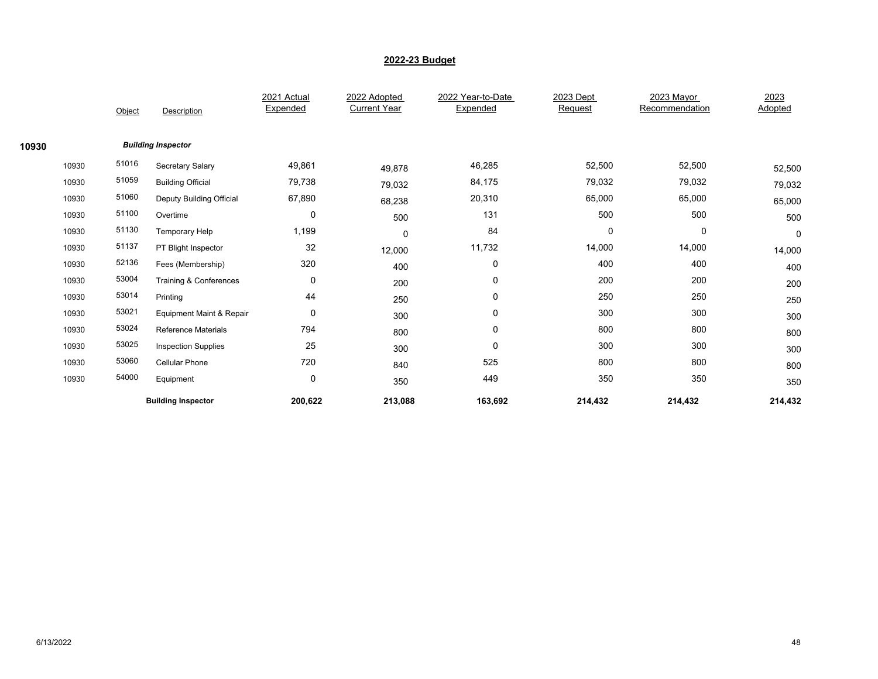## 2022-23 Budget

| | Object | Description | 2021 Actual Expended | 2022 Adopted Current Year | 2022 Year-to-Date Expended | 2023 Dept Request | 2023 Mayor Recommendation | 2023 Adopted |
|---|---|---|---|---|---|---|---|---|
| **10930** | | ***Building Inspector*** | | | | | | |
| 10930 | 51016 | Secretary Salary | 49,861 | 49,878 | 46,285 | 52,500 | 52,500 | 52,500 |
| 10930 | 51059 | Building Official | 79,738 | 79,032 | 84,175 | 79,032 | 79,032 | 79,032 |
| 10930 | 51060 | Deputy Building Official | 67,890 | 68,238 | 20,310 | 65,000 | 65,000 | 65,000 |
| 10930 | 51100 | Overtime | 0 | 500 | 131 | 500 | 500 | 500 |
| 10930 | 51130 | Temporary Help | 1,199 | 0 | 84 | 0 | 0 | 0 |
| 10930 | 51137 | PT Blight Inspector | 32 | 12,000 | 11,732 | 14,000 | 14,000 | 14,000 |
| 10930 | 52136 | Fees (Membership) | 320 | 400 | 0 | 400 | 400 | 400 |
| 10930 | 53004 | Training & Conferences | 0 | 200 | 0 | 200 | 200 | 200 |
| 10930 | 53014 | Printing | 44 | 250 | 0 | 250 | 250 | 250 |
| 10930 | 53021 | Equipment Maint & Repair | 0 | 300 | 0 | 300 | 300 | 300 |
| 10930 | 53024 | Reference Materials | 794 | 800 | 0 | 800 | 800 | 800 |
| 10930 | 53025 | Inspection Supplies | 25 | 300 | 0 | 300 | 300 | 300 |
| 10930 | 53060 | Cellular Phone | 720 | 840 | 525 | 800 | 800 | 800 |
| 10930 | 54000 | Equipment | 0 | 350 | 449 | 350 | 350 | 350 |
| | | **Building Inspector** | **200,622** | **213,088** | **163,692** | **214,432** | **214,432** | **214,432** |

6/13/2022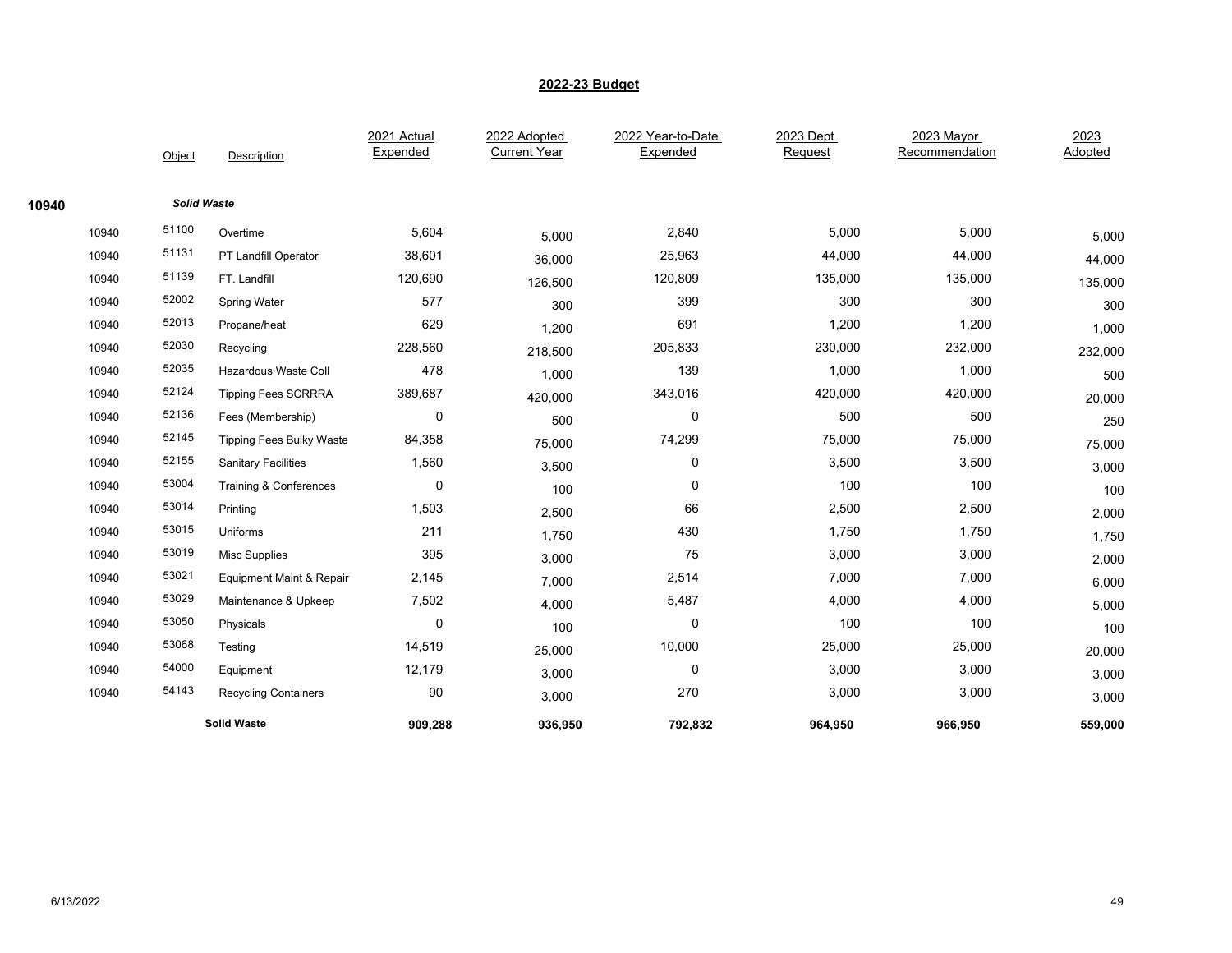## 2022-23 Budget

| | Object | Description | 2021 Actual Expended | 2022 Adopted Current Year | 2022 Year-to-Date Expended | 2023 Dept Request | 2023 Mayor Recommendation | 2023 Adopted |
|---|---|---|---|---|---|---|---|---|
| **10940** | | ***Solid Waste*** | | | | | | |
| 10940 | 51100 | Overtime | 5,604 | 5,000 | 2,840 | 5,000 | 5,000 | 5,000 |
| 10940 | 51131 | PT Landfill Operator | 38,601 | 36,000 | 25,963 | 44,000 | 44,000 | 44,000 |
| 10940 | 51139 | FT. Landfill | 120,690 | 126,500 | 120,809 | 135,000 | 135,000 | 135,000 |
| 10940 | 52002 | Spring Water | 577 | 300 | 399 | 300 | 300 | 300 |
| 10940 | 52013 | Propane/heat | 629 | 1,200 | 691 | 1,200 | 1,200 | 1,000 |
| 10940 | 52030 | Recycling | 228,560 | 218,500 | 205,833 | 230,000 | 232,000 | 232,000 |
| 10940 | 52035 | Hazardous Waste Coll | 478 | 1,000 | 139 | 1,000 | 1,000 | 500 |
| 10940 | 52124 | Tipping Fees SCRRRA | 389,687 | 420,000 | 343,016 | 420,000 | 420,000 | 20,000 |
| 10940 | 52136 | Fees (Membership) | 0 | 500 | 0 | 500 | 500 | 250 |
| 10940 | 52145 | Tipping Fees Bulky Waste | 84,358 | 75,000 | 74,299 | 75,000 | 75,000 | 75,000 |
| 10940 | 52155 | Sanitary Facilities | 1,560 | 3,500 | 0 | 3,500 | 3,500 | 3,000 |
| 10940 | 53004 | Training & Conferences | 0 | 100 | 0 | 100 | 100 | 100 |
| 10940 | 53014 | Printing | 1,503 | 2,500 | 66 | 2,500 | 2,500 | 2,000 |
| 10940 | 53015 | Uniforms | 211 | 1,750 | 430 | 1,750 | 1,750 | 1,750 |
| 10940 | 53019 | Misc Supplies | 395 | 3,000 | 75 | 3,000 | 3,000 | 2,000 |
| 10940 | 53021 | Equipment Maint & Repair | 2,145 | 7,000 | 2,514 | 7,000 | 7,000 | 6,000 |
| 10940 | 53029 | Maintenance & Upkeep | 7,502 | 4,000 | 5,487 | 4,000 | 4,000 | 5,000 |
| 10940 | 53050 | Physicals | 0 | 100 | 0 | 100 | 100 | 100 |
| 10940 | 53068 | Testing | 14,519 | 25,000 | 10,000 | 25,000 | 25,000 | 20,000 |
| 10940 | 54000 | Equipment | 12,179 | 3,000 | 0 | 3,000 | 3,000 | 3,000 |
| 10940 | 54143 | Recycling Containers | 90 | 3,000 | 270 | 3,000 | 3,000 | 3,000 |
| | | **Solid Waste** | **909,288** | **936,950** | **792,832** | **964,950** | **966,950** | **559,000** |

6/13/2022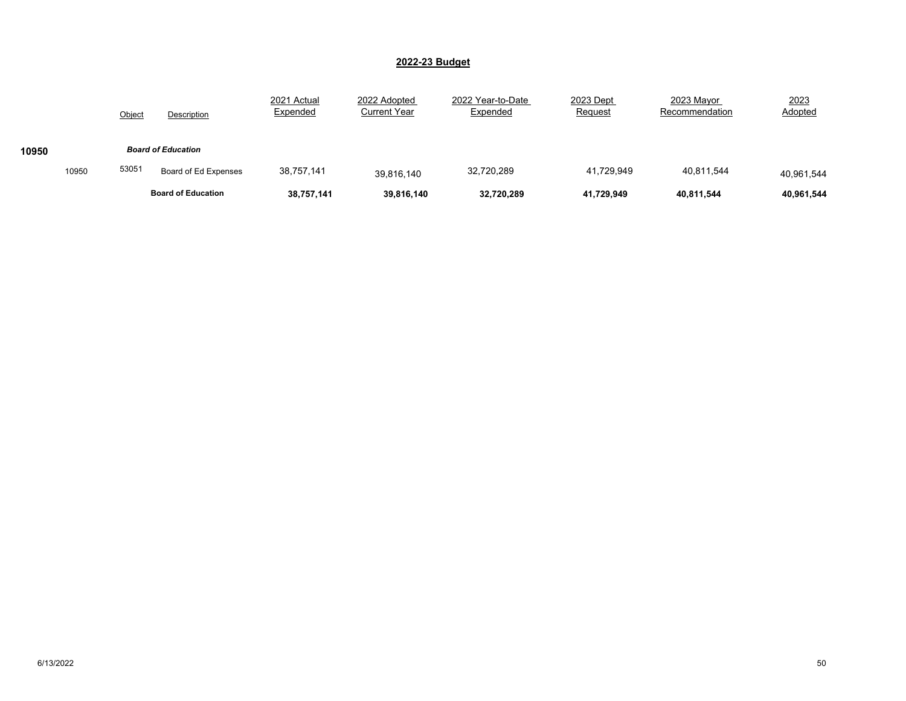## 2022-23 Budget

| | | Object | Description | 2021 Actual Expended | 2022 Adopted Current Year | 2022 Year-to-Date Expended | 2023 Dept Request | 2023 Mayor Recommendation | 2023 Adopted |
|---|---|---|---|---|---|---|---|---|---|
| **10950** | | | ***Board of Education*** | | | | | | |
| | 10950 | 53051 | Board of Ed Expenses | 38,757,141 | 39,816,140 | 32,720,289 | 41,729,949 | 40,811,544 | 40,961,544 |
| | | | **Board of Education** | **38,757,141** | **39,816,140** | **32,720,289** | **41,729,949** | **40,811,544** | **40,961,544** |

6/13/2022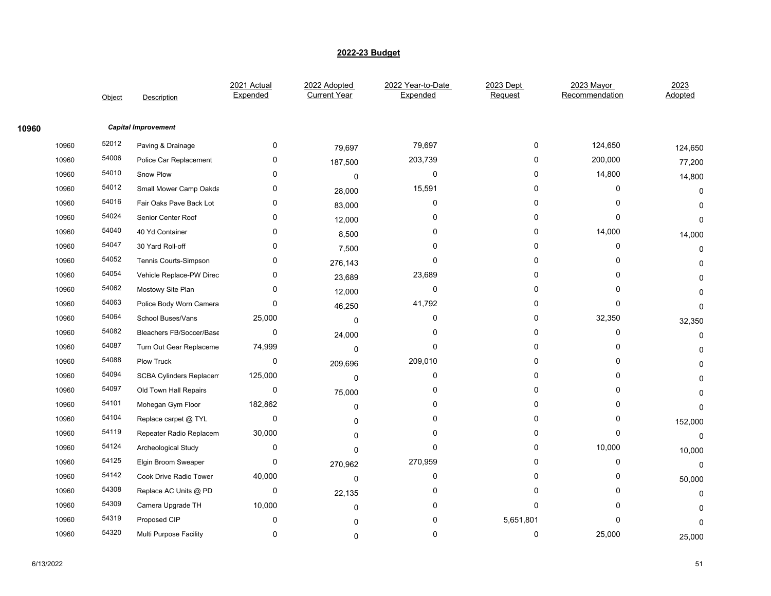## 2022-23 Budget

| | Object | Description | 2021 Actual Expended | 2022 Adopted Current Year | 2022 Year-to-Date Expended | 2023 Dept Request | 2023 Mayor Recommendation | 2023 Adopted |
|---|---|---|---|---|---|---|---|---|
| **10960** | | ***Capital Improvement*** | | | | | | |
| 10960 | 52012 | Paving & Drainage | 0 | 79,697 | 79,697 | 0 | 124,650 | 124,650 |
| 10960 | 54006 | Police Car Replacement | 0 | 187,500 | 203,739 | 0 | 200,000 | 77,200 |
| 10960 | 54010 | Snow Plow | 0 | 0 | 0 | 0 | 14,800 | 14,800 |
| 10960 | 54012 | Small Mower Camp Oakda | 0 | 28,000 | 15,591 | 0 | 0 | 0 |
| 10960 | 54016 | Fair Oaks Pave Back Lot | 0 | 83,000 | 0 | 0 | 0 | 0 |
| 10960 | 54024 | Senior Center Roof | 0 | 12,000 | 0 | 0 | 0 | 0 |
| 10960 | 54040 | 40 Yd Container | 0 | 8,500 | 0 | 0 | 14,000 | 14,000 |
| 10960 | 54047 | 30 Yard Roll-off | 0 | 7,500 | 0 | 0 | 0 | 0 |
| 10960 | 54052 | Tennis Courts-Simpson | 0 | 276,143 | 0 | 0 | 0 | 0 |
| 10960 | 54054 | Vehicle Replace-PW Direc | 0 | 23,689 | 23,689 | 0 | 0 | 0 |
| 10960 | 54062 | Mostowy Site Plan | 0 | 12,000 | 0 | 0 | 0 | 0 |
| 10960 | 54063 | Police Body Worn Camera | 0 | 46,250 | 41,792 | 0 | 0 | 0 |
| 10960 | 54064 | School Buses/Vans | 25,000 | 0 | 0 | 0 | 32,350 | 32,350 |
| 10960 | 54082 | Bleachers FB/Soccer/Base | 0 | 24,000 | 0 | 0 | 0 | 0 |
| 10960 | 54087 | Turn Out Gear Replaceme | 74,999 | 0 | 0 | 0 | 0 | 0 |
| 10960 | 54088 | Plow Truck | 0 | 209,696 | 209,010 | 0 | 0 | 0 |
| 10960 | 54094 | SCBA Cylinders Replacem | 125,000 | 0 | 0 | 0 | 0 | 0 |
| 10960 | 54097 | Old Town Hall Repairs | 0 | 75,000 | 0 | 0 | 0 | 0 |
| 10960 | 54101 | Mohegan Gym Floor | 182,862 | 0 | 0 | 0 | 0 | 0 |
| 10960 | 54104 | Replace carpet @ TYL | 0 | 0 | 0 | 0 | 0 | 152,000 |
| 10960 | 54119 | Repeater Radio Replacem | 30,000 | 0 | 0 | 0 | 0 | 0 |
| 10960 | 54124 | Archeological Study | 0 | 0 | 0 | 0 | 10,000 | 10,000 |
| 10960 | 54125 | Elgin Broom Sweaper | 0 | 270,962 | 270,959 | 0 | 0 | 0 |
| 10960 | 54142 | Cook Drive Radio Tower | 40,000 | 0 | 0 | 0 | 0 | 50,000 |
| 10960 | 54308 | Replace AC Units @ PD | 0 | 22,135 | 0 | 0 | 0 | 0 |
| 10960 | 54309 | Camera Upgrade TH | 10,000 | 0 | 0 | 0 | 0 | 0 |
| 10960 | 54319 | Proposed CIP | 0 | 0 | 0 | 5,651,801 | 0 | 0 |
| 10960 | 54320 | Multi Purpose Facility | 0 | 0 | 0 | 0 | 25,000 | 25,000 |

6/13/2022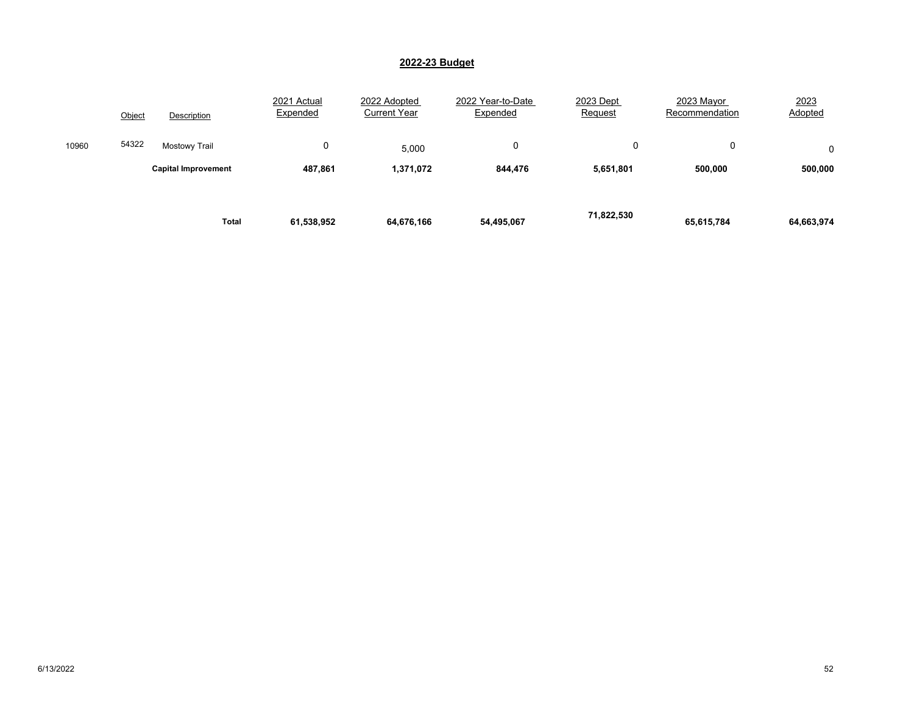## 2022-23 Budget

| | Object | Description | 2021 Actual Expended | 2022 Adopted Current Year | 2022 Year-to-Date Expended | 2023 Dept Request | 2023 Mayor Recommendation | 2023 Adopted |
|---|---|---|---|---|---|---|---|---|
| 10960 | 54322 | Mostowy Trail | 0 | 5,000 | 0 | 0 | 0 | 0 |
| | | **Capital Improvement** | **487,861** | **1,371,072** | **844,476** | **5,651,801** | **500,000** | **500,000** |
| | | **Total** | **61,538,952** | **64,676,166** | **54,495,067** | **71,822,530** | **65,615,784** | **64,663,974** |

6/13/2022